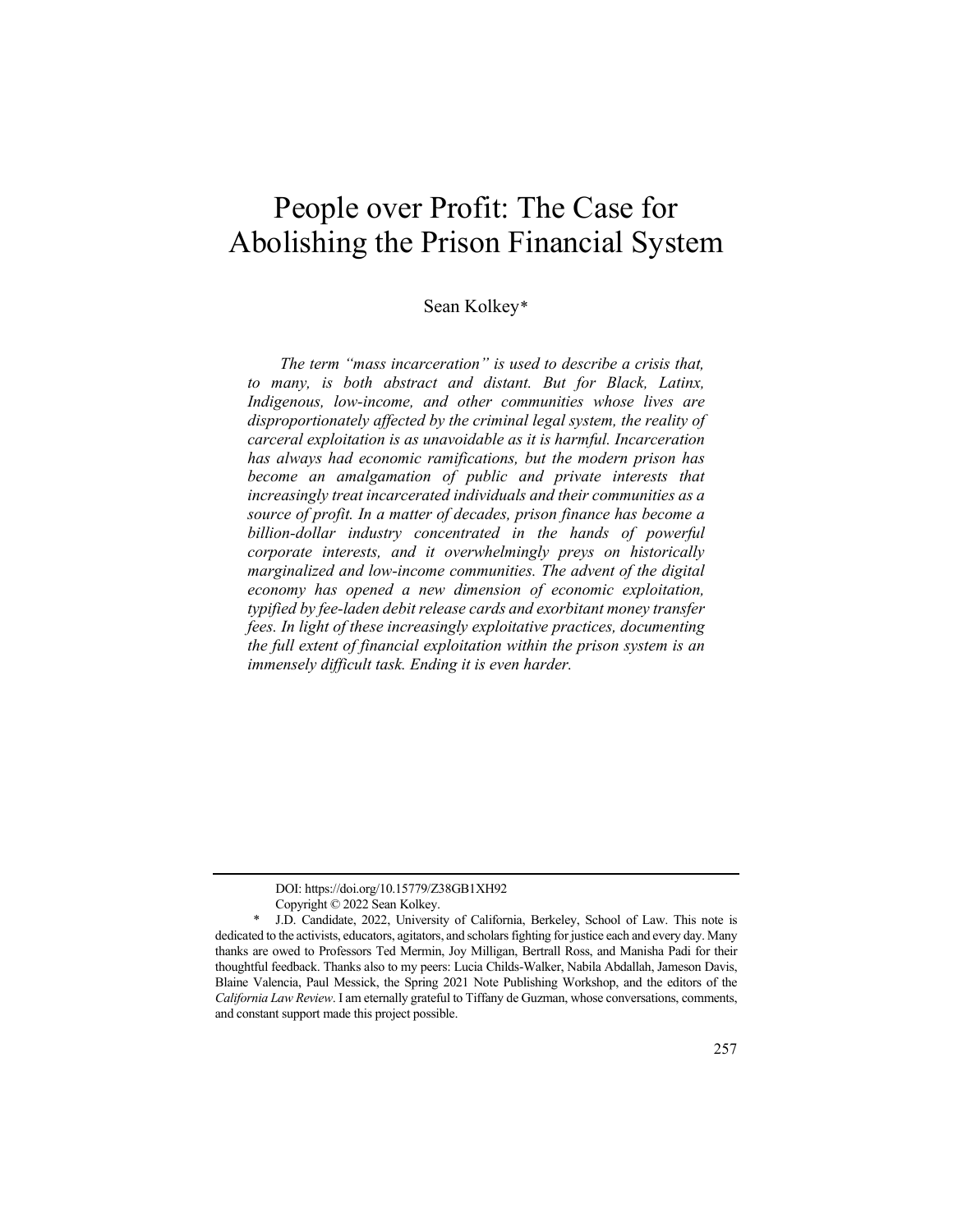# People over Profit: The Case for Abolishing the Prison Financial System

Sean Kolkey*

*The term "mass incarceration" is used to describe a crisis that, to many, is both abstract and distant. But for Black, Latinx, Indigenous, low-income, and other communities whose lives are disproportionately affected by the criminal legal system, the reality of carceral exploitation is as unavoidable as it is harmful. Incarceration has always had economic ramifications, but the modern prison has become an amalgamation of public and private interests that increasingly treat incarcerated individuals and their communities as a source of profit. In a matter of decades, prison finance has become a billion-dollar industry concentrated in the hands of powerful corporate interests, and it overwhelmingly preys on historically marginalized and low-income communities. The advent of the digital economy has opened a new dimension of economic exploitation, typified by fee-laden debit release cards and exorbitant money transfer fees. In light of these increasingly exploitative practices, documenting the full extent of financial exploitation within the prison system is an immensely difficult task. Ending it is even harder.*

---

DOI: https://doi.org/10.15779/Z38GB1XH92

Copyright © 2022 Sean Kolkey.

\* J.D. Candidate, 2022, University of California, Berkeley, School of Law. This note is dedicated to the activists, educators, agitators, and scholars fighting for justice each and every day. Many thanks are owed to Professors Ted Mermin, Joy Milligan, Bertrall Ross, and Manisha Padi for their thoughtful feedback. Thanks also to my peers: Lucia Childs-Walker, Nabila Abdallah, Jameson Davis, Blaine Valencia, Paul Messick, the Spring 2021 Note Publishing Workshop, and the editors of the *California Law Review*. I am eternally grateful to Tiffany de Guzman, whose conversations, comments, and constant support made this project possible.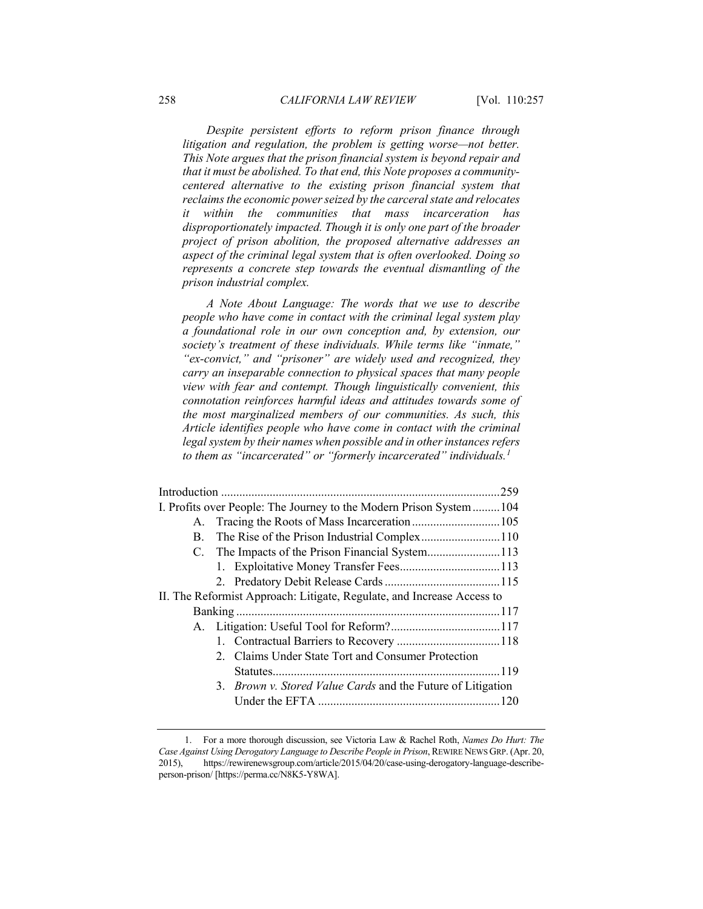*Despite persistent efforts to reform prison finance through litigation and regulation, the problem is getting worse—not better. This Note argues that the prison financial system is beyond repair and that it must be abolished. To that end, this Note proposes a community-centered alternative to the existing prison financial system that reclaims the economic power seized by the carceral state and relocates it within the communities that mass incarceration has disproportionately impacted. Though it is only one part of the broader project of prison abolition, the proposed alternative addresses an aspect of the criminal legal system that is often overlooked. Doing so represents a concrete step towards the eventual dismantling of the prison industrial complex.*

*A Note About Language: The words that we use to describe people who have come in contact with the criminal legal system play a foundational role in our own conception and, by extension, our society's treatment of these individuals. While terms like "inmate," "ex-convict," and "prisoner" are widely used and recognized, they carry an inseparable connection to physical spaces that many people view with fear and contempt. Though linguistically convenient, this connotation reinforces harmful ideas and attitudes towards some of the most marginalized members of our communities. As such, this Article identifies people who have come in contact with the criminal legal system by their names when possible and in other instances refers to them as "incarcerated" or "formerly incarcerated" individuals.*[1]

Introduction .......... 259
I. Profits over People: The Journey to the Modern Prison System .......... 104
- A. Tracing the Roots of Mass Incarceration .......... 105
- B. The Rise of the Prison Industrial Complex .......... 110
- C. The Impacts of the Prison Financial System .......... 113
  - 1. Exploitative Money Transfer Fees .......... 113
  - 2. Predatory Debit Release Cards .......... 115

II. The Reformist Approach: Litigate, Regulate, and Increase Access to Banking .......... 117
- A. Litigation: Useful Tool for Reform? .......... 117
  - 1. Contractual Barriers to Recovery .......... 118
  - 2. Claims Under State Tort and Consumer Protection Statutes .......... 119
  - 3. *Brown v. Stored Value Cards* and the Future of Litigation Under the EFTA .......... 120

1. For a more thorough discussion, see Victoria Law & Rachel Roth, *Names Do Hurt: The Case Against Using Derogatory Language to Describe People in Prison*, REWIRE NEWS GRP. (Apr. 20, 2015), https://rewirenewsgroup.com/article/2015/04/20/case-using-derogatory-language-describe-person-prison/ [https://perma.cc/N8K5-Y8WA].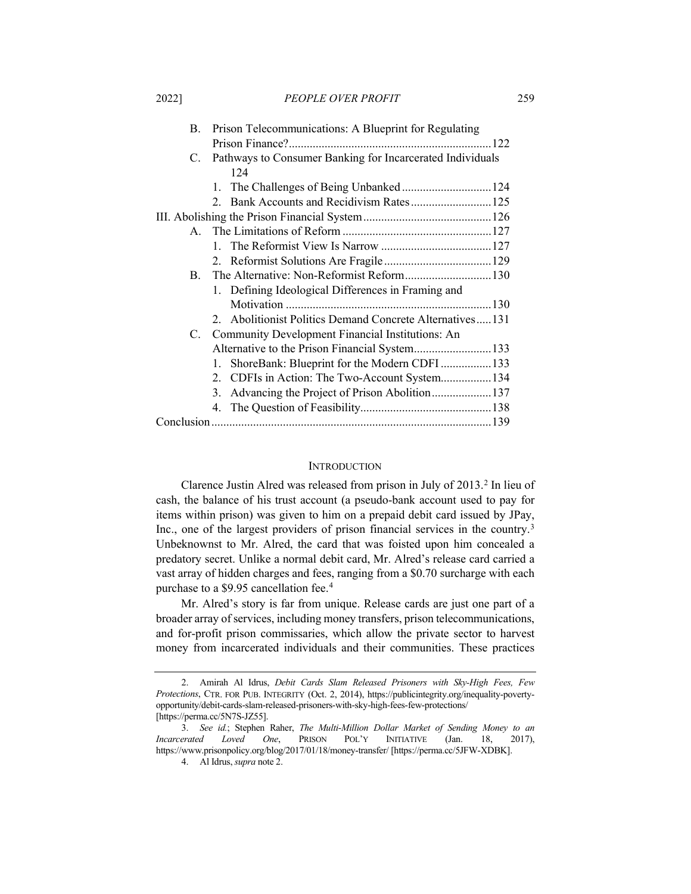B. Prison Telecommunications: A Blueprint for Regulating Prison Finance? .......... 122

C. Pathways to Consumer Banking for Incarcerated Individuals .......... 124

1. The Challenges of Being Unbanked .......... 124
2. Bank Accounts and Recidivism Rates .......... 125

III. Abolishing the Prison Financial System .......... 126

A. The Limitations of Reform .......... 127

1. The Reformist View Is Narrow .......... 127
2. Reformist Solutions Are Fragile .......... 129

B. The Alternative: Non-Reformist Reform .......... 130

1. Defining Ideological Differences in Framing and Motivation .......... 130
2. Abolitionist Politics Demand Concrete Alternatives .......... 131

C. Community Development Financial Institutions: An Alternative to the Prison Financial System .......... 133

1. ShoreBank: Blueprint for the Modern CDFI .......... 133
2. CDFIs in Action: The Two-Account System .......... 134
3. Advancing the Project of Prison Abolition .......... 137
4. The Question of Feasibility .......... 138

Conclusion .......... 139

## INTRODUCTION

Clarence Justin Alred was released from prison in July of 2013.[2] In lieu of cash, the balance of his trust account (a pseudo-bank account used to pay for items within prison) was given to him on a prepaid debit card issued by JPay, Inc., one of the largest providers of prison financial services in the country.[3] Unbeknownst to Mr. Alred, the card that was foisted upon him concealed a predatory secret. Unlike a normal debit card, Mr. Alred's release card carried a vast array of hidden charges and fees, ranging from a $0.70 surcharge with each purchase to a $9.95 cancellation fee.[4]

Mr. Alred's story is far from unique. Release cards are just one part of a broader array of services, including money transfers, prison telecommunications, and for-profit prison commissaries, which allow the private sector to harvest money from incarcerated individuals and their communities. These practices

---

2. Amirah Al Idrus, *Debit Cards Slam Released Prisoners with Sky-High Fees, Few Protections*, CTR. FOR PUB. INTEGRITY (Oct. 2, 2014), https://publicintegrity.org/inequality-poverty-opportunity/debit-cards-slam-released-prisoners-with-sky-high-fees-few-protections/ [https://perma.cc/5N7S-JZ55].

3. *See id.*; Stephen Raher, *The Multi-Million Dollar Market of Sending Money to an Incarcerated Loved One*, PRISON POL'Y INITIATIVE (Jan. 18, 2017), https://www.prisonpolicy.org/blog/2017/01/18/money-transfer/ [https://perma.cc/5JFW-XDBK].

4. Al Idrus, *supra* note 2.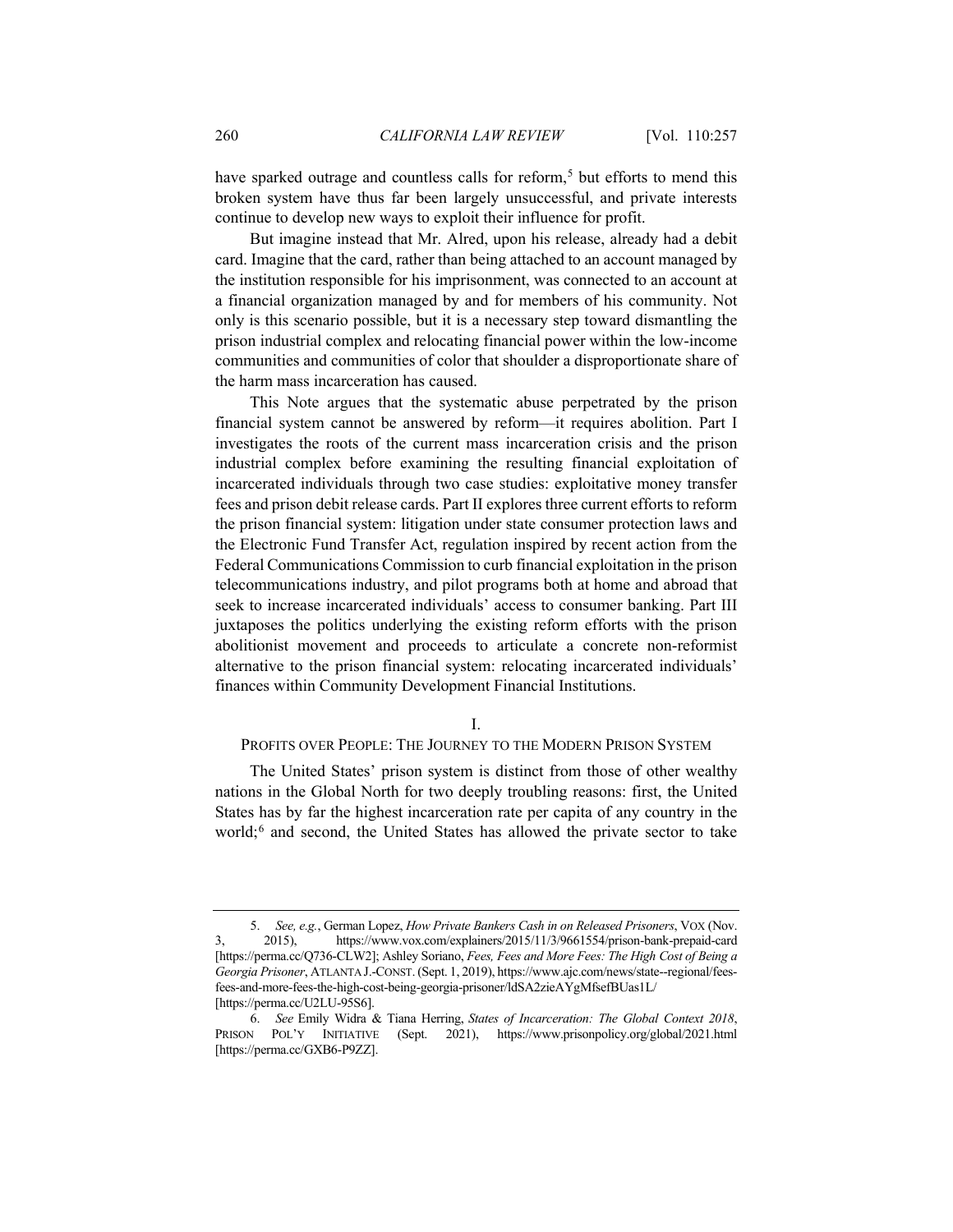have sparked outrage and countless calls for reform,[5] but efforts to mend this broken system have thus far been largely unsuccessful, and private interests continue to develop new ways to exploit their influence for profit.

But imagine instead that Mr. Alred, upon his release, already had a debit card. Imagine that the card, rather than being attached to an account managed by the institution responsible for his imprisonment, was connected to an account at a financial organization managed by and for members of his community. Not only is this scenario possible, but it is a necessary step toward dismantling the prison industrial complex and relocating financial power within the low-income communities and communities of color that shoulder a disproportionate share of the harm mass incarceration has caused.

This Note argues that the systematic abuse perpetrated by the prison financial system cannot be answered by reform—it requires abolition. Part I investigates the roots of the current mass incarceration crisis and the prison industrial complex before examining the resulting financial exploitation of incarcerated individuals through two case studies: exploitative money transfer fees and prison debit release cards. Part II explores three current efforts to reform the prison financial system: litigation under state consumer protection laws and the Electronic Fund Transfer Act, regulation inspired by recent action from the Federal Communications Commission to curb financial exploitation in the prison telecommunications industry, and pilot programs both at home and abroad that seek to increase incarcerated individuals' access to consumer banking. Part III juxtaposes the politics underlying the existing reform efforts with the prison abolitionist movement and proceeds to articulate a concrete non-reformist alternative to the prison financial system: relocating incarcerated individuals' finances within Community Development Financial Institutions.

## I.
## PROFITS OVER PEOPLE: THE JOURNEY TO THE MODERN PRISON SYSTEM

The United States' prison system is distinct from those of other wealthy nations in the Global North for two deeply troubling reasons: first, the United States has by far the highest incarceration rate per capita of any country in the world;[6] and second, the United States has allowed the private sector to take

---

5. *See, e.g.*, German Lopez, *How Private Bankers Cash in on Released Prisoners*, VOX (Nov. 3, 2015), https://www.vox.com/explainers/2015/11/3/9661554/prison-bank-prepaid-card [https://perma.cc/Q736-CLW2]; Ashley Soriano, *Fees, Fees and More Fees: The High Cost of Being a Georgia Prisoner*, ATLANTA J.-CONST. (Sept. 1, 2019), https://www.ajc.com/news/state--regional/fees-fees-and-more-fees-the-high-cost-being-georgia-prisoner/ldSA2zieAYgMfsefBUas1L/ [https://perma.cc/U2LU-95S6].

6. *See* Emily Widra & Tiana Herring, *States of Incarceration: The Global Context 2018*, PRISON POL'Y INITIATIVE (Sept. 2021), https://www.prisonpolicy.org/global/2021.html [https://perma.cc/GXB6-P9ZZ].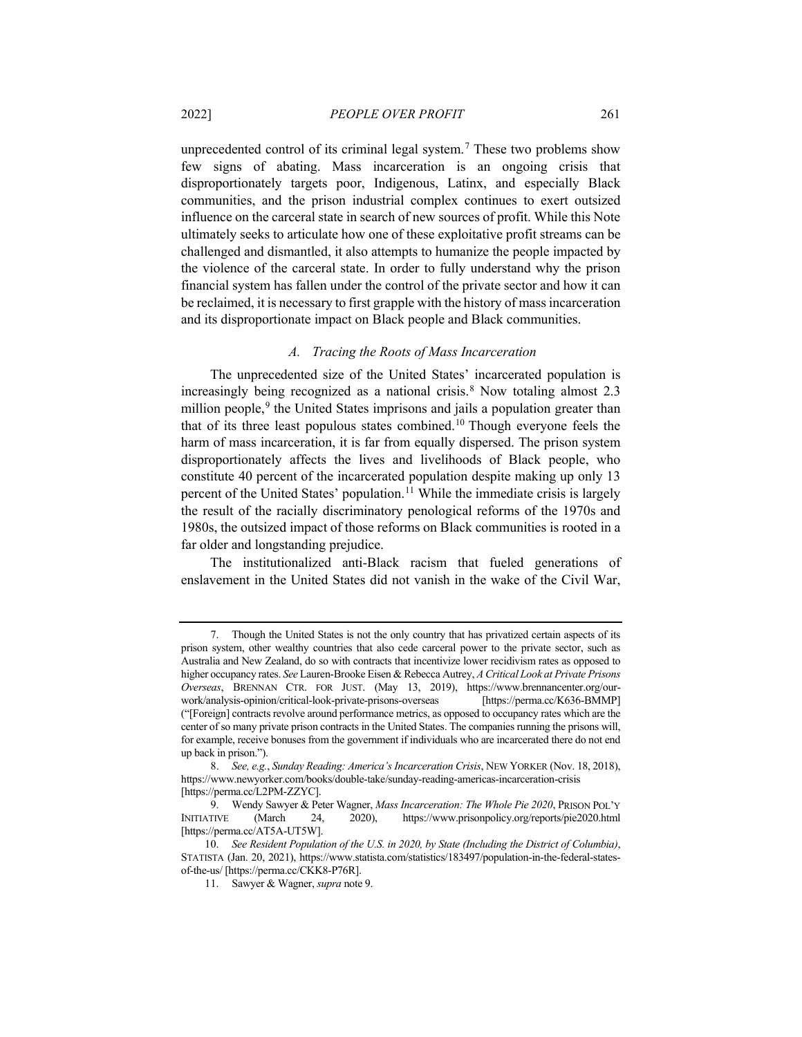unprecedented control of its criminal legal system.[7] These two problems show few signs of abating. Mass incarceration is an ongoing crisis that disproportionately targets poor, Indigenous, Latinx, and especially Black communities, and the prison industrial complex continues to exert outsized influence on the carceral state in search of new sources of profit. While this Note ultimately seeks to articulate how one of these exploitative profit streams can be challenged and dismantled, it also attempts to humanize the people impacted by the violence of the carceral state. In order to fully understand why the prison financial system has fallen under the control of the private sector and how it can be reclaimed, it is necessary to first grapple with the history of mass incarceration and its disproportionate impact on Black people and Black communities.

### *A. Tracing the Roots of Mass Incarceration*

The unprecedented size of the United States' incarcerated population is increasingly being recognized as a national crisis.[8] Now totaling almost 2.3 million people,[9] the United States imprisons and jails a population greater than that of its three least populous states combined.[10] Though everyone feels the harm of mass incarceration, it is far from equally dispersed. The prison system disproportionately affects the lives and livelihoods of Black people, who constitute 40 percent of the incarcerated population despite making up only 13 percent of the United States' population.[11] While the immediate crisis is largely the result of the racially discriminatory penological reforms of the 1970s and 1980s, the outsized impact of those reforms on Black communities is rooted in a far older and longstanding prejudice.

The institutionalized anti-Black racism that fueled generations of enslavement in the United States did not vanish in the wake of the Civil War,

---

7. Though the United States is not the only country that has privatized certain aspects of its prison system, other wealthy countries that also cede carceral power to the private sector, such as Australia and New Zealand, do so with contracts that incentivize lower recidivism rates as opposed to higher occupancy rates. *See* Lauren-Brooke Eisen & Rebecca Autrey, *A Critical Look at Private Prisons Overseas*, BRENNAN CTR. FOR JUST. (May 13, 2019), https://www.brennancenter.org/our-work/analysis-opinion/critical-look-private-prisons-overseas [https://perma.cc/K636-BMMP] ("[Foreign] contracts revolve around performance metrics, as opposed to occupancy rates which are the center of so many private prison contracts in the United States. The companies running the prisons will, for example, receive bonuses from the government if individuals who are incarcerated there do not end up back in prison.").

8. *See, e.g.*, *Sunday Reading: America's Incarceration Crisis*, NEW YORKER (Nov. 18, 2018), https://www.newyorker.com/books/double-take/sunday-reading-americas-incarceration-crisis [https://perma.cc/L2PM-ZZYC].

9. Wendy Sawyer & Peter Wagner, *Mass Incarceration: The Whole Pie 2020*, PRISON POL'Y INITIATIVE (March 24, 2020), https://www.prisonpolicy.org/reports/pie2020.html [https://perma.cc/AT5A-UT5W].

10. *See Resident Population of the U.S. in 2020, by State (Including the District of Columbia)*, STATISTA (Jan. 20, 2021), https://www.statista.com/statistics/183497/population-in-the-federal-states-of-the-us/ [https://perma.cc/CKK8-P76R].

11. Sawyer & Wagner, *supra* note 9.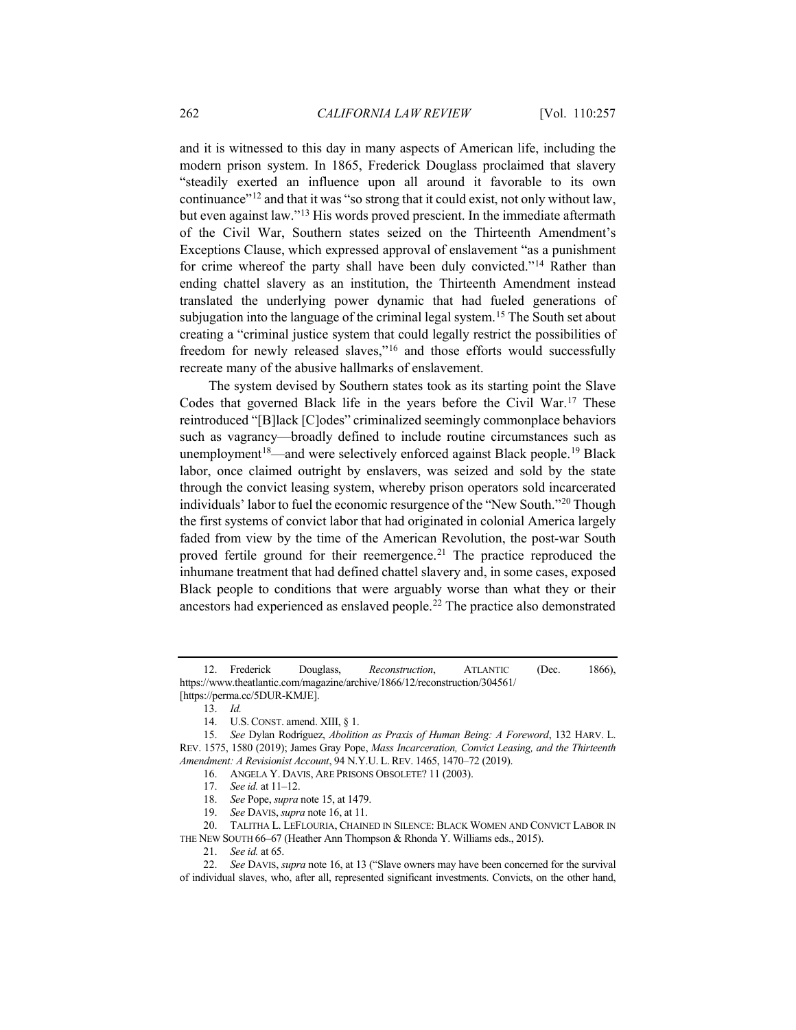and it is witnessed to this day in many aspects of American life, including the modern prison system. In 1865, Frederick Douglass proclaimed that slavery "steadily exerted an influence upon all around it favorable to its own continuance"[12] and that it was "so strong that it could exist, not only without law, but even against law."[13] His words proved prescient. In the immediate aftermath of the Civil War, Southern states seized on the Thirteenth Amendment's Exceptions Clause, which expressed approval of enslavement "as a punishment for crime whereof the party shall have been duly convicted."[14] Rather than ending chattel slavery as an institution, the Thirteenth Amendment instead translated the underlying power dynamic that had fueled generations of subjugation into the language of the criminal legal system.[15] The South set about creating a "criminal justice system that could legally restrict the possibilities of freedom for newly released slaves,"[16] and those efforts would successfully recreate many of the abusive hallmarks of enslavement.

The system devised by Southern states took as its starting point the Slave Codes that governed Black life in the years before the Civil War.[17] These reintroduced "[B]lack [C]odes" criminalized seemingly commonplace behaviors such as vagrancy—broadly defined to include routine circumstances such as unemployment[18]—and were selectively enforced against Black people.[19] Black labor, once claimed outright by enslavers, was seized and sold by the state through the convict leasing system, whereby prison operators sold incarcerated individuals' labor to fuel the economic resurgence of the "New South."[20] Though the first systems of convict labor that had originated in colonial America largely faded from view by the time of the American Revolution, the post-war South proved fertile ground for their reemergence.[21] The practice reproduced the inhumane treatment that had defined chattel slavery and, in some cases, exposed Black people to conditions that were arguably worse than what they or their ancestors had experienced as enslaved people.[22] The practice also demonstrated

---

12. Frederick Douglass, *Reconstruction*, ATLANTIC (Dec. 1866), https://www.theatlantic.com/magazine/archive/1866/12/reconstruction/304561/ [https://perma.cc/5DUR-KMJE].

13. *Id.*

14. U.S. CONST. amend. XIII, § 1.

15. *See* Dylan Rodríguez, *Abolition as Praxis of Human Being: A Foreword*, 132 HARV. L. REV. 1575, 1580 (2019); James Gray Pope, *Mass Incarceration, Convict Leasing, and the Thirteenth Amendment: A Revisionist Account*, 94 N.Y.U. L. REV. 1465, 1470–72 (2019).

16. ANGELA Y. DAVIS, ARE PRISONS OBSOLETE? 11 (2003).

17. *See id.* at 11–12.

18. *See* Pope, *supra* note 15, at 1479.

19. *See* DAVIS, *supra* note 16, at 11.

20. TALITHA L. LEFLOURIA, CHAINED IN SILENCE: BLACK WOMEN AND CONVICT LABOR IN THE NEW SOUTH 66–67 (Heather Ann Thompson & Rhonda Y. Williams eds., 2015).

21. *See id.* at 65.

22. *See* DAVIS, *supra* note 16, at 13 ("Slave owners may have been concerned for the survival of individual slaves, who, after all, represented significant investments. Convicts, on the other hand,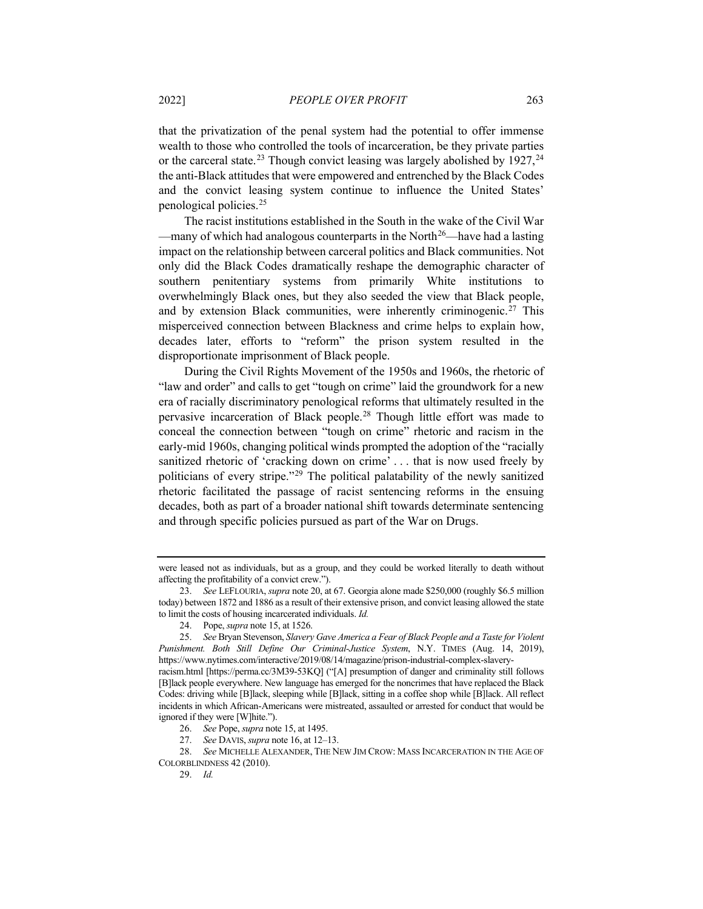that the privatization of the penal system had the potential to offer immense wealth to those who controlled the tools of incarceration, be they private parties or the carceral state.[23] Though convict leasing was largely abolished by 1927,[24] the anti-Black attitudes that were empowered and entrenched by the Black Codes and the convict leasing system continue to influence the United States' penological policies.[25]

The racist institutions established in the South in the wake of the Civil War —many of which had analogous counterparts in the North[26]—have had a lasting impact on the relationship between carceral politics and Black communities. Not only did the Black Codes dramatically reshape the demographic character of southern penitentiary systems from primarily White institutions to overwhelmingly Black ones, but they also seeded the view that Black people, and by extension Black communities, were inherently criminogenic.[27] This misperceived connection between Blackness and crime helps to explain how, decades later, efforts to "reform" the prison system resulted in the disproportionate imprisonment of Black people.

During the Civil Rights Movement of the 1950s and 1960s, the rhetoric of "law and order" and calls to get "tough on crime" laid the groundwork for a new era of racially discriminatory penological reforms that ultimately resulted in the pervasive incarceration of Black people.[28] Though little effort was made to conceal the connection between "tough on crime" rhetoric and racism in the early-mid 1960s, changing political winds prompted the adoption of the "racially sanitized rhetoric of 'cracking down on crime' . . . that is now used freely by politicians of every stripe."[29] The political palatability of the newly sanitized rhetoric facilitated the passage of racist sentencing reforms in the ensuing decades, both as part of a broader national shift towards determinate sentencing and through specific policies pursued as part of the War on Drugs.

---

were leased not as individuals, but as a group, and they could be worked literally to death without affecting the profitability of a convict crew.").

23. *See* LEFLOURIA, *supra* note 20, at 67. Georgia alone made $250,000 (roughly $6.5 million today) between 1872 and 1886 as a result of their extensive prison, and convict leasing allowed the state to limit the costs of housing incarcerated individuals. *Id.*

24. Pope, *supra* note 15, at 1526.

25. *See* Bryan Stevenson, *Slavery Gave America a Fear of Black People and a Taste for Violent Punishment. Both Still Define Our Criminal-Justice System*, N.Y. TIMES (Aug. 14, 2019), https://www.nytimes.com/interactive/2019/08/14/magazine/prison-industrial-complex-slavery-racism.html [https://perma.cc/3M39-53KQ] ("[A] presumption of danger and criminality still follows [B]lack people everywhere. New language has emerged for the noncrimes that have replaced the Black Codes: driving while [B]lack, sleeping while [B]lack, sitting in a coffee shop while [B]lack. All reflect incidents in which African-Americans were mistreated, assaulted or arrested for conduct that would be ignored if they were [W]hite.").

26. *See* Pope, *supra* note 15, at 1495.

27. *See* DAVIS, *supra* note 16, at 12–13.

28. *See* MICHELLE ALEXANDER, THE NEW JIM CROW: MASS INCARCERATION IN THE AGE OF COLORBLINDNESS 42 (2010).

29. *Id.*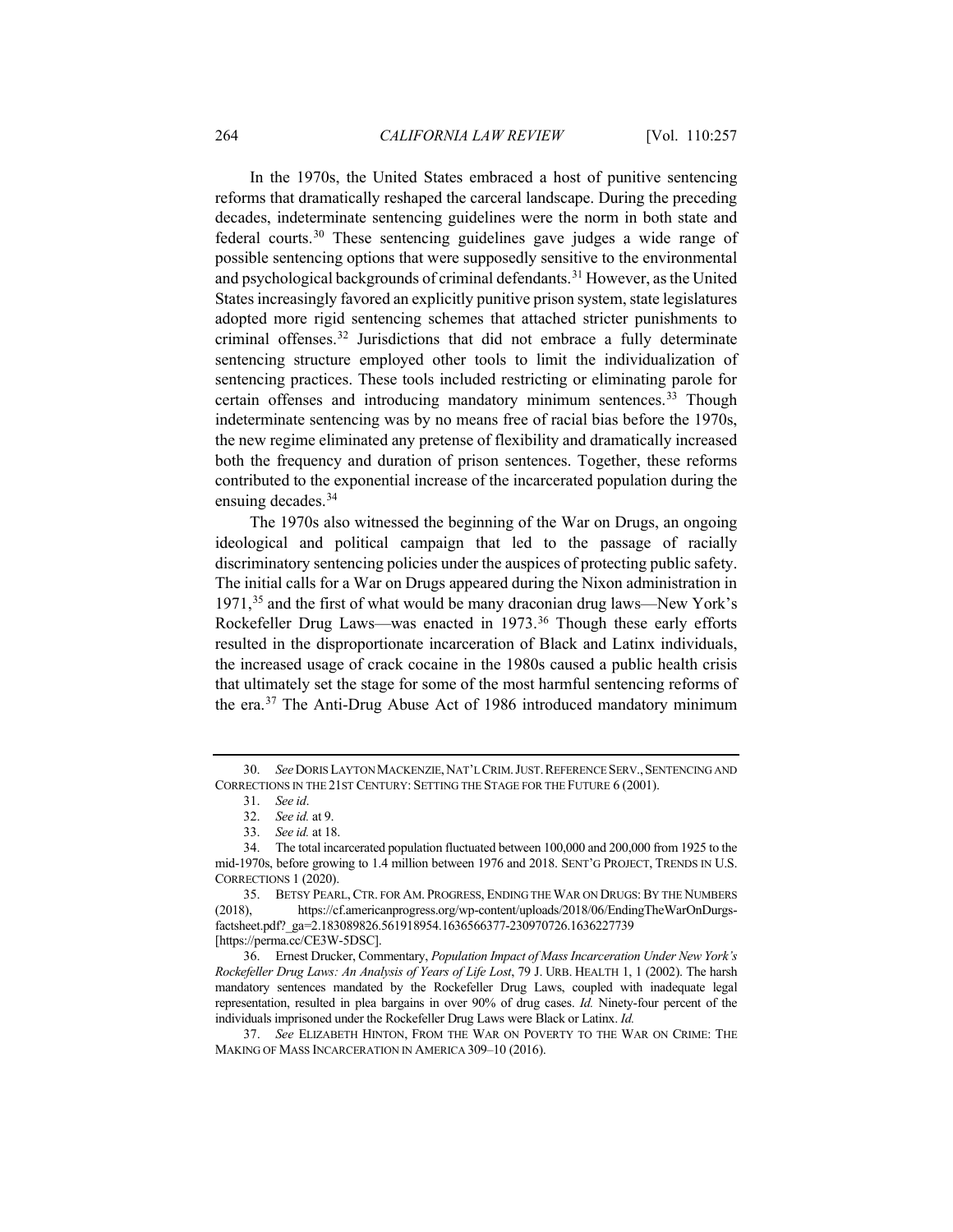In the 1970s, the United States embraced a host of punitive sentencing reforms that dramatically reshaped the carceral landscape. During the preceding decades, indeterminate sentencing guidelines were the norm in both state and federal courts.[30] These sentencing guidelines gave judges a wide range of possible sentencing options that were supposedly sensitive to the environmental and psychological backgrounds of criminal defendants.[31] However, as the United States increasingly favored an explicitly punitive prison system, state legislatures adopted more rigid sentencing schemes that attached stricter punishments to criminal offenses.[32] Jurisdictions that did not embrace a fully determinate sentencing structure employed other tools to limit the individualization of sentencing practices. These tools included restricting or eliminating parole for certain offenses and introducing mandatory minimum sentences.[33] Though indeterminate sentencing was by no means free of racial bias before the 1970s, the new regime eliminated any pretense of flexibility and dramatically increased both the frequency and duration of prison sentences. Together, these reforms contributed to the exponential increase of the incarcerated population during the ensuing decades.[34]

The 1970s also witnessed the beginning of the War on Drugs, an ongoing ideological and political campaign that led to the passage of racially discriminatory sentencing policies under the auspices of protecting public safety. The initial calls for a War on Drugs appeared during the Nixon administration in 1971,[35] and the first of what would be many draconian drug laws—New York's Rockefeller Drug Laws—was enacted in 1973.[36] Though these early efforts resulted in the disproportionate incarceration of Black and Latinx individuals, the increased usage of crack cocaine in the 1980s caused a public health crisis that ultimately set the stage for some of the most harmful sentencing reforms of the era.[37] The Anti-Drug Abuse Act of 1986 introduced mandatory minimum

---

30. *See* DORIS LAYTON MACKENZIE, NAT'L CRIM. JUST. REFERENCE SERV., SENTENCING AND CORRECTIONS IN THE 21ST CENTURY: SETTING THE STAGE FOR THE FUTURE 6 (2001).

31. *See id*.

32. *See id.* at 9.

33. *See id.* at 18.

34. The total incarcerated population fluctuated between 100,000 and 200,000 from 1925 to the mid-1970s, before growing to 1.4 million between 1976 and 2018. SENT'G PROJECT, TRENDS IN U.S. CORRECTIONS 1 (2020).

35. BETSY PEARL, CTR. FOR AM. PROGRESS, ENDING THE WAR ON DRUGS: BY THE NUMBERS (2018), https://cf.americanprogress.org/wp-content/uploads/2018/06/EndingTheWarOnDurgs-factsheet.pdf?_ga=2.183089826.561918954.1636566377-230970726.1636227739 [https://perma.cc/CE3W-5DSC].

36. Ernest Drucker, Commentary, *Population Impact of Mass Incarceration Under New York's Rockefeller Drug Laws: An Analysis of Years of Life Lost*, 79 J. URB. HEALTH 1, 1 (2002). The harsh mandatory sentences mandated by the Rockefeller Drug Laws, coupled with inadequate legal representation, resulted in plea bargains in over 90% of drug cases. *Id.* Ninety-four percent of the individuals imprisoned under the Rockefeller Drug Laws were Black or Latinx. *Id.*

37. *See* ELIZABETH HINTON, FROM THE WAR ON POVERTY TO THE WAR ON CRIME: THE MAKING OF MASS INCARCERATION IN AMERICA 309–10 (2016).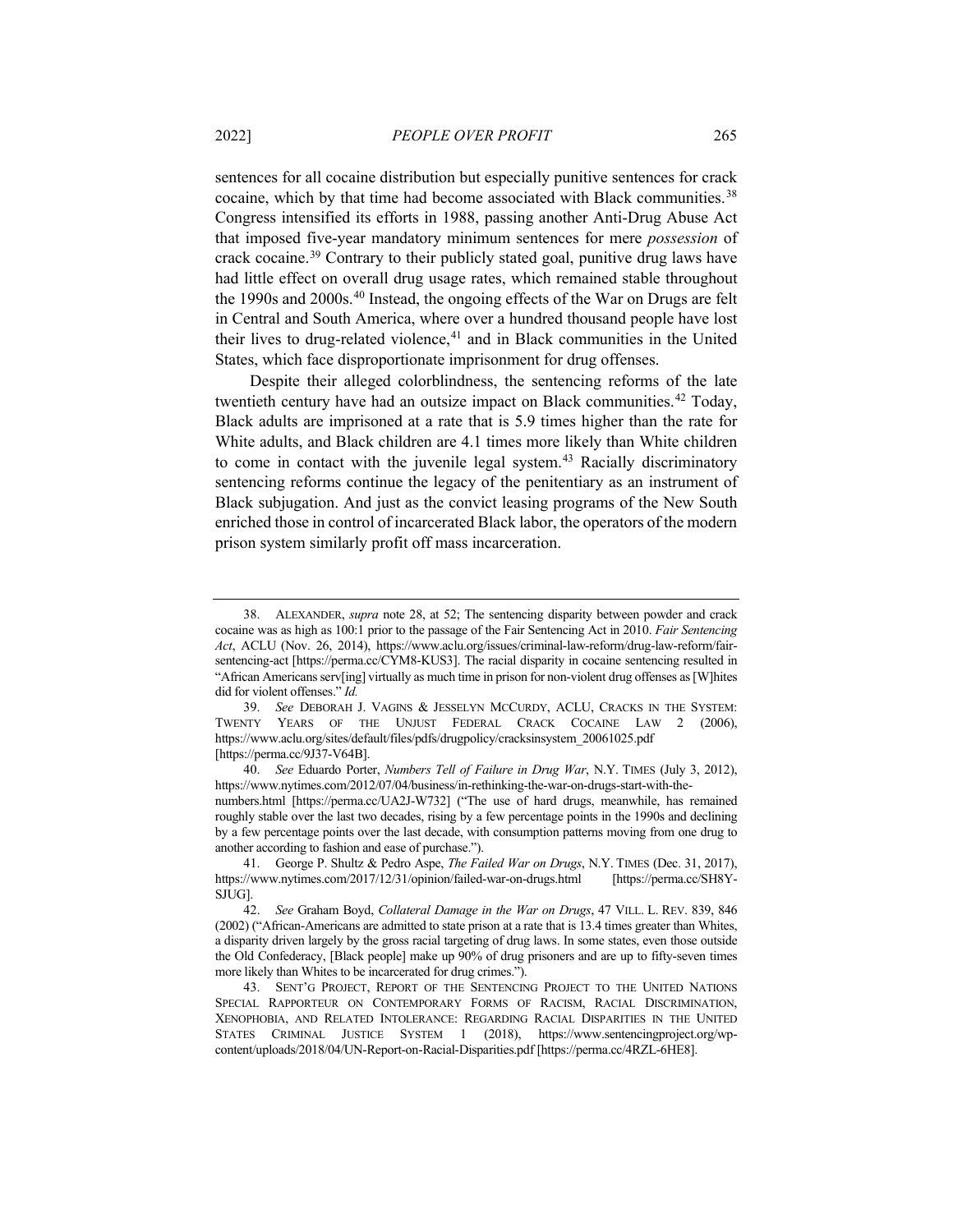sentences for all cocaine distribution but especially punitive sentences for crack cocaine, which by that time had become associated with Black communities.[38] Congress intensified its efforts in 1988, passing another Anti-Drug Abuse Act that imposed five-year mandatory minimum sentences for mere *possession* of crack cocaine.[39] Contrary to their publicly stated goal, punitive drug laws have had little effect on overall drug usage rates, which remained stable throughout the 1990s and 2000s.[40] Instead, the ongoing effects of the War on Drugs are felt in Central and South America, where over a hundred thousand people have lost their lives to drug-related violence,[41] and in Black communities in the United States, which face disproportionate imprisonment for drug offenses.

Despite their alleged colorblindness, the sentencing reforms of the late twentieth century have had an outsize impact on Black communities.[42] Today, Black adults are imprisoned at a rate that is 5.9 times higher than the rate for White adults, and Black children are 4.1 times more likely than White children to come in contact with the juvenile legal system.[43] Racially discriminatory sentencing reforms continue the legacy of the penitentiary as an instrument of Black subjugation. And just as the convict leasing programs of the New South enriched those in control of incarcerated Black labor, the operators of the modern prison system similarly profit off mass incarceration.

---

38. ALEXANDER, *supra* note 28, at 52; The sentencing disparity between powder and crack cocaine was as high as 100:1 prior to the passage of the Fair Sentencing Act in 2010. *Fair Sentencing Act*, ACLU (Nov. 26, 2014), https://www.aclu.org/issues/criminal-law-reform/drug-law-reform/fair-sentencing-act [https://perma.cc/CYM8-KUS3]. The racial disparity in cocaine sentencing resulted in "African Americans serv[ing] virtually as much time in prison for non-violent drug offenses as [W]hites did for violent offenses." *Id.*

39. *See* DEBORAH J. VAGINS & JESSELYN MCCURDY, ACLU, CRACKS IN THE SYSTEM: TWENTY YEARS OF THE UNJUST FEDERAL CRACK COCAINE LAW 2 (2006), https://www.aclu.org/sites/default/files/pdfs/drugpolicy/cracksinsystem_20061025.pdf [https://perma.cc/9J37-V64B].

40. *See* Eduardo Porter, *Numbers Tell of Failure in Drug War*, N.Y. TIMES (July 3, 2012), https://www.nytimes.com/2012/07/04/business/in-rethinking-the-war-on-drugs-start-with-the-numbers.html [https://perma.cc/UA2J-W732] ("The use of hard drugs, meanwhile, has remained roughly stable over the last two decades, rising by a few percentage points in the 1990s and declining by a few percentage points over the last decade, with consumption patterns moving from one drug to another according to fashion and ease of purchase.").

41. George P. Shultz & Pedro Aspe, *The Failed War on Drugs*, N.Y. TIMES (Dec. 31, 2017), https://www.nytimes.com/2017/12/31/opinion/failed-war-on-drugs.html [https://perma.cc/SH8Y-SJUG].

42. *See* Graham Boyd, *Collateral Damage in the War on Drugs*, 47 VILL. L. REV. 839, 846 (2002) ("African-Americans are admitted to state prison at a rate that is 13.4 times greater than Whites, a disparity driven largely by the gross racial targeting of drug laws. In some states, even those outside the Old Confederacy, [Black people] make up 90% of drug prisoners and are up to fifty-seven times more likely than Whites to be incarcerated for drug crimes.").

43. SENT'G PROJECT, REPORT OF THE SENTENCING PROJECT TO THE UNITED NATIONS SPECIAL RAPPORTEUR ON CONTEMPORARY FORMS OF RACISM, RACIAL DISCRIMINATION, XENOPHOBIA, AND RELATED INTOLERANCE: REGARDING RACIAL DISPARITIES IN THE UNITED STATES CRIMINAL JUSTICE SYSTEM 1 (2018), https://www.sentencingproject.org/wp-content/uploads/2018/04/UN-Report-on-Racial-Disparities.pdf [https://perma.cc/4RZL-6HE8].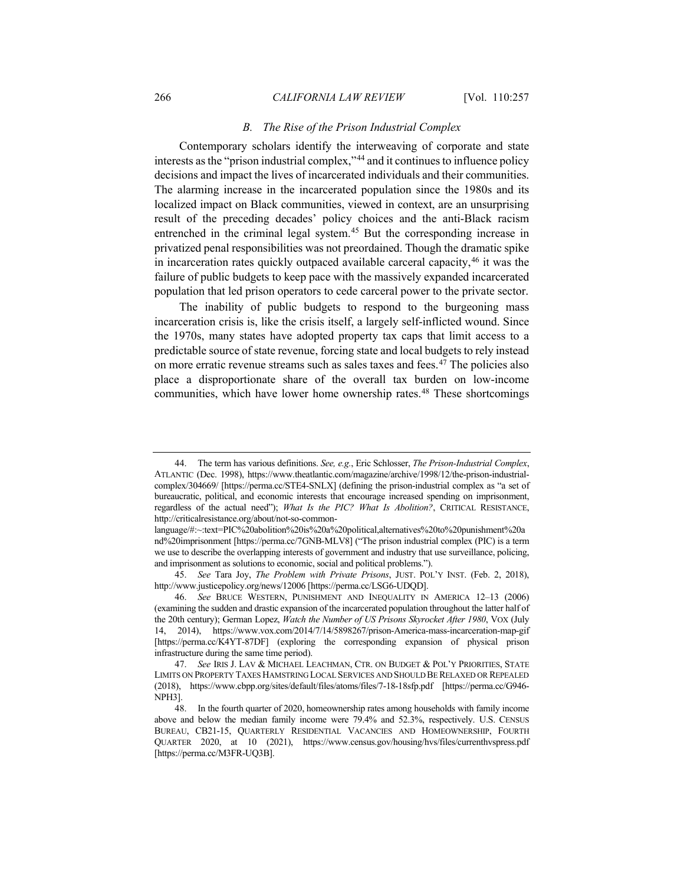### *B. The Rise of the Prison Industrial Complex*

Contemporary scholars identify the interweaving of corporate and state interests as the "prison industrial complex,"[44] and it continues to influence policy decisions and impact the lives of incarcerated individuals and their communities. The alarming increase in the incarcerated population since the 1980s and its localized impact on Black communities, viewed in context, are an unsurprising result of the preceding decades' policy choices and the anti-Black racism entrenched in the criminal legal system.[45] But the corresponding increase in privatized penal responsibilities was not preordained. Though the dramatic spike in incarceration rates quickly outpaced available carceral capacity,[46] it was the failure of public budgets to keep pace with the massively expanded incarcerated population that led prison operators to cede carceral power to the private sector.

The inability of public budgets to respond to the burgeoning mass incarceration crisis is, like the crisis itself, a largely self-inflicted wound. Since the 1970s, many states have adopted property tax caps that limit access to a predictable source of state revenue, forcing state and local budgets to rely instead on more erratic revenue streams such as sales taxes and fees.[47] The policies also place a disproportionate share of the overall tax burden on low-income communities, which have lower home ownership rates.[48] These shortcomings

---

44. The term has various definitions. *See, e.g.*, Eric Schlosser, *The Prison-Industrial Complex*, ATLANTIC (Dec. 1998), https://www.theatlantic.com/magazine/archive/1998/12/the-prison-industrial-complex/304669/ [https://perma.cc/STE4-SNLX] (defining the prison-industrial complex as "a set of bureaucratic, political, and economic interests that encourage increased spending on imprisonment, regardless of the actual need"); *What Is the PIC? What Is Abolition?*, CRITICAL RESISTANCE, http://criticalresistance.org/about/not-so-common-language/#:~:text=PIC%20abolition%20is%20a%20political,alternatives%20to%20punishment%20and%20imprisonment [https://perma.cc/7GNB-MLV8] ("The prison industrial complex (PIC) is a term we use to describe the overlapping interests of government and industry that use surveillance, policing, and imprisonment as solutions to economic, social and political problems.").

45. *See* Tara Joy, *The Problem with Private Prisons*, JUST. POL'Y INST. (Feb. 2, 2018), http://www.justicepolicy.org/news/12006 [https://perma.cc/LSG6-UDQD].

46. *See* BRUCE WESTERN, PUNISHMENT AND INEQUALITY IN AMERICA 12–13 (2006) (examining the sudden and drastic expansion of the incarcerated population throughout the latter half of the 20th century); German Lopez, *Watch the Number of US Prisons Skyrocket After 1980*, VOX (July 14, 2014), https://www.vox.com/2014/7/14/5898267/prison-America-mass-incarceration-map-gif [https://perma.cc/K4YT-87DF] (exploring the corresponding expansion of physical prison infrastructure during the same time period).

47. *See* IRIS J. LAV & MICHAEL LEACHMAN, CTR. ON BUDGET & POL'Y PRIORITIES, STATE LIMITS ON PROPERTY TAXES HAMSTRING LOCAL SERVICES AND SHOULD BE RELAXED OR REPEALED (2018), https://www.cbpp.org/sites/default/files/atoms/files/7-18-18sfp.pdf [https://perma.cc/G946-NPH3].

48. In the fourth quarter of 2020, homeownership rates among households with family income above and below the median family income were 79.4% and 52.3%, respectively. U.S. CENSUS BUREAU, CB21-15, QUARTERLY RESIDENTIAL VACANCIES AND HOMEOWNERSHIP, FOURTH QUARTER 2020, at 10 (2021), https://www.census.gov/housing/hvs/files/currenthvspress.pdf [https://perma.cc/M3FR-UQ3B].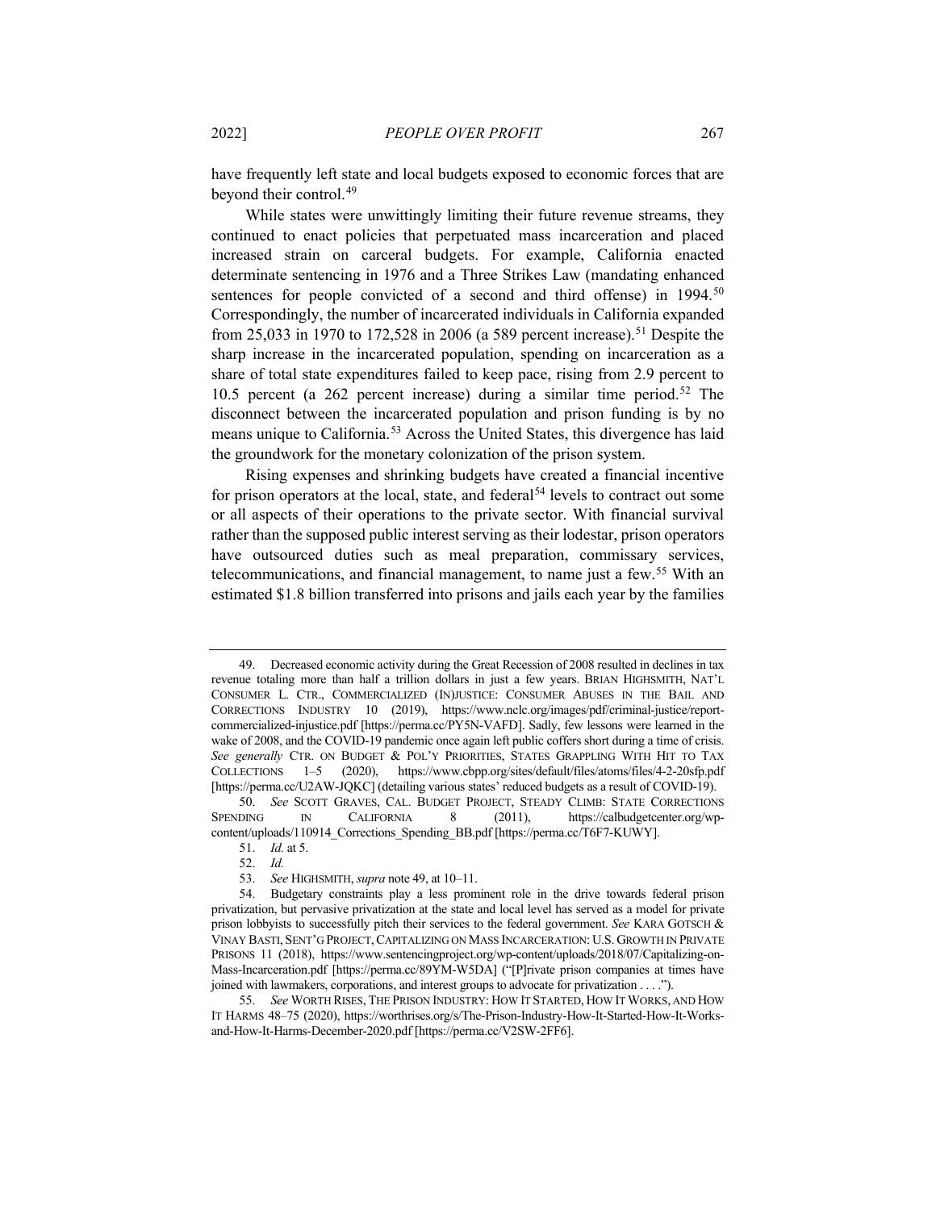have frequently left state and local budgets exposed to economic forces that are beyond their control.[49]

While states were unwittingly limiting their future revenue streams, they continued to enact policies that perpetuated mass incarceration and placed increased strain on carceral budgets. For example, California enacted determinate sentencing in 1976 and a Three Strikes Law (mandating enhanced sentences for people convicted of a second and third offense) in 1994.[50] Correspondingly, the number of incarcerated individuals in California expanded from 25,033 in 1970 to 172,528 in 2006 (a 589 percent increase).[51] Despite the sharp increase in the incarcerated population, spending on incarceration as a share of total state expenditures failed to keep pace, rising from 2.9 percent to 10.5 percent (a 262 percent increase) during a similar time period.[52] The disconnect between the incarcerated population and prison funding is by no means unique to California.[53] Across the United States, this divergence has laid the groundwork for the monetary colonization of the prison system.

Rising expenses and shrinking budgets have created a financial incentive for prison operators at the local, state, and federal[54] levels to contract out some or all aspects of their operations to the private sector. With financial survival rather than the supposed public interest serving as their lodestar, prison operators have outsourced duties such as meal preparation, commissary services, telecommunications, and financial management, to name just a few.[55] With an estimated $1.8 billion transferred into prisons and jails each year by the families

---

49. Decreased economic activity during the Great Recession of 2008 resulted in declines in tax revenue totaling more than half a trillion dollars in just a few years. BRIAN HIGHSMITH, NAT'L CONSUMER L. CTR., COMMERCIALIZED (IN)JUSTICE: CONSUMER ABUSES IN THE BAIL AND CORRECTIONS INDUSTRY 10 (2019), https://www.nclc.org/images/pdf/criminal-justice/report-commercialized-injustice.pdf [https://perma.cc/PY5N-VAFD]. Sadly, few lessons were learned in the wake of 2008, and the COVID-19 pandemic once again left public coffers short during a time of crisis. *See generally* CTR. ON BUDGET & POL'Y PRIORITIES, STATES GRAPPLING WITH HIT TO TAX COLLECTIONS 1–5 (2020), https://www.cbpp.org/sites/default/files/atoms/files/4-2-20sfp.pdf [https://perma.cc/U2AW-JQKC] (detailing various states' reduced budgets as a result of COVID-19).

50. *See* SCOTT GRAVES, CAL. BUDGET PROJECT, STEADY CLIMB: STATE CORRECTIONS SPENDING IN CALIFORNIA 8 (2011), https://calbudgetcenter.org/wp-content/uploads/110914_Corrections_Spending_BB.pdf [https://perma.cc/T6F7-KUWY].

51. *Id.* at 5.

52. *Id.*

53. *See* HIGHSMITH, *supra* note 49, at 10–11.

54. Budgetary constraints play a less prominent role in the drive towards federal prison privatization, but pervasive privatization at the state and local level has served as a model for private prison lobbyists to successfully pitch their services to the federal government. *See* KARA GOTSCH & VINAY BASTI, SENT'G PROJECT, CAPITALIZING ON MASS INCARCERATION: U.S. GROWTH IN PRIVATE PRISONS 11 (2018), https://www.sentencingproject.org/wp-content/uploads/2018/07/Capitalizing-on-Mass-Incarceration.pdf [https://perma.cc/89YM-W5DA] ("[P]rivate prison companies at times have joined with lawmakers, corporations, and interest groups to advocate for privatization . . . .").

55. *See* WORTH RISES, THE PRISON INDUSTRY: HOW IT STARTED, HOW IT WORKS, AND HOW IT HARMS 48–75 (2020), https://worthrises.org/s/The-Prison-Industry-How-It-Started-How-It-Works-and-How-It-Harms-December-2020.pdf [https://perma.cc/V2SW-2FF6].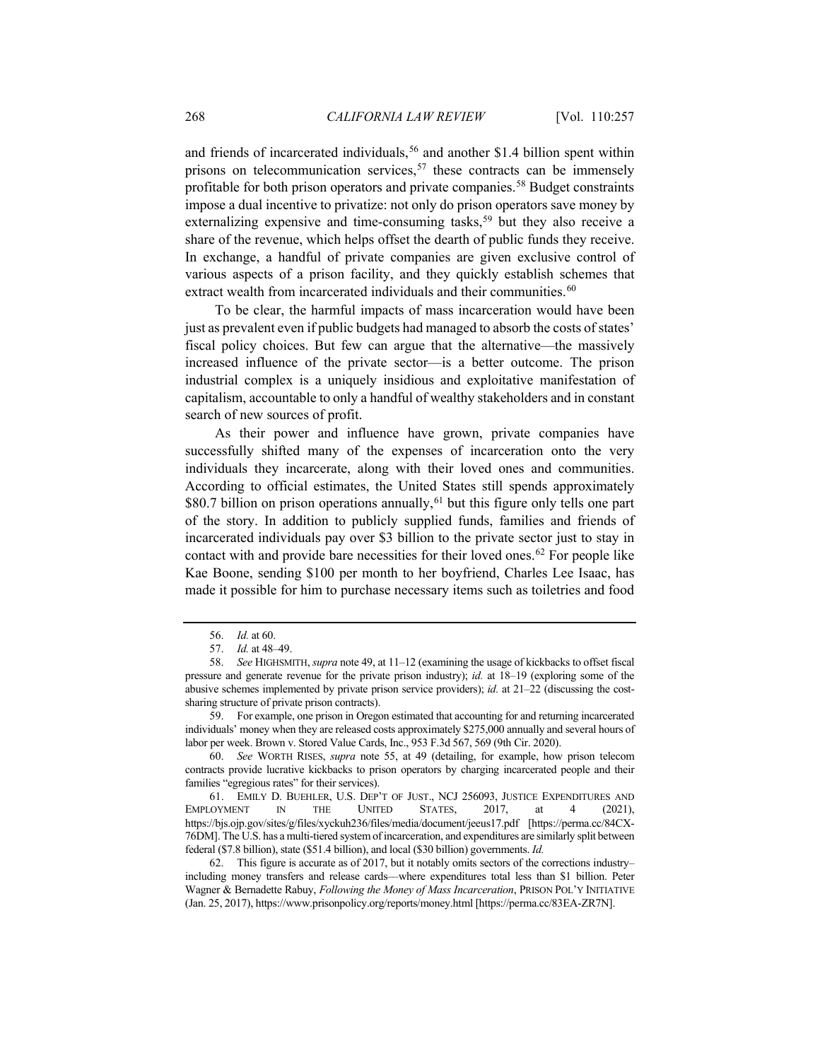and friends of incarcerated individuals,[56] and another $1.4 billion spent within prisons on telecommunication services,[57] these contracts can be immensely profitable for both prison operators and private companies.[58] Budget constraints impose a dual incentive to privatize: not only do prison operators save money by externalizing expensive and time-consuming tasks,[59] but they also receive a share of the revenue, which helps offset the dearth of public funds they receive. In exchange, a handful of private companies are given exclusive control of various aspects of a prison facility, and they quickly establish schemes that extract wealth from incarcerated individuals and their communities.[60]

To be clear, the harmful impacts of mass incarceration would have been just as prevalent even if public budgets had managed to absorb the costs of states' fiscal policy choices. But few can argue that the alternative—the massively increased influence of the private sector—is a better outcome. The prison industrial complex is a uniquely insidious and exploitative manifestation of capitalism, accountable to only a handful of wealthy stakeholders and in constant search of new sources of profit.

As their power and influence have grown, private companies have successfully shifted many of the expenses of incarceration onto the very individuals they incarcerate, along with their loved ones and communities. According to official estimates, the United States still spends approximately $80.7 billion on prison operations annually,[61] but this figure only tells one part of the story. In addition to publicly supplied funds, families and friends of incarcerated individuals pay over $3 billion to the private sector just to stay in contact with and provide bare necessities for their loved ones.[62] For people like Kae Boone, sending $100 per month to her boyfriend, Charles Lee Isaac, has made it possible for him to purchase necessary items such as toiletries and food

---

56. *Id.* at 60.

57. *Id.* at 48–49.

58. *See* HIGHSMITH, *supra* note 49, at 11–12 (examining the usage of kickbacks to offset fiscal pressure and generate revenue for the private prison industry); *id.* at 18–19 (exploring some of the abusive schemes implemented by private prison service providers); *id.* at 21–22 (discussing the cost-sharing structure of private prison contracts).

59. For example, one prison in Oregon estimated that accounting for and returning incarcerated individuals' money when they are released costs approximately $275,000 annually and several hours of labor per week. Brown v. Stored Value Cards, Inc., 953 F.3d 567, 569 (9th Cir. 2020).

60. *See* WORTH RISES, *supra* note 55, at 49 (detailing, for example, how prison telecom contracts provide lucrative kickbacks to prison operators by charging incarcerated people and their families "egregious rates" for their services).

61. EMILY D. BUEHLER, U.S. DEP'T OF JUST., NCJ 256093, JUSTICE EXPENDITURES AND EMPLOYMENT IN THE UNITED STATES, 2017, at 4 (2021), https://bjs.ojp.gov/sites/g/files/xyckuh236/files/media/document/jeeus17.pdf [https://perma.cc/84CX-76DM]. The U.S. has a multi-tiered system of incarceration, and expenditures are similarly split between federal ($7.8 billion), state ($51.4 billion), and local ($30 billion) governments. *Id.*

62. This figure is accurate as of 2017, but it notably omits sectors of the corrections industry–including money transfers and release cards—where expenditures total less than $1 billion. Peter Wagner & Bernadette Rabuy, *Following the Money of Mass Incarceration*, PRISON POL'Y INITIATIVE (Jan. 25, 2017), https://www.prisonpolicy.org/reports/money.html [https://perma.cc/83EA-ZR7N].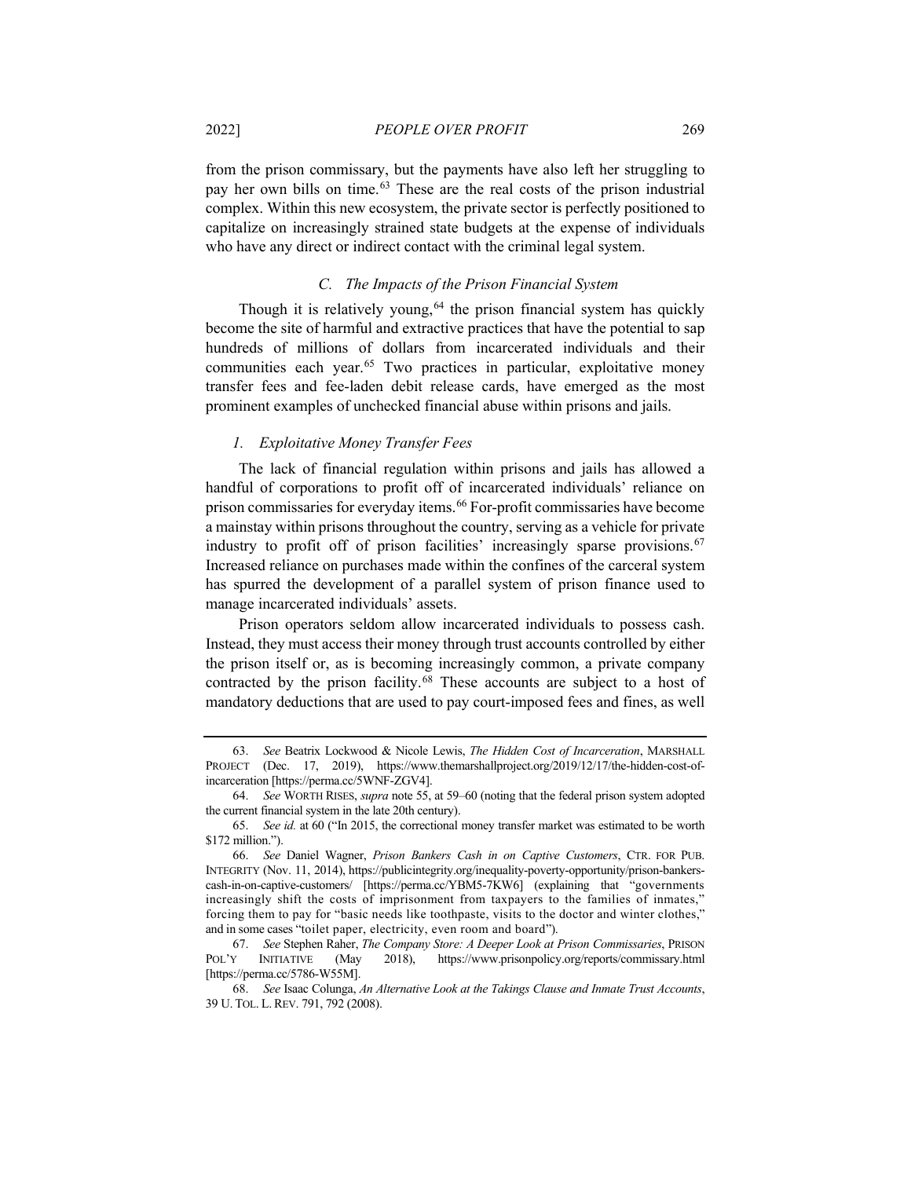from the prison commissary, but the payments have also left her struggling to pay her own bills on time.[63] These are the real costs of the prison industrial complex. Within this new ecosystem, the private sector is perfectly positioned to capitalize on increasingly strained state budgets at the expense of individuals who have any direct or indirect contact with the criminal legal system.

### *C. The Impacts of the Prison Financial System*

Though it is relatively young,[64] the prison financial system has quickly become the site of harmful and extractive practices that have the potential to sap hundreds of millions of dollars from incarcerated individuals and their communities each year.[65] Two practices in particular, exploitative money transfer fees and fee-laden debit release cards, have emerged as the most prominent examples of unchecked financial abuse within prisons and jails.

#### *1. Exploitative Money Transfer Fees*

The lack of financial regulation within prisons and jails has allowed a handful of corporations to profit off of incarcerated individuals' reliance on prison commissaries for everyday items.[66] For-profit commissaries have become a mainstay within prisons throughout the country, serving as a vehicle for private industry to profit off of prison facilities' increasingly sparse provisions.[67] Increased reliance on purchases made within the confines of the carceral system has spurred the development of a parallel system of prison finance used to manage incarcerated individuals' assets.

Prison operators seldom allow incarcerated individuals to possess cash. Instead, they must access their money through trust accounts controlled by either the prison itself or, as is becoming increasingly common, a private company contracted by the prison facility.[68] These accounts are subject to a host of mandatory deductions that are used to pay court-imposed fees and fines, as well

---

63. *See* Beatrix Lockwood & Nicole Lewis, *The Hidden Cost of Incarceration*, MARSHALL PROJECT (Dec. 17, 2019), https://www.themarshallproject.org/2019/12/17/the-hidden-cost-of-incarceration [https://perma.cc/5WNF-ZGV4].

64. *See* WORTH RISES, *supra* note 55, at 59–60 (noting that the federal prison system adopted the current financial system in the late 20th century).

65. *See id.* at 60 ("In 2015, the correctional money transfer market was estimated to be worth $172 million.").

66. *See* Daniel Wagner, *Prison Bankers Cash in on Captive Customers*, CTR. FOR PUB. INTEGRITY (Nov. 11, 2014), https://publicintegrity.org/inequality-poverty-opportunity/prison-bankers-cash-in-on-captive-customers/ [https://perma.cc/YBM5-7KW6] (explaining that "governments increasingly shift the costs of imprisonment from taxpayers to the families of inmates," forcing them to pay for "basic needs like toothpaste, visits to the doctor and winter clothes," and in some cases "toilet paper, electricity, even room and board").

67. *See* Stephen Raher, *The Company Store: A Deeper Look at Prison Commissaries*, PRISON POL'Y INITIATIVE (May 2018), https://www.prisonpolicy.org/reports/commissary.html [https://perma.cc/5786-W55M].

68. *See* Isaac Colunga, *An Alternative Look at the Takings Clause and Inmate Trust Accounts*, 39 U. TOL. L. REV. 791, 792 (2008).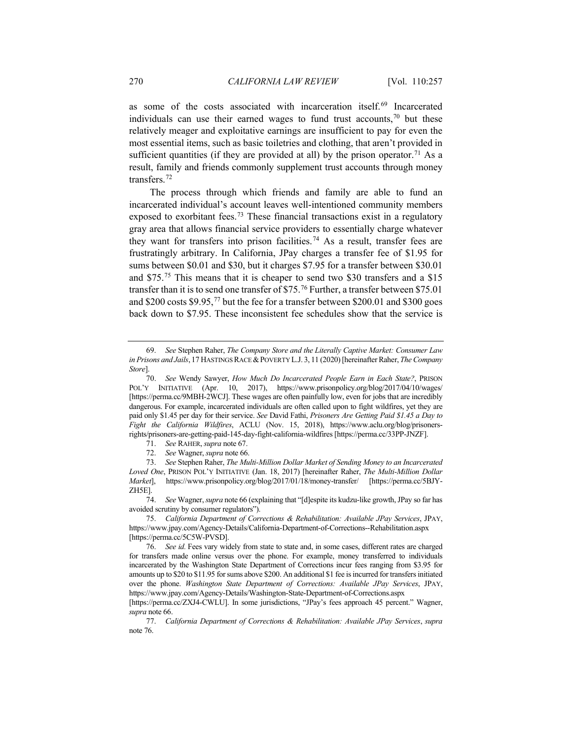as some of the costs associated with incarceration itself.[69] Incarcerated individuals can use their earned wages to fund trust accounts,[70] but these relatively meager and exploitative earnings are insufficient to pay for even the most essential items, such as basic toiletries and clothing, that aren't provided in sufficient quantities (if they are provided at all) by the prison operator.[71] As a result, family and friends commonly supplement trust accounts through money transfers.[72]

The process through which friends and family are able to fund an incarcerated individual's account leaves well-intentioned community members exposed to exorbitant fees.[73] These financial transactions exist in a regulatory gray area that allows financial service providers to essentially charge whatever they want for transfers into prison facilities.[74] As a result, transfer fees are frustratingly arbitrary. In California, JPay charges a transfer fee of $1.95 for sums between $0.01 and $30, but it charges $7.95 for a transfer between $30.01 and $75.[75] This means that it is cheaper to send two $30 transfers and a $15 transfer than it is to send one transfer of $75.[76] Further, a transfer between $75.01 and $200 costs $9.95,[77] but the fee for a transfer between $200.01 and $300 goes back down to $7.95. These inconsistent fee schedules show that the service is

---

69. *See* Stephen Raher, *The Company Store and the Literally Captive Market: Consumer Law in Prisons and Jails*, 17 HASTINGS RACE & POVERTY L.J. 3, 11 (2020) [hereinafter Raher, *The Company Store*].

70. *See* Wendy Sawyer, *How Much Do Incarcerated People Earn in Each State?*, PRISON POL'Y INITIATIVE (Apr. 10, 2017), https://www.prisonpolicy.org/blog/2017/04/10/wages/ [https://perma.cc/9MBH-2WCJ]. These wages are often painfully low, even for jobs that are incredibly dangerous. For example, incarcerated individuals are often called upon to fight wildfires, yet they are paid only $1.45 per day for their service. *See* David Fathi, *Prisoners Are Getting Paid $1.45 a Day to Fight the California Wildfires*, ACLU (Nov. 15, 2018), https://www.aclu.org/blog/prisoners-rights/prisoners-are-getting-paid-145-day-fight-california-wildfires [https://perma.cc/33PP-JNZF].

71. *See* RAHER, *supra* note 67.

72. *See* Wagner, *supra* note 66.

73. *See* Stephen Raher, *The Multi-Million Dollar Market of Sending Money to an Incarcerated Loved One*, PRISON POL'Y INITIATIVE (Jan. 18, 2017) [hereinafter Raher, *The Multi-Million Dollar Market*], https://www.prisonpolicy.org/blog/2017/01/18/money-transfer/ [https://perma.cc/5BJY-ZH5E].

74. *See* Wagner, *supra* note 66 (explaining that "[d]espite its kudzu-like growth, JPay so far has avoided scrutiny by consumer regulators").

75. *California Department of Corrections & Rehabilitation: Available JPay Services*, JPAY, https://www.jpay.com/Agency-Details/California-Department-of-Corrections--Rehabilitation.aspx [https://perma.cc/5C5W-PVSD].

76. *See id.* Fees vary widely from state to state and, in some cases, different rates are charged for transfers made online versus over the phone. For example, money transferred to individuals incarcerated by the Washington State Department of Corrections incur fees ranging from $3.95 for amounts up to $20 to $11.95 for sums above $200. An additional $1 fee is incurred for transfers initiated over the phone. *Washington State Department of Corrections: Available JPay Services*, JPAY, https://www.jpay.com/Agency-Details/Washington-State-Department-of-Corrections.aspx [https://perma.cc/ZXJ4-CWLU]. In some jurisdictions, "JPay's fees approach 45 percent." Wagner, *supra* note 66.

77. *California Department of Corrections & Rehabilitation: Available JPay Services*, *supra* note 76.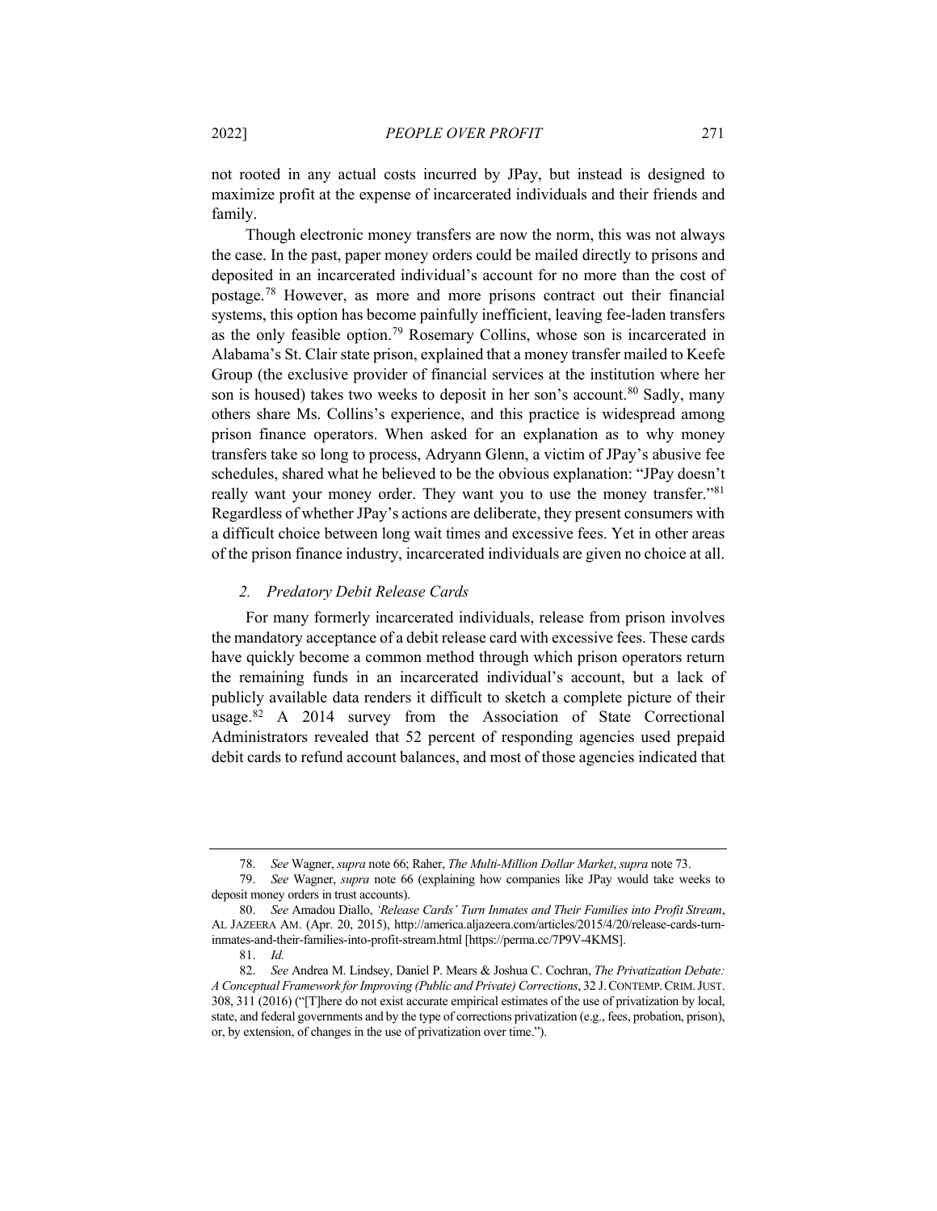not rooted in any actual costs incurred by JPay, but instead is designed to maximize profit at the expense of incarcerated individuals and their friends and family.

Though electronic money transfers are now the norm, this was not always the case. In the past, paper money orders could be mailed directly to prisons and deposited in an incarcerated individual's account for no more than the cost of postage.[78] However, as more and more prisons contract out their financial systems, this option has become painfully inefficient, leaving fee-laden transfers as the only feasible option.[79] Rosemary Collins, whose son is incarcerated in Alabama's St. Clair state prison, explained that a money transfer mailed to Keefe Group (the exclusive provider of financial services at the institution where her son is housed) takes two weeks to deposit in her son's account.[80] Sadly, many others share Ms. Collins's experience, and this practice is widespread among prison finance operators. When asked for an explanation as to why money transfers take so long to process, Adryann Glenn, a victim of JPay's abusive fee schedules, shared what he believed to be the obvious explanation: "JPay doesn't really want your money order. They want you to use the money transfer."[81] Regardless of whether JPay's actions are deliberate, they present consumers with a difficult choice between long wait times and excessive fees. Yet in other areas of the prison finance industry, incarcerated individuals are given no choice at all.

### 2. *Predatory Debit Release Cards*

For many formerly incarcerated individuals, release from prison involves the mandatory acceptance of a debit release card with excessive fees. These cards have quickly become a common method through which prison operators return the remaining funds in an incarcerated individual's account, but a lack of publicly available data renders it difficult to sketch a complete picture of their usage.[82] A 2014 survey from the Association of State Correctional Administrators revealed that 52 percent of responding agencies used prepaid debit cards to refund account balances, and most of those agencies indicated that

---

78. *See* Wagner, *supra* note 66; Raher, *The Multi-Million Dollar Market*, *supra* note 73.

79. *See* Wagner, *supra* note 66 (explaining how companies like JPay would take weeks to deposit money orders in trust accounts).

80. *See* Amadou Diallo, *'Release Cards' Turn Inmates and Their Families into Profit Stream*, AL JAZEERA AM. (Apr. 20, 2015), http://america.aljazeera.com/articles/2015/4/20/release-cards-turn-inmates-and-their-families-into-profit-stream.html [https://perma.cc/7P9V-4KMS].

81. *Id.*

82. *See* Andrea M. Lindsey, Daniel P. Mears & Joshua C. Cochran, *The Privatization Debate: A Conceptual Framework for Improving (Public and Private) Corrections*, 32 J. CONTEMP. CRIM. JUST. 308, 311 (2016) ("[T]here do not exist accurate empirical estimates of the use of privatization by local, state, and federal governments and by the type of corrections privatization (e.g., fees, probation, prison), or, by extension, of changes in the use of privatization over time.").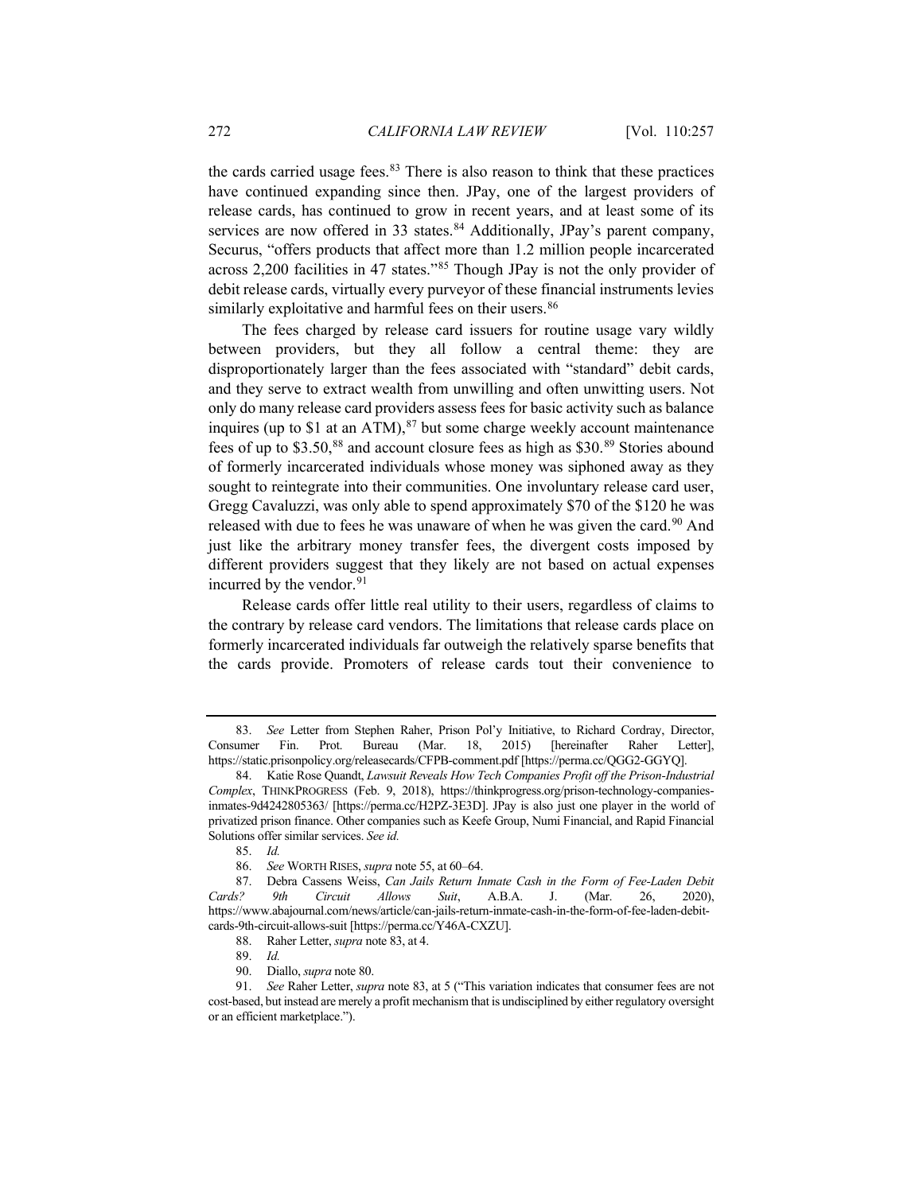the cards carried usage fees.[83] There is also reason to think that these practices have continued expanding since then. JPay, one of the largest providers of release cards, has continued to grow in recent years, and at least some of its services are now offered in 33 states.[84] Additionally, JPay's parent company, Securus, "offers products that affect more than 1.2 million people incarcerated across 2,200 facilities in 47 states."[85] Though JPay is not the only provider of debit release cards, virtually every purveyor of these financial instruments levies similarly exploitative and harmful fees on their users.[86]

The fees charged by release card issuers for routine usage vary wildly between providers, but they all follow a central theme: they are disproportionately larger than the fees associated with "standard" debit cards, and they serve to extract wealth from unwilling and often unwitting users. Not only do many release card providers assess fees for basic activity such as balance inquires (up to $1 at an ATM),[87] but some charge weekly account maintenance fees of up to $3.50,[88] and account closure fees as high as $30.[89] Stories abound of formerly incarcerated individuals whose money was siphoned away as they sought to reintegrate into their communities. One involuntary release card user, Gregg Cavaluzzi, was only able to spend approximately $70 of the $120 he was released with due to fees he was unaware of when he was given the card.[90] And just like the arbitrary money transfer fees, the divergent costs imposed by different providers suggest that they likely are not based on actual expenses incurred by the vendor.[91]

Release cards offer little real utility to their users, regardless of claims to the contrary by release card vendors. The limitations that release cards place on formerly incarcerated individuals far outweigh the relatively sparse benefits that the cards provide. Promoters of release cards tout their convenience to

---

83. *See* Letter from Stephen Raher, Prison Pol'y Initiative, to Richard Cordray, Director, Consumer Fin. Prot. Bureau (Mar. 18, 2015) [hereinafter Raher Letter], https://static.prisonpolicy.org/releasecards/CFPB-comment.pdf [https://perma.cc/QGG2-GGYQ].

84. Katie Rose Quandt, *Lawsuit Reveals How Tech Companies Profit off the Prison-Industrial Complex*, THINKPROGRESS (Feb. 9, 2018), https://thinkprogress.org/prison-technology-companies-inmates-9d4242805363/ [https://perma.cc/H2PZ-3E3D]. JPay is also just one player in the world of privatized prison finance. Other companies such as Keefe Group, Numi Financial, and Rapid Financial Solutions offer similar services. *See id.*

85. *Id.*

86. *See* WORTH RISES, *supra* note 55, at 60–64.

87. Debra Cassens Weiss, *Can Jails Return Inmate Cash in the Form of Fee-Laden Debit Cards? 9th Circuit Allows Suit*, A.B.A. J. (Mar. 26, 2020), https://www.abajournal.com/news/article/can-jails-return-inmate-cash-in-the-form-of-fee-laden-debit-cards-9th-circuit-allows-suit [https://perma.cc/Y46A-CXZU].

88. Raher Letter, *supra* note 83, at 4.

89. *Id.*

90. Diallo, *supra* note 80.

91. *See* Raher Letter, *supra* note 83, at 5 ("This variation indicates that consumer fees are not cost-based, but instead are merely a profit mechanism that is undisciplined by either regulatory oversight or an efficient marketplace.").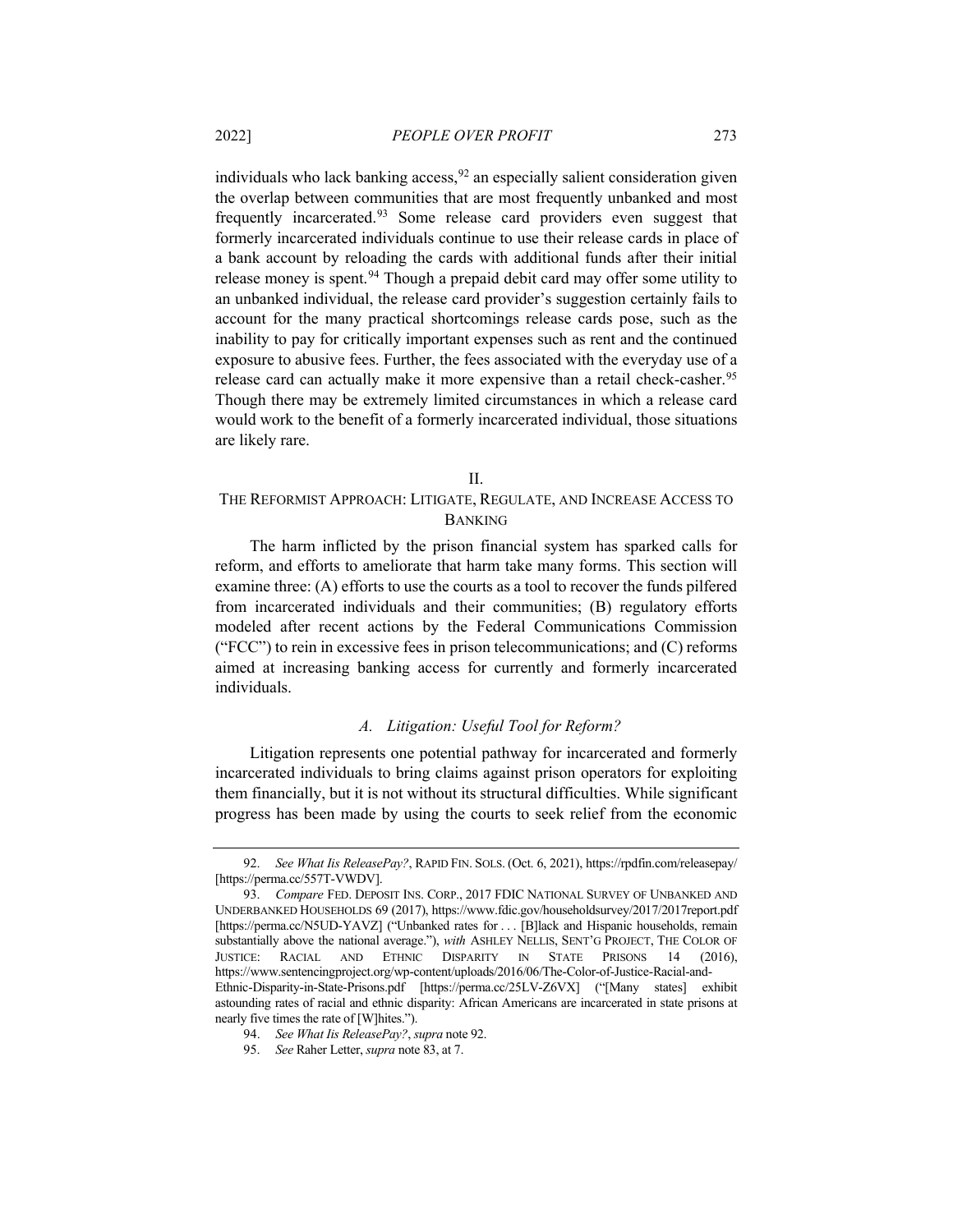individuals who lack banking access,[92] an especially salient consideration given the overlap between communities that are most frequently unbanked and most frequently incarcerated.[93] Some release card providers even suggest that formerly incarcerated individuals continue to use their release cards in place of a bank account by reloading the cards with additional funds after their initial release money is spent.[94] Though a prepaid debit card may offer some utility to an unbanked individual, the release card provider's suggestion certainly fails to account for the many practical shortcomings release cards pose, such as the inability to pay for critically important expenses such as rent and the continued exposure to abusive fees. Further, the fees associated with the everyday use of a release card can actually make it more expensive than a retail check-casher.[95] Though there may be extremely limited circumstances in which a release card would work to the benefit of a formerly incarcerated individual, those situations are likely rare.

## II. THE REFORMIST APPROACH: LITIGATE, REGULATE, AND INCREASE ACCESS TO BANKING

The harm inflicted by the prison financial system has sparked calls for reform, and efforts to ameliorate that harm take many forms. This section will examine three: (A) efforts to use the courts as a tool to recover the funds pilfered from incarcerated individuals and their communities; (B) regulatory efforts modeled after recent actions by the Federal Communications Commission ("FCC") to rein in excessive fees in prison telecommunications; and (C) reforms aimed at increasing banking access for currently and formerly incarcerated individuals.

### *A. Litigation: Useful Tool for Reform?*

Litigation represents one potential pathway for incarcerated and formerly incarcerated individuals to bring claims against prison operators for exploiting them financially, but it is not without its structural difficulties. While significant progress has been made by using the courts to seek relief from the economic

---

92. *See What Iis ReleasePay?*, RAPID FIN. SOLS. (Oct. 6, 2021), https://rpdfin.com/releasepay/ [https://perma.cc/557T-VWDV].

93. *Compare* FED. DEPOSIT INS. CORP., 2017 FDIC NATIONAL SURVEY OF UNBANKED AND UNDERBANKED HOUSEHOLDS 69 (2017), https://www.fdic.gov/householdsurvey/2017/2017report.pdf [https://perma.cc/N5UD-YAVZ] ("Unbanked rates for . . . [B]lack and Hispanic households, remain substantially above the national average."), *with* ASHLEY NELLIS, SENT'G PROJECT, THE COLOR OF JUSTICE: RACIAL AND ETHNIC DISPARITY IN STATE PRISONS 14 (2016), https://www.sentencingproject.org/wp-content/uploads/2016/06/The-Color-of-Justice-Racial-and-Ethnic-Disparity-in-State-Prisons.pdf [https://perma.cc/25LV-Z6VX] ("[Many states] exhibit astounding rates of racial and ethnic disparity: African Americans are incarcerated in state prisons at nearly five times the rate of [W]hites.").

94. *See What Iis ReleasePay?*, *supra* note 92.

95. *See* Raher Letter, *supra* note 83, at 7.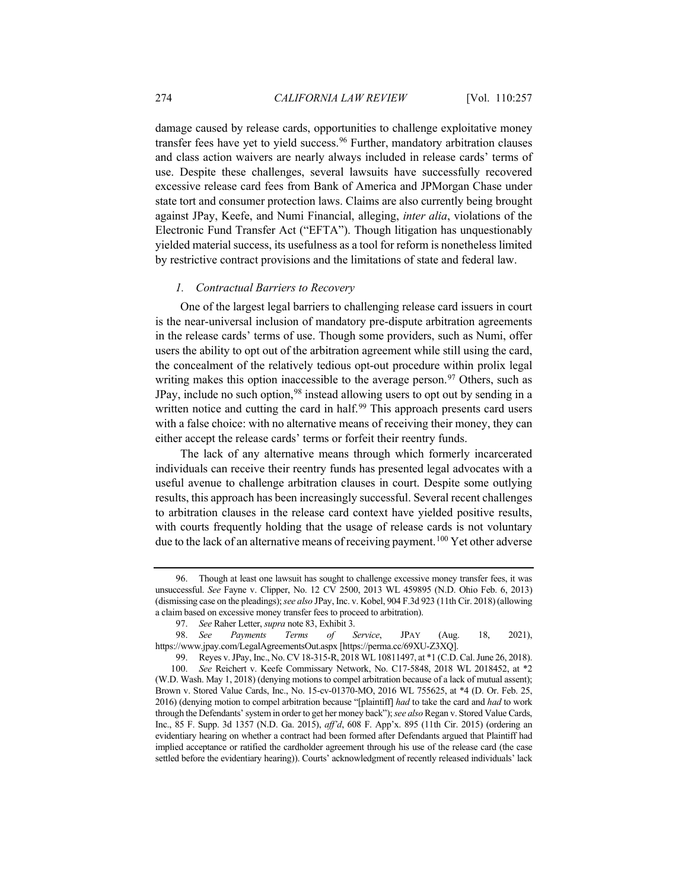damage caused by release cards, opportunities to challenge exploitative money transfer fees have yet to yield success.[96] Further, mandatory arbitration clauses and class action waivers are nearly always included in release cards' terms of use. Despite these challenges, several lawsuits have successfully recovered excessive release card fees from Bank of America and JPMorgan Chase under state tort and consumer protection laws. Claims are also currently being brought against JPay, Keefe, and Numi Financial, alleging, *inter alia*, violations of the Electronic Fund Transfer Act ("EFTA"). Though litigation has unquestionably yielded material success, its usefulness as a tool for reform is nonetheless limited by restrictive contract provisions and the limitations of state and federal law.

### *1. Contractual Barriers to Recovery*

One of the largest legal barriers to challenging release card issuers in court is the near-universal inclusion of mandatory pre-dispute arbitration agreements in the release cards' terms of use. Though some providers, such as Numi, offer users the ability to opt out of the arbitration agreement while still using the card, the concealment of the relatively tedious opt-out procedure within prolix legal writing makes this option inaccessible to the average person.[97] Others, such as JPay, include no such option,[98] instead allowing users to opt out by sending in a written notice and cutting the card in half.[99] This approach presents card users with a false choice: with no alternative means of receiving their money, they can either accept the release cards' terms or forfeit their reentry funds.

The lack of any alternative means through which formerly incarcerated individuals can receive their reentry funds has presented legal advocates with a useful avenue to challenge arbitration clauses in court. Despite some outlying results, this approach has been increasingly successful. Several recent challenges to arbitration clauses in the release card context have yielded positive results, with courts frequently holding that the usage of release cards is not voluntary due to the lack of an alternative means of receiving payment.[100] Yet other adverse

---

96. Though at least one lawsuit has sought to challenge excessive money transfer fees, it was unsuccessful. *See* Fayne v. Clipper, No. 12 CV 2500, 2013 WL 459895 (N.D. Ohio Feb. 6, 2013) (dismissing case on the pleadings); *see also* JPay, Inc. v. Kobel, 904 F.3d 923 (11th Cir. 2018) (allowing a claim based on excessive money transfer fees to proceed to arbitration).

97. *See* Raher Letter, *supra* note 83, Exhibit 3.

98. *See* *Payments Terms of Service*, JPAY (Aug. 18, 2021), https://www.jpay.com/LegalAgreementsOut.aspx [https://perma.cc/69XU-Z3XQ].

99. Reyes v. JPay, Inc., No. CV 18-315-R, 2018 WL 10811497, at *1 (C.D. Cal. June 26, 2018).

100. *See* Reichert v. Keefe Commissary Network, No. C17-5848, 2018 WL 2018452, at *2 (W.D. Wash. May 1, 2018) (denying motions to compel arbitration because of a lack of mutual assent); Brown v. Stored Value Cards, Inc., No. 15-cv-01370-MO, 2016 WL 755625, at *4 (D. Or. Feb. 25, 2016) (denying motion to compel arbitration because "[plaintiff] *had* to take the card and *had* to work through the Defendants' system in order to get her money back"); *see also* Regan v. Stored Value Cards, Inc., 85 F. Supp. 3d 1357 (N.D. Ga. 2015), *aff'd*, 608 F. App'x. 895 (11th Cir. 2015) (ordering an evidentiary hearing on whether a contract had been formed after Defendants argued that Plaintiff had implied acceptance or ratified the cardholder agreement through his use of the release card (the case settled before the evidentiary hearing)). Courts' acknowledgment of recently released individuals' lack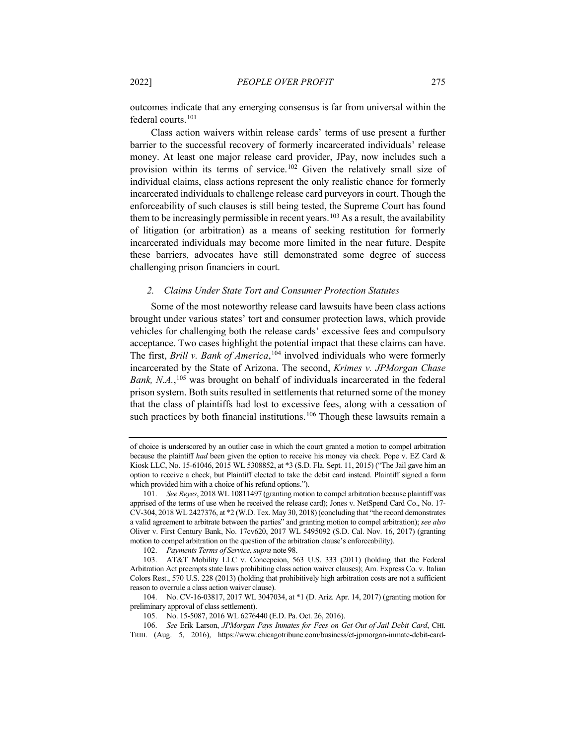outcomes indicate that any emerging consensus is far from universal within the federal courts.[101]

Class action waivers within release cards' terms of use present a further barrier to the successful recovery of formerly incarcerated individuals' release money. At least one major release card provider, JPay, now includes such a provision within its terms of service.[102] Given the relatively small size of individual claims, class actions represent the only realistic chance for formerly incarcerated individuals to challenge release card purveyors in court. Though the enforceability of such clauses is still being tested, the Supreme Court has found them to be increasingly permissible in recent years.[103] As a result, the availability of litigation (or arbitration) as a means of seeking restitution for formerly incarcerated individuals may become more limited in the near future. Despite these barriers, advocates have still demonstrated some degree of success challenging prison financiers in court.

### *2. Claims Under State Tort and Consumer Protection Statutes*

Some of the most noteworthy release card lawsuits have been class actions brought under various states' tort and consumer protection laws, which provide vehicles for challenging both the release cards' excessive fees and compulsory acceptance. Two cases highlight the potential impact that these claims can have. The first, *Brill v. Bank of America*,[104] involved individuals who were formerly incarcerated by the State of Arizona. The second, *Krimes v. JPMorgan Chase Bank, N.A.*,[105] was brought on behalf of individuals incarcerated in the federal prison system. Both suits resulted in settlements that returned some of the money that the class of plaintiffs had lost to excessive fees, along with a cessation of such practices by both financial institutions.[106] Though these lawsuits remain a

---

of choice is underscored by an outlier case in which the court granted a motion to compel arbitration because the plaintiff *had* been given the option to receive his money via check. Pope v. EZ Card & Kiosk LLC, No. 15-61046, 2015 WL 5308852, at *3 (S.D. Fla. Sept. 11, 2015) ("The Jail gave him an option to receive a check, but Plaintiff elected to take the debit card instead. Plaintiff signed a form which provided him with a choice of his refund options.").

101. *See Reyes*, 2018 WL 10811497 (granting motion to compel arbitration because plaintiff was apprised of the terms of use when he received the release card); Jones v. NetSpend Card Co., No. 17-CV-304, 2018 WL 2427376, at *2 (W.D. Tex. May 30, 2018) (concluding that "the record demonstrates a valid agreement to arbitrate between the parties" and granting motion to compel arbitration); *see also* Oliver v. First Century Bank, No. 17cv620, 2017 WL 5495092 (S.D. Cal. Nov. 16, 2017) (granting motion to compel arbitration on the question of the arbitration clause's enforceability).

102. *Payments Terms of Service*, *supra* note 98.

103. AT&T Mobility LLC v. Concepcion, 563 U.S. 333 (2011) (holding that the Federal Arbitration Act preempts state laws prohibiting class action waiver clauses); Am. Express Co. v. Italian Colors Rest., 570 U.S. 228 (2013) (holding that prohibitively high arbitration costs are not a sufficient reason to overrule a class action waiver clause).

104. No. CV-16-03817, 2017 WL 3047034, at *1 (D. Ariz. Apr. 14, 2017) (granting motion for preliminary approval of class settlement).

105. No. 15-5087, 2016 WL 6276440 (E.D. Pa. Oct. 26, 2016).

106. *See* Erik Larson, *JPMorgan Pays Inmates for Fees on Get-Out-of-Jail Debit Card*, CHI. TRIB. (Aug. 5, 2016), https://www.chicagotribune.com/business/ct-jpmorgan-inmate-debit-card-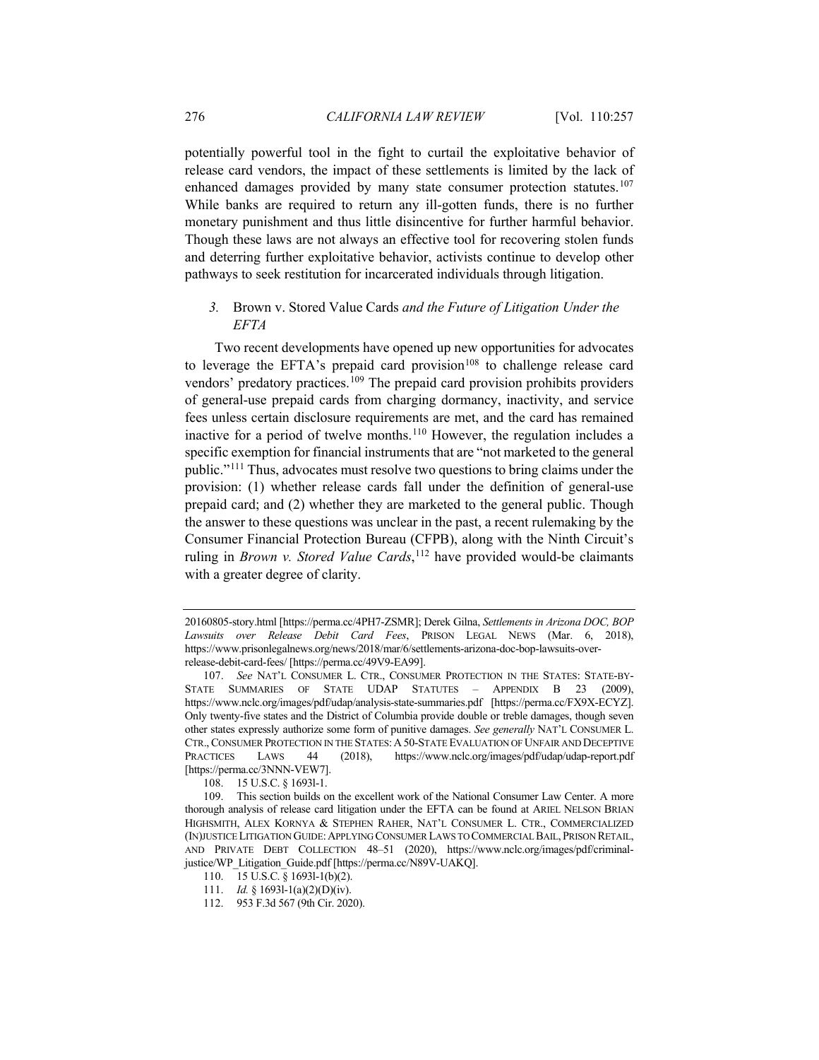potentially powerful tool in the fight to curtail the exploitative behavior of release card vendors, the impact of these settlements is limited by the lack of enhanced damages provided by many state consumer protection statutes.[107] While banks are required to return any ill-gotten funds, there is no further monetary punishment and thus little disincentive for further harmful behavior. Though these laws are not always an effective tool for recovering stolen funds and deterring further exploitative behavior, activists continue to develop other pathways to seek restitution for incarcerated individuals through litigation.

### *3.* Brown v. Stored Value Cards *and the Future of Litigation Under the EFTA*

Two recent developments have opened up new opportunities for advocates to leverage the EFTA's prepaid card provision[108] to challenge release card vendors' predatory practices.[109] The prepaid card provision prohibits providers of general-use prepaid cards from charging dormancy, inactivity, and service fees unless certain disclosure requirements are met, and the card has remained inactive for a period of twelve months.[110] However, the regulation includes a specific exemption for financial instruments that are "not marketed to the general public."[111] Thus, advocates must resolve two questions to bring claims under the provision: (1) whether release cards fall under the definition of general-use prepaid card; and (2) whether they are marketed to the general public. Though the answer to these questions was unclear in the past, a recent rulemaking by the Consumer Financial Protection Bureau (CFPB), along with the Ninth Circuit's ruling in *Brown v. Stored Value Cards*,[112] have provided would-be claimants with a greater degree of clarity.

---

20160805-story.html [https://perma.cc/4PH7-ZSMR]; Derek Gilna, *Settlements in Arizona DOC, BOP Lawsuits over Release Debit Card Fees*, PRISON LEGAL NEWS (Mar. 6, 2018), https://www.prisonlegalnews.org/news/2018/mar/6/settlements-arizona-doc-bop-lawsuits-over-release-debit-card-fees/ [https://perma.cc/49V9-EA99].

107. *See* NAT'L CONSUMER L. CTR., CONSUMER PROTECTION IN THE STATES: STATE-BY-STATE SUMMARIES OF STATE UDAP STATUTES – APPENDIX B 23 (2009), https://www.nclc.org/images/pdf/udap/analysis-state-summaries.pdf [https://perma.cc/FX9X-ECYZ]. Only twenty-five states and the District of Columbia provide double or treble damages, though seven other states expressly authorize some form of punitive damages. *See generally* NAT'L CONSUMER L. CTR., CONSUMER PROTECTION IN THE STATES: A 50-STATE EVALUATION OF UNFAIR AND DECEPTIVE PRACTICES LAWS 44 (2018), https://www.nclc.org/images/pdf/udap/udap-report.pdf [https://perma.cc/3NNN-VEW7].

108. 15 U.S.C. § 1693l-1.

109. This section builds on the excellent work of the National Consumer Law Center. A more thorough analysis of release card litigation under the EFTA can be found at ARIEL NELSON BRIAN HIGHSMITH, ALEX KORNYA & STEPHEN RAHER, NAT'L CONSUMER L. CTR., COMMERCIALIZED (IN)JUSTICE LITIGATION GUIDE: APPLYING CONSUMER LAWS TO COMMERCIAL BAIL, PRISON RETAIL, AND PRIVATE DEBT COLLECTION 48–51 (2020), https://www.nclc.org/images/pdf/criminal-justice/WP_Litigation_Guide.pdf [https://perma.cc/N89V-UAKQ].

110. 15 U.S.C. § 1693l-1(b)(2).

111. *Id.* § 1693l-1(a)(2)(D)(iv).

112. 953 F.3d 567 (9th Cir. 2020).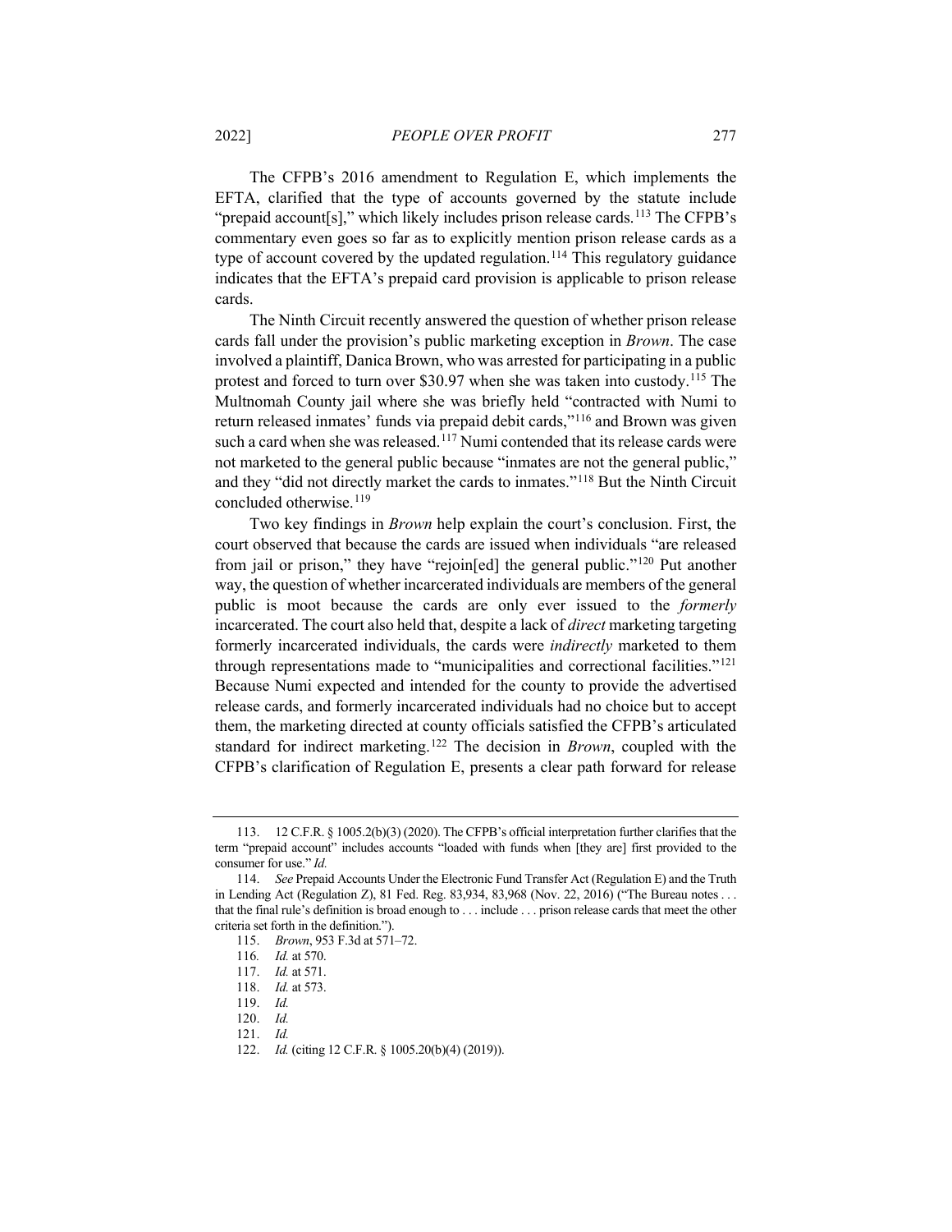The CFPB's 2016 amendment to Regulation E, which implements the EFTA, clarified that the type of accounts governed by the statute include "prepaid account[s]," which likely includes prison release cards.[113] The CFPB's commentary even goes so far as to explicitly mention prison release cards as a type of account covered by the updated regulation.[114] This regulatory guidance indicates that the EFTA's prepaid card provision is applicable to prison release cards.

The Ninth Circuit recently answered the question of whether prison release cards fall under the provision's public marketing exception in *Brown*. The case involved a plaintiff, Danica Brown, who was arrested for participating in a public protest and forced to turn over $30.97 when she was taken into custody.[115] The Multnomah County jail where she was briefly held "contracted with Numi to return released inmates' funds via prepaid debit cards,"[116] and Brown was given such a card when she was released.[117] Numi contended that its release cards were not marketed to the general public because "inmates are not the general public," and they "did not directly market the cards to inmates."[118] But the Ninth Circuit concluded otherwise.[119]

Two key findings in *Brown* help explain the court's conclusion. First, the court observed that because the cards are issued when individuals "are released from jail or prison," they have "rejoin[ed] the general public."[120] Put another way, the question of whether incarcerated individuals are members of the general public is moot because the cards are only ever issued to the *formerly* incarcerated. The court also held that, despite a lack of *direct* marketing targeting formerly incarcerated individuals, the cards were *indirectly* marketed to them through representations made to "municipalities and correctional facilities."[121] Because Numi expected and intended for the county to provide the advertised release cards, and formerly incarcerated individuals had no choice but to accept them, the marketing directed at county officials satisfied the CFPB's articulated standard for indirect marketing.[122] The decision in *Brown*, coupled with the CFPB's clarification of Regulation E, presents a clear path forward for release

---

113. 12 C.F.R. § 1005.2(b)(3) (2020). The CFPB's official interpretation further clarifies that the term "prepaid account" includes accounts "loaded with funds when [they are] first provided to the consumer for use." *Id.*

114. *See* Prepaid Accounts Under the Electronic Fund Transfer Act (Regulation E) and the Truth in Lending Act (Regulation Z), 81 Fed. Reg. 83,934, 83,968 (Nov. 22, 2016) ("The Bureau notes . . . that the final rule's definition is broad enough to . . . include . . . prison release cards that meet the other criteria set forth in the definition.").

115. *Brown*, 953 F.3d at 571–72.

116. *Id.* at 570.

117. *Id.* at 571.

118. *Id.* at 573.

119. *Id.*

120. *Id.*

121. *Id.*

122. *Id.* (citing 12 C.F.R. § 1005.20(b)(4) (2019)).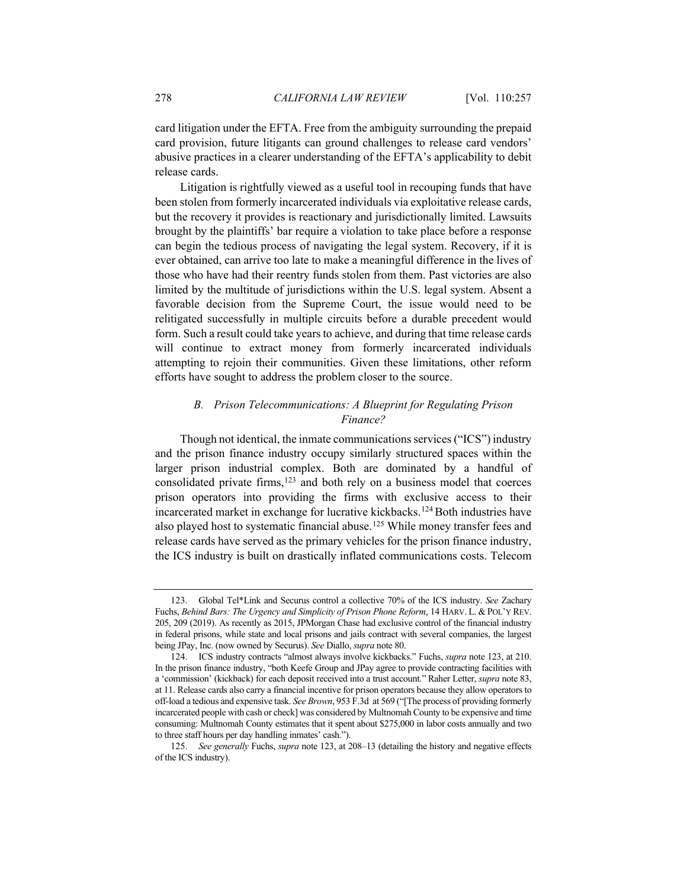card litigation under the EFTA. Free from the ambiguity surrounding the prepaid card provision, future litigants can ground challenges to release card vendors' abusive practices in a clearer understanding of the EFTA's applicability to debit release cards.

Litigation is rightfully viewed as a useful tool in recouping funds that have been stolen from formerly incarcerated individuals via exploitative release cards, but the recovery it provides is reactionary and jurisdictionally limited. Lawsuits brought by the plaintiffs' bar require a violation to take place before a response can begin the tedious process of navigating the legal system. Recovery, if it is ever obtained, can arrive too late to make a meaningful difference in the lives of those who have had their reentry funds stolen from them. Past victories are also limited by the multitude of jurisdictions within the U.S. legal system. Absent a favorable decision from the Supreme Court, the issue would need to be relitigated successfully in multiple circuits before a durable precedent would form. Such a result could take years to achieve, and during that time release cards will continue to extract money from formerly incarcerated individuals attempting to rejoin their communities. Given these limitations, other reform efforts have sought to address the problem closer to the source.

### *B. Prison Telecommunications: A Blueprint for Regulating Prison Finance?*

Though not identical, the inmate communications services ("ICS") industry and the prison finance industry occupy similarly structured spaces within the larger prison industrial complex. Both are dominated by a handful of consolidated private firms,[123] and both rely on a business model that coerces prison operators into providing the firms with exclusive access to their incarcerated market in exchange for lucrative kickbacks.[124] Both industries have also played host to systematic financial abuse.[125] While money transfer fees and release cards have served as the primary vehicles for the prison finance industry, the ICS industry is built on drastically inflated communications costs. Telecom

---

123. Global Tel*Link and Securus control a collective 70% of the ICS industry. *See* Zachary Fuchs, *Behind Bars: The Urgency and Simplicity of Prison Phone Reform*, 14 HARV. L. & POL'Y REV. 205, 209 (2019). As recently as 2015, JPMorgan Chase had exclusive control of the financial industry in federal prisons, while state and local prisons and jails contract with several companies, the largest being JPay, Inc. (now owned by Securus). *See* Diallo, *supra* note 80.

124. ICS industry contracts "almost always involve kickbacks." Fuchs, *supra* note 123, at 210. In the prison finance industry, "both Keefe Group and JPay agree to provide contracting facilities with a 'commission' (kickback) for each deposit received into a trust account." Raher Letter, *supra* note 83, at 11. Release cards also carry a financial incentive for prison operators because they allow operators to off-load a tedious and expensive task. *See Brown*, 953 F.3d at 569 ("[The process of providing formerly incarcerated people with cash or check] was considered by Multnomah County to be expensive and time consuming: Multnomah County estimates that it spent about $275,000 in labor costs annually and two to three staff hours per day handling inmates' cash.").

125. *See generally* Fuchs, *supra* note 123, at 208–13 (detailing the history and negative effects of the ICS industry).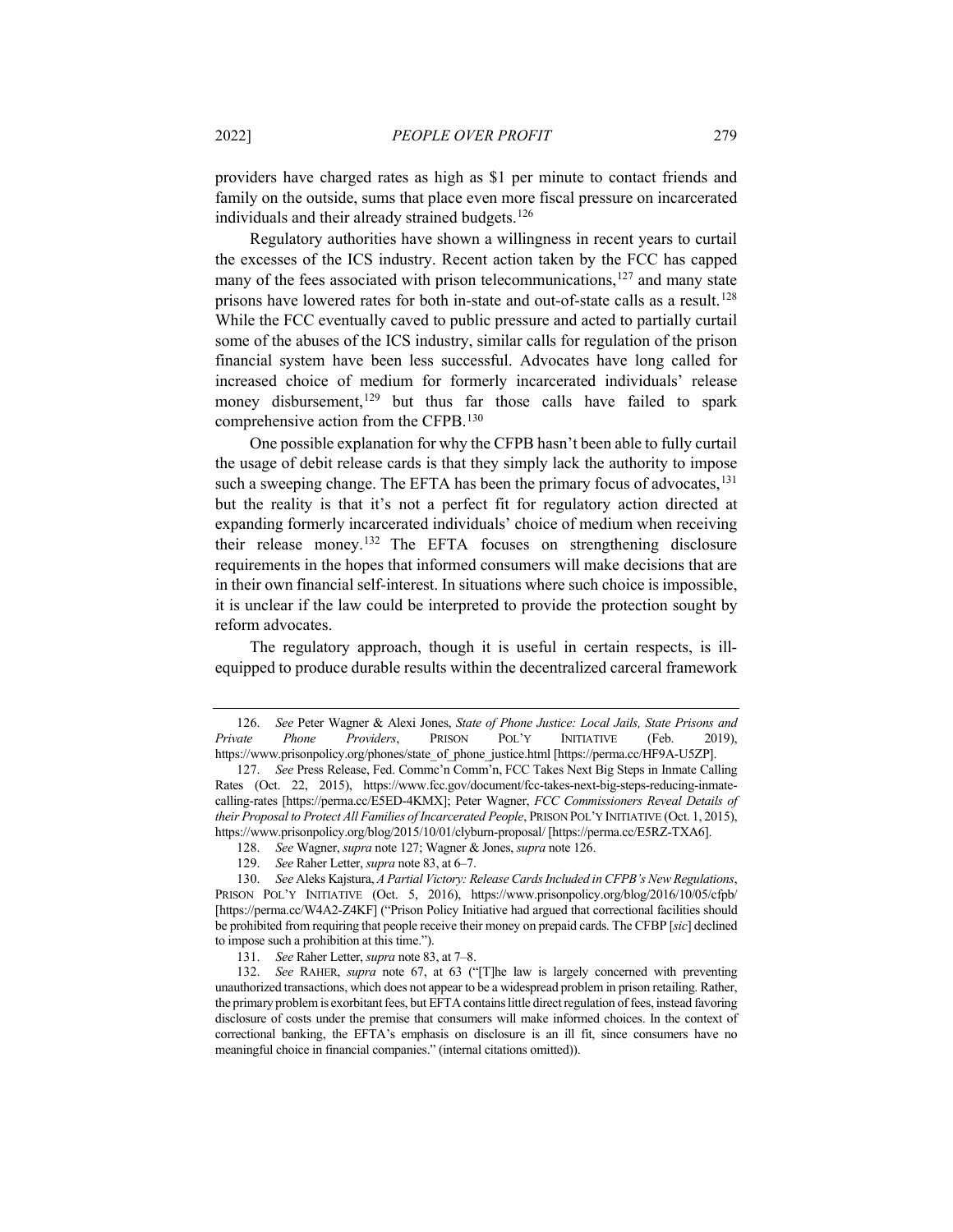providers have charged rates as high as $1 per minute to contact friends and family on the outside, sums that place even more fiscal pressure on incarcerated individuals and their already strained budgets.[126]

Regulatory authorities have shown a willingness in recent years to curtail the excesses of the ICS industry. Recent action taken by the FCC has capped many of the fees associated with prison telecommunications,[127] and many state prisons have lowered rates for both in-state and out-of-state calls as a result.[128] While the FCC eventually caved to public pressure and acted to partially curtail some of the abuses of the ICS industry, similar calls for regulation of the prison financial system have been less successful. Advocates have long called for increased choice of medium for formerly incarcerated individuals' release money disbursement,[129] but thus far those calls have failed to spark comprehensive action from the CFPB.[130]

One possible explanation for why the CFPB hasn't been able to fully curtail the usage of debit release cards is that they simply lack the authority to impose such a sweeping change. The EFTA has been the primary focus of advocates,[131] but the reality is that it's not a perfect fit for regulatory action directed at expanding formerly incarcerated individuals' choice of medium when receiving their release money.[132] The EFTA focuses on strengthening disclosure requirements in the hopes that informed consumers will make decisions that are in their own financial self-interest. In situations where such choice is impossible, it is unclear if the law could be interpreted to provide the protection sought by reform advocates.

The regulatory approach, though it is useful in certain respects, is ill-equipped to produce durable results within the decentralized carceral framework

---

126. *See* Peter Wagner & Alexi Jones, *State of Phone Justice: Local Jails, State Prisons and Private Phone Providers*, PRISON POL'Y INITIATIVE (Feb. 2019), https://www.prisonpolicy.org/phones/state_of_phone_justice.html [https://perma.cc/HF9A-U5ZP].

127. *See* Press Release, Fed. Commc'n Comm'n, FCC Takes Next Big Steps in Inmate Calling Rates (Oct. 22, 2015), https://www.fcc.gov/document/fcc-takes-next-big-steps-reducing-inmate-calling-rates [https://perma.cc/E5ED-4KMX]; Peter Wagner, *FCC Commissioners Reveal Details of their Proposal to Protect All Families of Incarcerated People*, PRISON POL'Y INITIATIVE (Oct. 1, 2015), https://www.prisonpolicy.org/blog/2015/10/01/clyburn-proposal/ [https://perma.cc/E5RZ-TXA6].

128. *See* Wagner, *supra* note 127; Wagner & Jones, *supra* note 126.

129. *See* Raher Letter, *supra* note 83, at 6–7.

130. *See* Aleks Kajstura, *A Partial Victory: Release Cards Included in CFPB's New Regulations*, PRISON POL'Y INITIATIVE (Oct. 5, 2016), https://www.prisonpolicy.org/blog/2016/10/05/cfpb/ [https://perma.cc/W4A2-Z4KF] ("Prison Policy Initiative had argued that correctional facilities should be prohibited from requiring that people receive their money on prepaid cards. The CFBP [*sic*] declined to impose such a prohibition at this time.").

131. *See* Raher Letter, *supra* note 83, at 7–8.

132. *See* RAHER, *supra* note 67, at 63 ("[T]he law is largely concerned with preventing unauthorized transactions, which does not appear to be a widespread problem in prison retailing. Rather, the primary problem is exorbitant fees, but EFTA contains little direct regulation of fees, instead favoring disclosure of costs under the premise that consumers will make informed choices. In the context of correctional banking, the EFTA's emphasis on disclosure is an ill fit, since consumers have no meaningful choice in financial companies." (internal citations omitted)).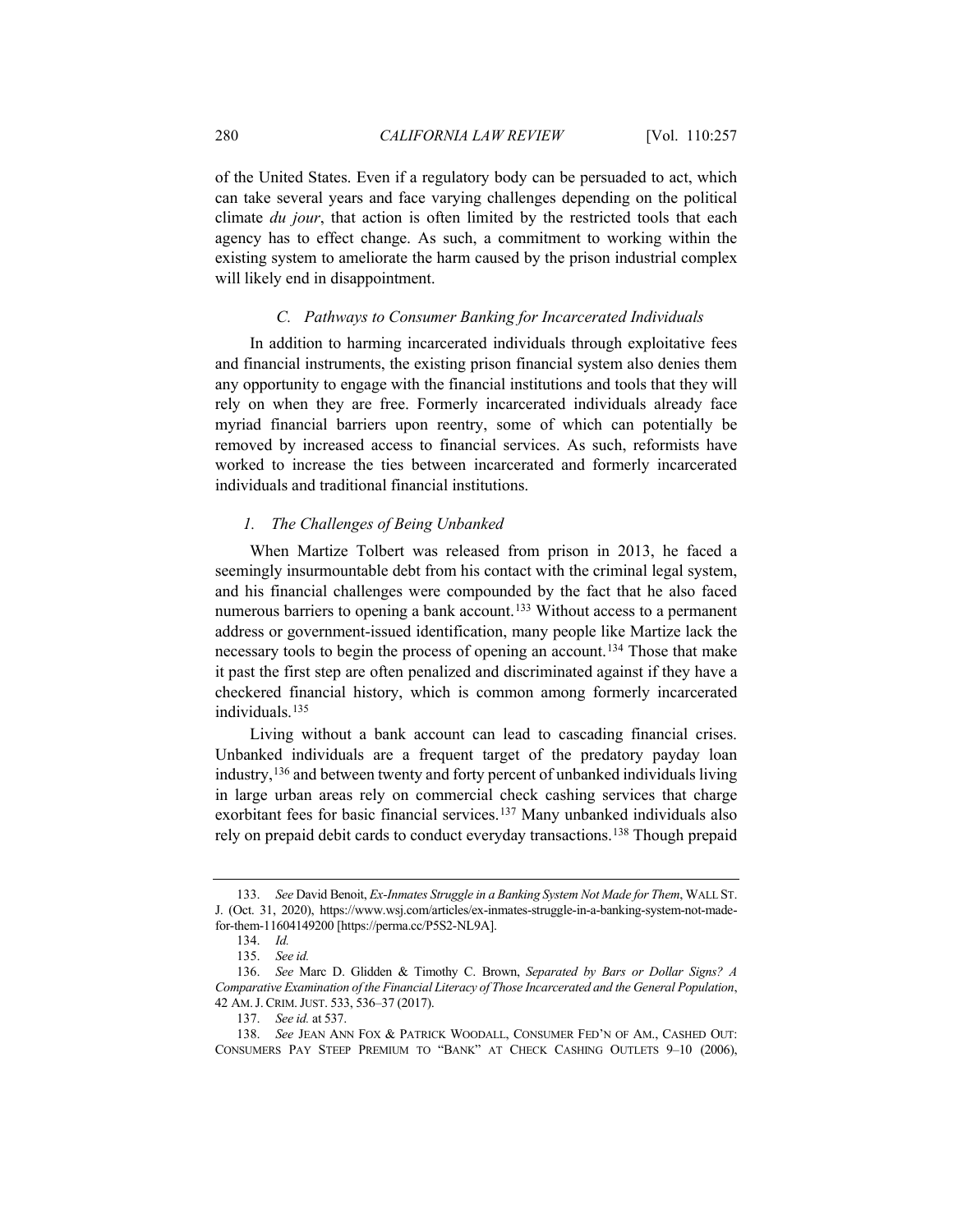of the United States. Even if a regulatory body can be persuaded to act, which can take several years and face varying challenges depending on the political climate *du jour*, that action is often limited by the restricted tools that each agency has to effect change. As such, a commitment to working within the existing system to ameliorate the harm caused by the prison industrial complex will likely end in disappointment.

### *C. Pathways to Consumer Banking for Incarcerated Individuals*

In addition to harming incarcerated individuals through exploitative fees and financial instruments, the existing prison financial system also denies them any opportunity to engage with the financial institutions and tools that they will rely on when they are free. Formerly incarcerated individuals already face myriad financial barriers upon reentry, some of which can potentially be removed by increased access to financial services. As such, reformists have worked to increase the ties between incarcerated and formerly incarcerated individuals and traditional financial institutions.

#### *1. The Challenges of Being Unbanked*

When Martize Tolbert was released from prison in 2013, he faced a seemingly insurmountable debt from his contact with the criminal legal system, and his financial challenges were compounded by the fact that he also faced numerous barriers to opening a bank account.[133] Without access to a permanent address or government-issued identification, many people like Martize lack the necessary tools to begin the process of opening an account.[134] Those that make it past the first step are often penalized and discriminated against if they have a checkered financial history, which is common among formerly incarcerated individuals.[135]

Living without a bank account can lead to cascading financial crises. Unbanked individuals are a frequent target of the predatory payday loan industry,[136] and between twenty and forty percent of unbanked individuals living in large urban areas rely on commercial check cashing services that charge exorbitant fees for basic financial services.[137] Many unbanked individuals also rely on prepaid debit cards to conduct everyday transactions.[138] Though prepaid

---

133. *See* David Benoit, *Ex-Inmates Struggle in a Banking System Not Made for Them*, WALL ST. J. (Oct. 31, 2020), https://www.wsj.com/articles/ex-inmates-struggle-in-a-banking-system-not-made-for-them-11604149200 [https://perma.cc/P5S2-NL9A].

134. *Id.*

135. *See id.*

136. *See* Marc D. Glidden & Timothy C. Brown, *Separated by Bars or Dollar Signs? A Comparative Examination of the Financial Literacy of Those Incarcerated and the General Population*, 42 AM. J. CRIM. JUST. 533, 536–37 (2017).

137. *See id.* at 537.

138. *See* JEAN ANN FOX & PATRICK WOODALL, CONSUMER FED'N OF AM., CASHED OUT: CONSUMERS PAY STEEP PREMIUM TO "BANK" AT CHECK CASHING OUTLETS 9–10 (2006),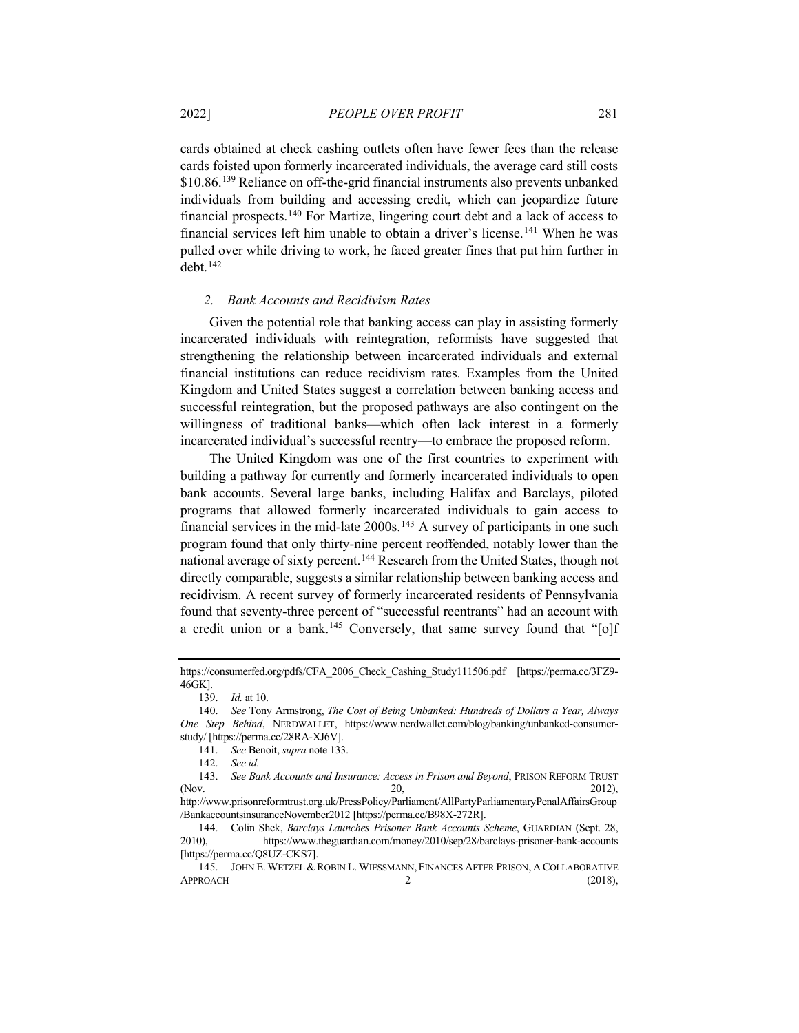cards obtained at check cashing outlets often have fewer fees than the release cards foisted upon formerly incarcerated individuals, the average card still costs $10.86.[139] Reliance on off-the-grid financial instruments also prevents unbanked individuals from building and accessing credit, which can jeopardize future financial prospects.[140] For Martize, lingering court debt and a lack of access to financial services left him unable to obtain a driver's license.[141] When he was pulled over while driving to work, he faced greater fines that put him further in debt.[142]

### *2. Bank Accounts and Recidivism Rates*

Given the potential role that banking access can play in assisting formerly incarcerated individuals with reintegration, reformists have suggested that strengthening the relationship between incarcerated individuals and external financial institutions can reduce recidivism rates. Examples from the United Kingdom and United States suggest a correlation between banking access and successful reintegration, but the proposed pathways are also contingent on the willingness of traditional banks—which often lack interest in a formerly incarcerated individual's successful reentry—to embrace the proposed reform.

The United Kingdom was one of the first countries to experiment with building a pathway for currently and formerly incarcerated individuals to open bank accounts. Several large banks, including Halifax and Barclays, piloted programs that allowed formerly incarcerated individuals to gain access to financial services in the mid-late 2000s.[143] A survey of participants in one such program found that only thirty-nine percent reoffended, notably lower than the national average of sixty percent.[144] Research from the United States, though not directly comparable, suggests a similar relationship between banking access and recidivism. A recent survey of formerly incarcerated residents of Pennsylvania found that seventy-three percent of "successful reentrants" had an account with a credit union or a bank.[145] Conversely, that same survey found that "[o]f

---

https://consumerfed.org/pdfs/CFA_2006_Check_Cashing_Study111506.pdf [https://perma.cc/3FZ9-46GK].

139. *Id.* at 10.

140. *See* Tony Armstrong, *The Cost of Being Unbanked: Hundreds of Dollars a Year, Always One Step Behind*, NERDWALLET, https://www.nerdwallet.com/blog/banking/unbanked-consumer-study/ [https://perma.cc/28RA-XJ6V].

141. *See* Benoit, *supra* note 133.

142. *See id.*

143. *See Bank Accounts and Insurance: Access in Prison and Beyond*, PRISON REFORM TRUST (Nov. 20, 2012), http://www.prisonreformtrust.org.uk/PressPolicy/Parliament/AllPartyParliamentaryPenalAffairsGroup/BankaccountsinsuranceNovember2012 [https://perma.cc/B98X-272R].

144. Colin Shek, *Barclays Launches Prisoner Bank Accounts Scheme*, GUARDIAN (Sept. 28, 2010), https://www.theguardian.com/money/2010/sep/28/barclays-prisoner-bank-accounts [https://perma.cc/Q8UZ-CKS7].

145. JOHN E. WETZEL & ROBIN L. WIESSMANN, FINANCES AFTER PRISON, A COLLABORATIVE APPROACH 2 (2018),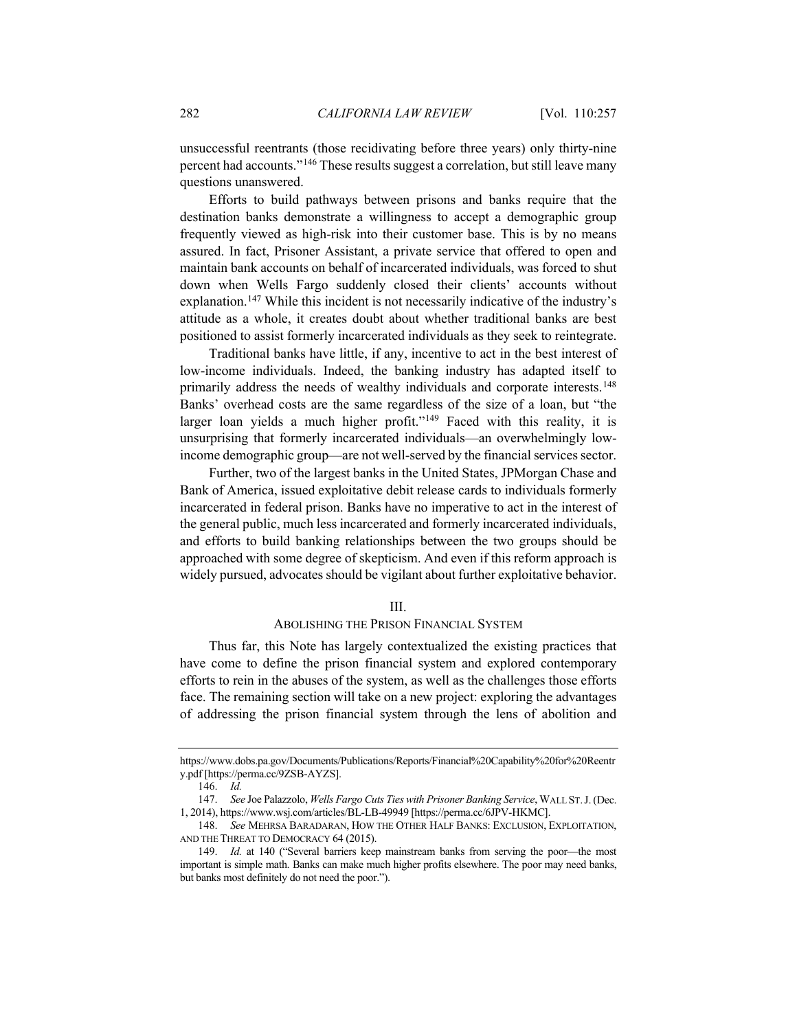unsuccessful reentrants (those recidivating before three years) only thirty-nine percent had accounts."[146] These results suggest a correlation, but still leave many questions unanswered.

Efforts to build pathways between prisons and banks require that the destination banks demonstrate a willingness to accept a demographic group frequently viewed as high-risk into their customer base. This is by no means assured. In fact, Prisoner Assistant, a private service that offered to open and maintain bank accounts on behalf of incarcerated individuals, was forced to shut down when Wells Fargo suddenly closed their clients' accounts without explanation.[147] While this incident is not necessarily indicative of the industry's attitude as a whole, it creates doubt about whether traditional banks are best positioned to assist formerly incarcerated individuals as they seek to reintegrate.

Traditional banks have little, if any, incentive to act in the best interest of low-income individuals. Indeed, the banking industry has adapted itself to primarily address the needs of wealthy individuals and corporate interests.[148] Banks' overhead costs are the same regardless of the size of a loan, but "the larger loan yields a much higher profit."[149] Faced with this reality, it is unsurprising that formerly incarcerated individuals—an overwhelmingly low-income demographic group—are not well-served by the financial services sector.

Further, two of the largest banks in the United States, JPMorgan Chase and Bank of America, issued exploitative debit release cards to individuals formerly incarcerated in federal prison. Banks have no imperative to act in the interest of the general public, much less incarcerated and formerly incarcerated individuals, and efforts to build banking relationships between the two groups should be approached with some degree of skepticism. And even if this reform approach is widely pursued, advocates should be vigilant about further exploitative behavior.

## III.
## ABOLISHING THE PRISON FINANCIAL SYSTEM

Thus far, this Note has largely contextualized the existing practices that have come to define the prison financial system and explored contemporary efforts to rein in the abuses of the system, as well as the challenges those efforts face. The remaining section will take on a new project: exploring the advantages of addressing the prison financial system through the lens of abolition and

---

https://www.dobs.pa.gov/Documents/Publications/Reports/Financial%20Capability%20for%20Reentry.pdf [https://perma.cc/9ZSB-AYZS].

146. *Id.*

147. *See* Joe Palazzolo, *Wells Fargo Cuts Ties with Prisoner Banking Service*, WALL ST. J. (Dec. 1, 2014), https://www.wsj.com/articles/BL-LB-49949 [https://perma.cc/6JPV-HKMC].

148. *See* MEHRSA BARADARAN, HOW THE OTHER HALF BANKS: EXCLUSION, EXPLOITATION, AND THE THREAT TO DEMOCRACY 64 (2015).

149. *Id.* at 140 ("Several barriers keep mainstream banks from serving the poor—the most important is simple math. Banks can make much higher profits elsewhere. The poor may need banks, but banks most definitely do not need the poor.").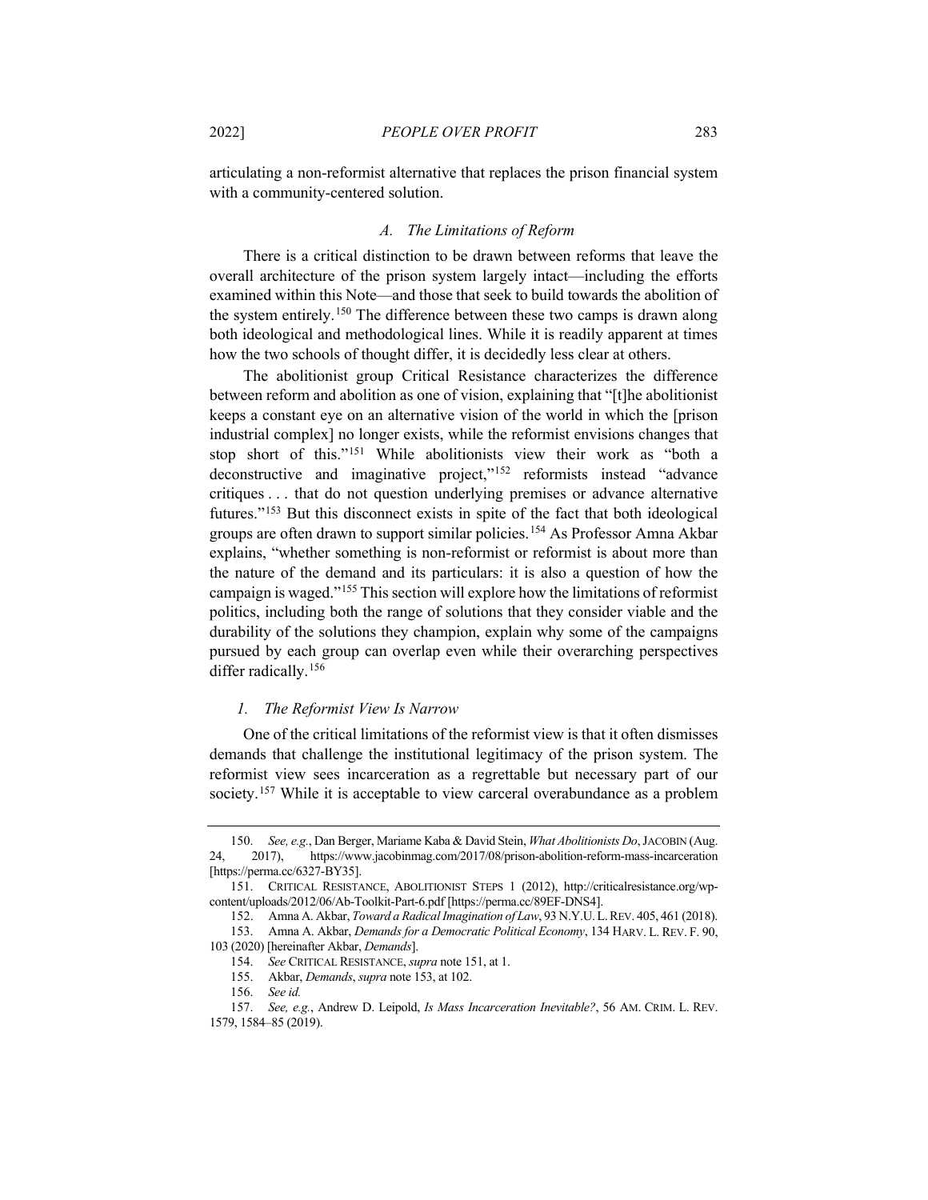articulating a non-reformist alternative that replaces the prison financial system with a community-centered solution.

### *A. The Limitations of Reform*

There is a critical distinction to be drawn between reforms that leave the overall architecture of the prison system largely intact—including the efforts examined within this Note—and those that seek to build towards the abolition of the system entirely.[150] The difference between these two camps is drawn along both ideological and methodological lines. While it is readily apparent at times how the two schools of thought differ, it is decidedly less clear at others.

The abolitionist group Critical Resistance characterizes the difference between reform and abolition as one of vision, explaining that "[t]he abolitionist keeps a constant eye on an alternative vision of the world in which the [prison industrial complex] no longer exists, while the reformist envisions changes that stop short of this."[151] While abolitionists view their work as "both a deconstructive and imaginative project,"[152] reformists instead "advance critiques . . . that do not question underlying premises or advance alternative futures."[153] But this disconnect exists in spite of the fact that both ideological groups are often drawn to support similar policies.[154] As Professor Amna Akbar explains, "whether something is non-reformist or reformist is about more than the nature of the demand and its particulars: it is also a question of how the campaign is waged."[155] This section will explore how the limitations of reformist politics, including both the range of solutions that they consider viable and the durability of the solutions they champion, explain why some of the campaigns pursued by each group can overlap even while their overarching perspectives differ radically.[156]

#### *1. The Reformist View Is Narrow*

One of the critical limitations of the reformist view is that it often dismisses demands that challenge the institutional legitimacy of the prison system. The reformist view sees incarceration as a regrettable but necessary part of our society.[157] While it is acceptable to view carceral overabundance as a problem

---

150. *See, e.g.*, Dan Berger, Mariame Kaba & David Stein, *What Abolitionists Do*, JACOBIN (Aug. 24, 2017), https://www.jacobinmag.com/2017/08/prison-abolition-reform-mass-incarceration [https://perma.cc/6327-BY35].

151. CRITICAL RESISTANCE, ABOLITIONIST STEPS 1 (2012), http://criticalresistance.org/wp-content/uploads/2012/06/Ab-Toolkit-Part-6.pdf [https://perma.cc/89EF-DNS4].

152. Amna A. Akbar, *Toward a Radical Imagination of Law*, 93 N.Y.U. L. REV. 405, 461 (2018).

153. Amna A. Akbar, *Demands for a Democratic Political Economy*, 134 HARV. L. REV. F. 90, 103 (2020) [hereinafter Akbar, *Demands*].

154. *See* CRITICAL RESISTANCE, *supra* note 151, at 1.

155. Akbar, *Demands*, *supra* note 153, at 102.

156. *See id.*

157. *See, e.g.*, Andrew D. Leipold, *Is Mass Incarceration Inevitable?*, 56 AM. CRIM. L. REV. 1579, 1584–85 (2019).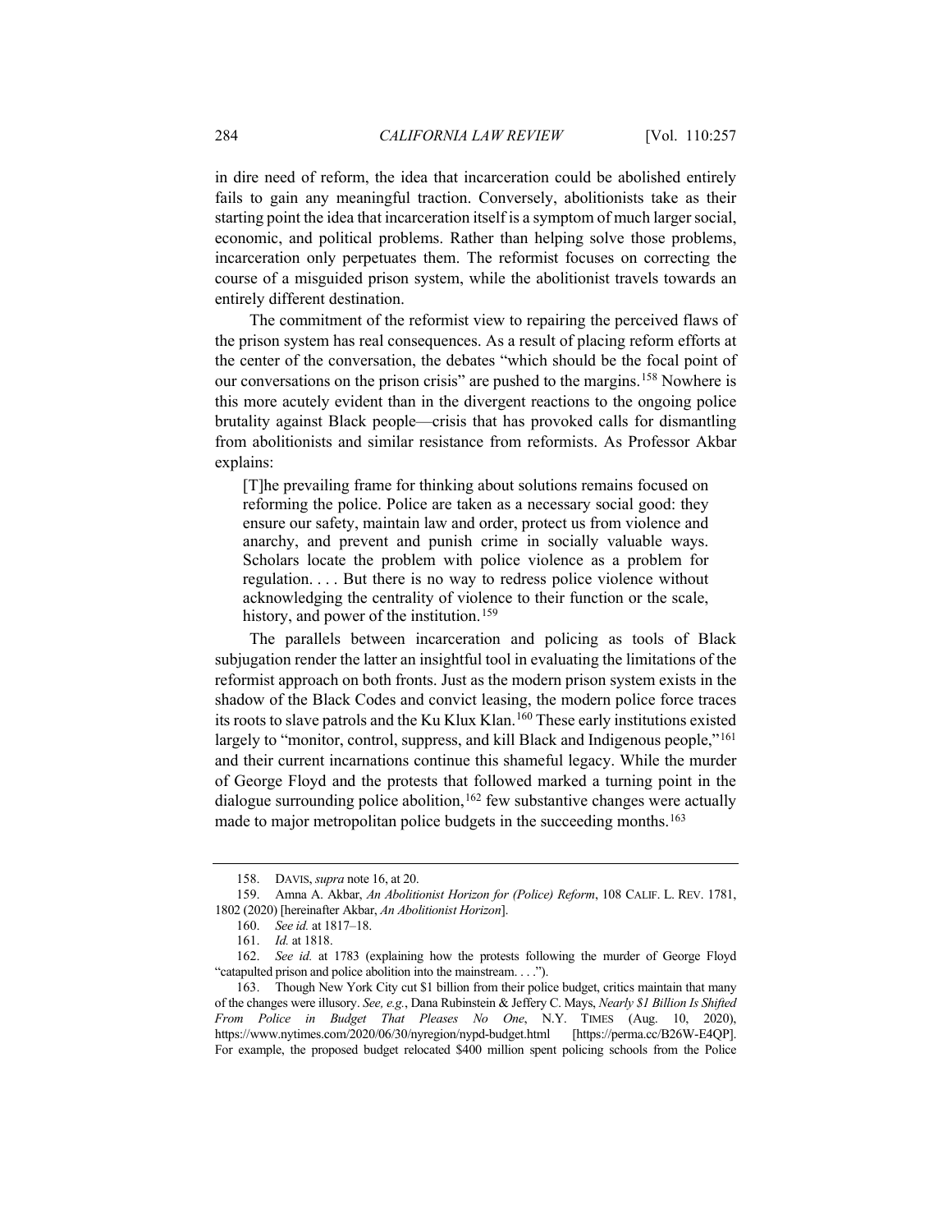in dire need of reform, the idea that incarceration could be abolished entirely fails to gain any meaningful traction. Conversely, abolitionists take as their starting point the idea that incarceration itself is a symptom of much larger social, economic, and political problems. Rather than helping solve those problems, incarceration only perpetuates them. The reformist focuses on correcting the course of a misguided prison system, while the abolitionist travels towards an entirely different destination.

The commitment of the reformist view to repairing the perceived flaws of the prison system has real consequences. As a result of placing reform efforts at the center of the conversation, the debates "which should be the focal point of our conversations on the prison crisis" are pushed to the margins.[158] Nowhere is this more acutely evident than in the divergent reactions to the ongoing police brutality against Black people—crisis that has provoked calls for dismantling from abolitionists and similar resistance from reformists. As Professor Akbar explains:

> [T]he prevailing frame for thinking about solutions remains focused on reforming the police. Police are taken as a necessary social good: they ensure our safety, maintain law and order, protect us from violence and anarchy, and prevent and punish crime in socially valuable ways. Scholars locate the problem with police violence as a problem for regulation. . . . But there is no way to redress police violence without acknowledging the centrality of violence to their function or the scale, history, and power of the institution.[159]

The parallels between incarceration and policing as tools of Black subjugation render the latter an insightful tool in evaluating the limitations of the reformist approach on both fronts. Just as the modern prison system exists in the shadow of the Black Codes and convict leasing, the modern police force traces its roots to slave patrols and the Ku Klux Klan.[160] These early institutions existed largely to "monitor, control, suppress, and kill Black and Indigenous people,"[161] and their current incarnations continue this shameful legacy. While the murder of George Floyd and the protests that followed marked a turning point in the dialogue surrounding police abolition,[162] few substantive changes were actually made to major metropolitan police budgets in the succeeding months.[163]

---

158. DAVIS, *supra* note 16, at 20.

159. Amna A. Akbar, *An Abolitionist Horizon for (Police) Reform*, 108 CALIF. L. REV. 1781, 1802 (2020) [hereinafter Akbar, *An Abolitionist Horizon*].

160. *See id.* at 1817–18.

161. *Id.* at 1818.

162. *See id.* at 1783 (explaining how the protests following the murder of George Floyd "catapulted prison and police abolition into the mainstream. . . .").

163. Though New York City cut $1 billion from their police budget, critics maintain that many of the changes were illusory. *See, e.g.*, Dana Rubinstein & Jeffery C. Mays, *Nearly $1 Billion Is Shifted From Police in Budget That Pleases No One*, N.Y. TIMES (Aug. 10, 2020), https://www.nytimes.com/2020/06/30/nyregion/nypd-budget.html [https://perma.cc/B26W-E4QP]. For example, the proposed budget relocated $400 million spent policing schools from the Police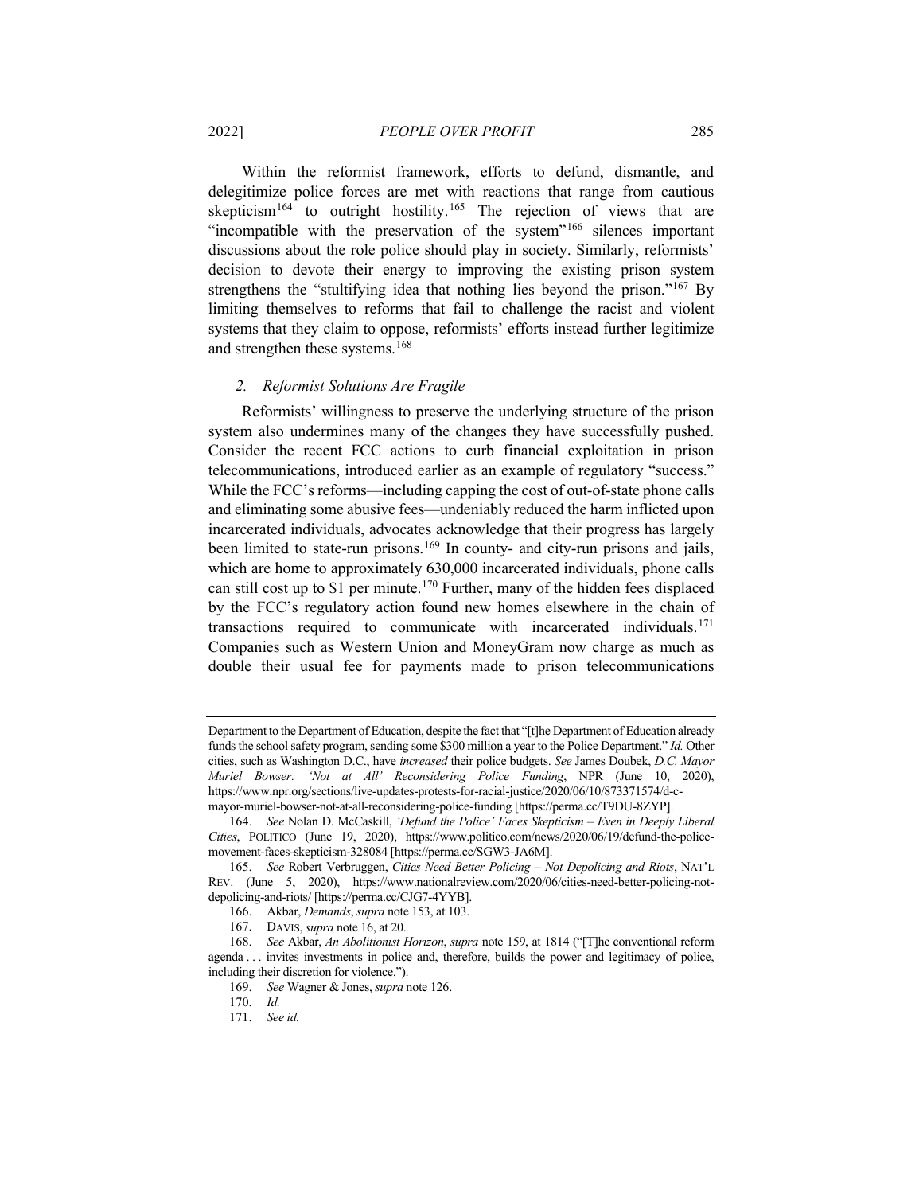Within the reformist framework, efforts to defund, dismantle, and delegitimize police forces are met with reactions that range from cautious skepticism[164] to outright hostility.[165] The rejection of views that are "incompatible with the preservation of the system"[166] silences important discussions about the role police should play in society. Similarly, reformists' decision to devote their energy to improving the existing prison system strengthens the "stultifying idea that nothing lies beyond the prison."[167] By limiting themselves to reforms that fail to challenge the racist and violent systems that they claim to oppose, reformists' efforts instead further legitimize and strengthen these systems.[168]

### 2. *Reformist Solutions Are Fragile*

Reformists' willingness to preserve the underlying structure of the prison system also undermines many of the changes they have successfully pushed. Consider the recent FCC actions to curb financial exploitation in prison telecommunications, introduced earlier as an example of regulatory "success." While the FCC's reforms—including capping the cost of out-of-state phone calls and eliminating some abusive fees—undeniably reduced the harm inflicted upon incarcerated individuals, advocates acknowledge that their progress has largely been limited to state-run prisons.[169] In county- and city-run prisons and jails, which are home to approximately 630,000 incarcerated individuals, phone calls can still cost up to $1 per minute.[170] Further, many of the hidden fees displaced by the FCC's regulatory action found new homes elsewhere in the chain of transactions required to communicate with incarcerated individuals.[171] Companies such as Western Union and MoneyGram now charge as much as double their usual fee for payments made to prison telecommunications

---

Department to the Department of Education, despite the fact that "[t]he Department of Education already funds the school safety program, sending some $300 million a year to the Police Department." *Id.* Other cities, such as Washington D.C., have *increased* their police budgets. *See* James Doubek, *D.C. Mayor Muriel Bowser: 'Not at All' Reconsidering Police Funding*, NPR (June 10, 2020), https://www.npr.org/sections/live-updates-protests-for-racial-justice/2020/06/10/873371574/d-c-mayor-muriel-bowser-not-at-all-reconsidering-police-funding [https://perma.cc/T9DU-8ZYP].

164. *See* Nolan D. McCaskill, *'Defund the Police' Faces Skepticism – Even in Deeply Liberal Cities*, POLITICO (June 19, 2020), https://www.politico.com/news/2020/06/19/defund-the-police-movement-faces-skepticism-328084 [https://perma.cc/SGW3-JA6M].

165. *See* Robert Verbruggen, *Cities Need Better Policing – Not Depolicing and Riots*, NAT'L REV. (June 5, 2020), https://www.nationalreview.com/2020/06/cities-need-better-policing-not-depolicing-and-riots/ [https://perma.cc/CJG7-4YYB].

166. Akbar, *Demands*, *supra* note 153, at 103.

167. DAVIS, *supra* note 16, at 20.

168. *See* Akbar, *An Abolitionist Horizon*, *supra* note 159, at 1814 ("[T]he conventional reform agenda . . . invites investments in police and, therefore, builds the power and legitimacy of police, including their discretion for violence.").

169. *See* Wagner & Jones, *supra* note 126.

170. *Id.*

171. *See id.*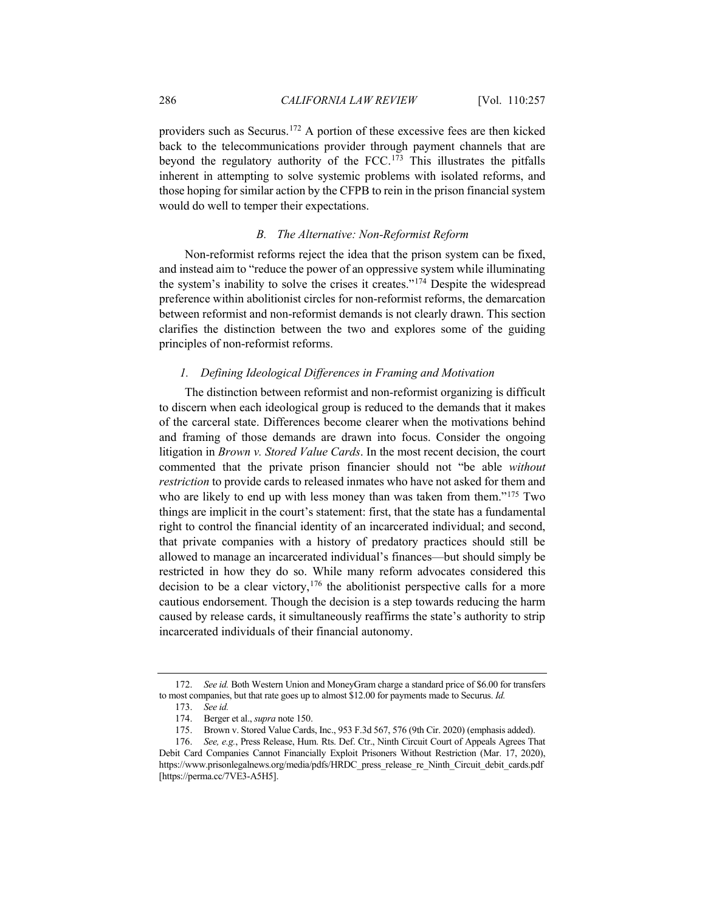providers such as Securus.[172] A portion of these excessive fees are then kicked back to the telecommunications provider through payment channels that are beyond the regulatory authority of the FCC.[173] This illustrates the pitfalls inherent in attempting to solve systemic problems with isolated reforms, and those hoping for similar action by the CFPB to rein in the prison financial system would do well to temper their expectations.

### *B. The Alternative: Non-Reformist Reform*

Non-reformist reforms reject the idea that the prison system can be fixed, and instead aim to "reduce the power of an oppressive system while illuminating the system's inability to solve the crises it creates."[174] Despite the widespread preference within abolitionist circles for non-reformist reforms, the demarcation between reformist and non-reformist demands is not clearly drawn. This section clarifies the distinction between the two and explores some of the guiding principles of non-reformist reforms.

#### *1. Defining Ideological Differences in Framing and Motivation*

The distinction between reformist and non-reformist organizing is difficult to discern when each ideological group is reduced to the demands that it makes of the carceral state. Differences become clearer when the motivations behind and framing of those demands are drawn into focus. Consider the ongoing litigation in *Brown v. Stored Value Cards*. In the most recent decision, the court commented that the private prison financier should not "be able *without restriction* to provide cards to released inmates who have not asked for them and who are likely to end up with less money than was taken from them."[175] Two things are implicit in the court's statement: first, that the state has a fundamental right to control the financial identity of an incarcerated individual; and second, that private companies with a history of predatory practices should still be allowed to manage an incarcerated individual's finances—but should simply be restricted in how they do so. While many reform advocates considered this decision to be a clear victory,[176] the abolitionist perspective calls for a more cautious endorsement. Though the decision is a step towards reducing the harm caused by release cards, it simultaneously reaffirms the state's authority to strip incarcerated individuals of their financial autonomy.

---

172. *See id.* Both Western Union and MoneyGram charge a standard price of $6.00 for transfers to most companies, but that rate goes up to almost $12.00 for payments made to Securus. *Id.*

173. *See id.*

174. Berger et al., *supra* note 150.

175. Brown v. Stored Value Cards, Inc., 953 F.3d 567, 576 (9th Cir. 2020) (emphasis added).

176. *See, e.g.*, Press Release, Hum. Rts. Def. Ctr., Ninth Circuit Court of Appeals Agrees That Debit Card Companies Cannot Financially Exploit Prisoners Without Restriction (Mar. 17, 2020), https://www.prisonlegalnews.org/media/pdfs/HRDC_press_release_re_Ninth_Circuit_debit_cards.pdf [https://perma.cc/7VE3-A5H5].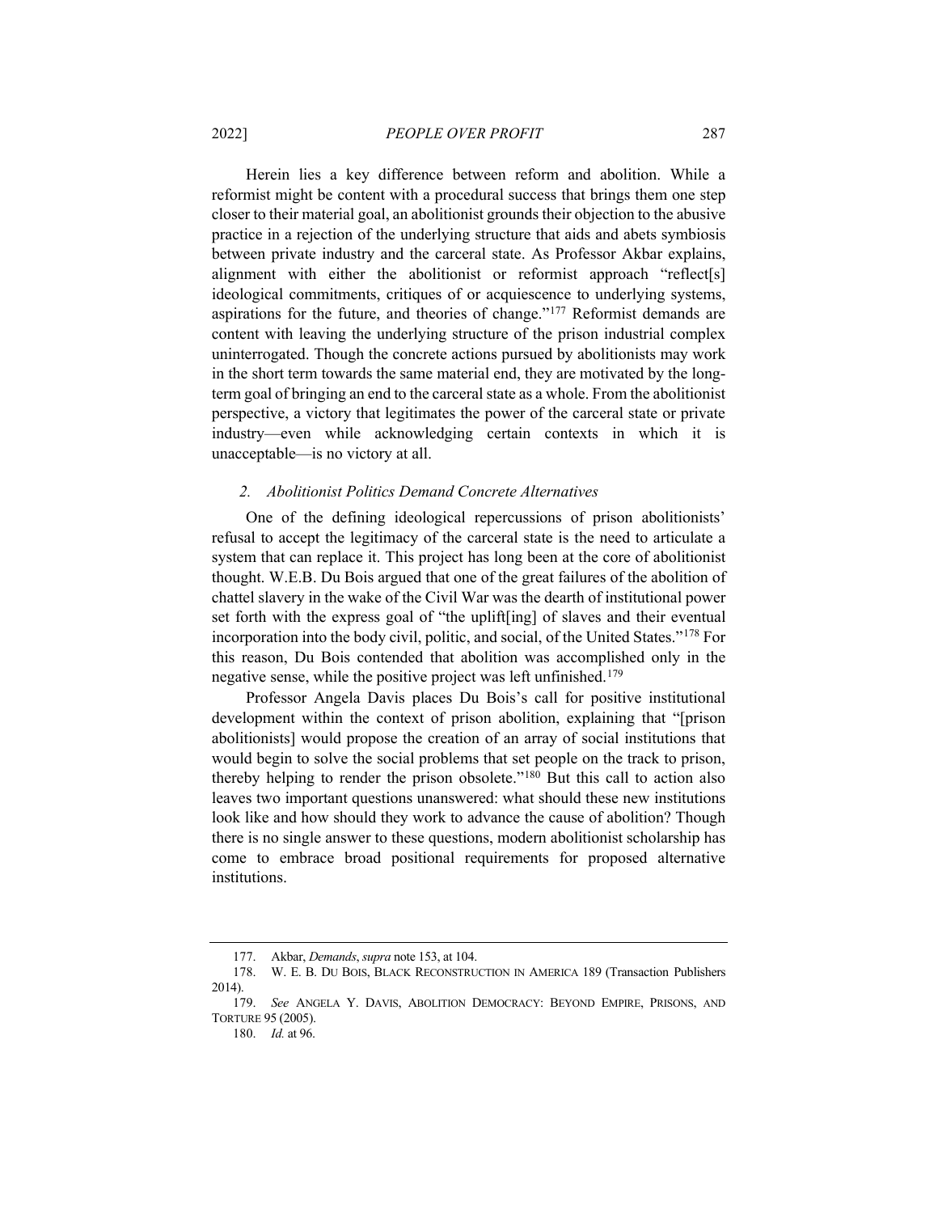Herein lies a key difference between reform and abolition. While a reformist might be content with a procedural success that brings them one step closer to their material goal, an abolitionist grounds their objection to the abusive practice in a rejection of the underlying structure that aids and abets symbiosis between private industry and the carceral state. As Professor Akbar explains, alignment with either the abolitionist or reformist approach "reflect[s] ideological commitments, critiques of or acquiescence to underlying systems, aspirations for the future, and theories of change."[177] Reformist demands are content with leaving the underlying structure of the prison industrial complex uninterrogated. Though the concrete actions pursued by abolitionists may work in the short term towards the same material end, they are motivated by the long-term goal of bringing an end to the carceral state as a whole. From the abolitionist perspective, a victory that legitimates the power of the carceral state or private industry—even while acknowledging certain contexts in which it is unacceptable—is no victory at all.

### *2. Abolitionist Politics Demand Concrete Alternatives*

One of the defining ideological repercussions of prison abolitionists' refusal to accept the legitimacy of the carceral state is the need to articulate a system that can replace it. This project has long been at the core of abolitionist thought. W.E.B. Du Bois argued that one of the great failures of the abolition of chattel slavery in the wake of the Civil War was the dearth of institutional power set forth with the express goal of "the uplift[ing] of slaves and their eventual incorporation into the body civil, politic, and social, of the United States."[178] For this reason, Du Bois contended that abolition was accomplished only in the negative sense, while the positive project was left unfinished.[179]

Professor Angela Davis places Du Bois's call for positive institutional development within the context of prison abolition, explaining that "[prison abolitionists] would propose the creation of an array of social institutions that would begin to solve the social problems that set people on the track to prison, thereby helping to render the prison obsolete."[180] But this call to action also leaves two important questions unanswered: what should these new institutions look like and how should they work to advance the cause of abolition? Though there is no single answer to these questions, modern abolitionist scholarship has come to embrace broad positional requirements for proposed alternative institutions.

---

177. Akbar, *Demands*, *supra* note 153, at 104.

178. W. E. B. DU BOIS, BLACK RECONSTRUCTION IN AMERICA 189 (Transaction Publishers 2014).

179. *See* ANGELA Y. DAVIS, ABOLITION DEMOCRACY: BEYOND EMPIRE, PRISONS, AND TORTURE 95 (2005).

180. *Id.* at 96.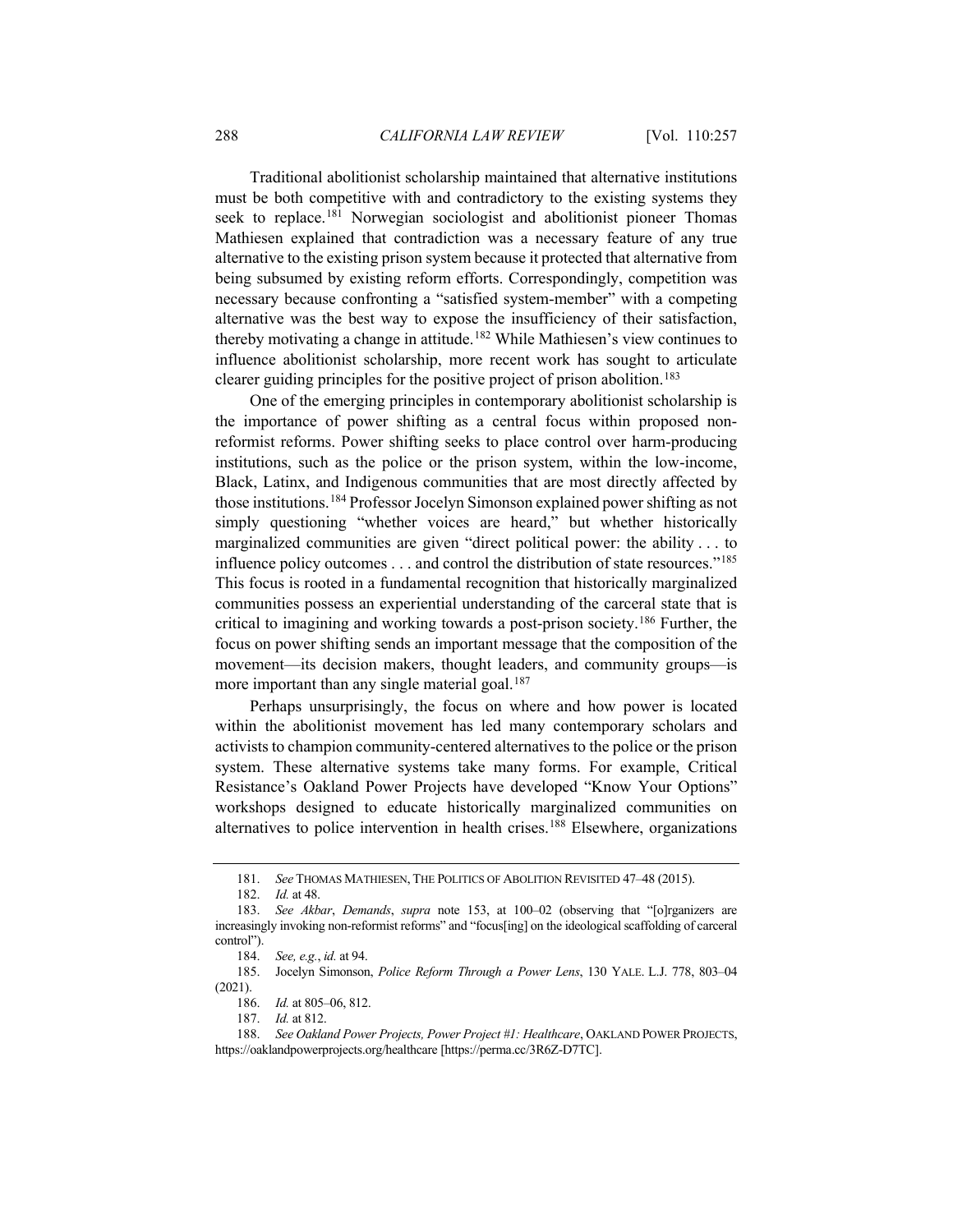Traditional abolitionist scholarship maintained that alternative institutions must be both competitive with and contradictory to the existing systems they seek to replace.[181] Norwegian sociologist and abolitionist pioneer Thomas Mathiesen explained that contradiction was a necessary feature of any true alternative to the existing prison system because it protected that alternative from being subsumed by existing reform efforts. Correspondingly, competition was necessary because confronting a "satisfied system-member" with a competing alternative was the best way to expose the insufficiency of their satisfaction, thereby motivating a change in attitude.[182] While Mathiesen's view continues to influence abolitionist scholarship, more recent work has sought to articulate clearer guiding principles for the positive project of prison abolition.[183]

One of the emerging principles in contemporary abolitionist scholarship is the importance of power shifting as a central focus within proposed non-reformist reforms. Power shifting seeks to place control over harm-producing institutions, such as the police or the prison system, within the low-income, Black, Latinx, and Indigenous communities that are most directly affected by those institutions.[184] Professor Jocelyn Simonson explained power shifting as not simply questioning "whether voices are heard," but whether historically marginalized communities are given "direct political power: the ability . . . to influence policy outcomes . . . and control the distribution of state resources."[185] This focus is rooted in a fundamental recognition that historically marginalized communities possess an experiential understanding of the carceral state that is critical to imagining and working towards a post-prison society.[186] Further, the focus on power shifting sends an important message that the composition of the movement—its decision makers, thought leaders, and community groups—is more important than any single material goal.[187]

Perhaps unsurprisingly, the focus on where and how power is located within the abolitionist movement has led many contemporary scholars and activists to champion community-centered alternatives to the police or the prison system. These alternative systems take many forms. For example, Critical Resistance's Oakland Power Projects have developed "Know Your Options" workshops designed to educate historically marginalized communities on alternatives to police intervention in health crises.[188] Elsewhere, organizations

---

181. *See* THOMAS MATHIESEN, THE POLITICS OF ABOLITION REVISITED 47–48 (2015).

182. *Id.* at 48.

183. *See Akbar*, *Demands*, *supra* note 153, at 100–02 (observing that "[o]rganizers are increasingly invoking non-reformist reforms" and "focus[ing] on the ideological scaffolding of carceral control").

184. *See, e.g.*, *id.* at 94.

185. Jocelyn Simonson, *Police Reform Through a Power Lens*, 130 YALE. L.J. 778, 803–04 (2021).

186. *Id.* at 805–06, 812.

187. *Id.* at 812.

188. *See Oakland Power Projects, Power Project #1: Healthcare*, OAKLAND POWER PROJECTS, https://oaklandpowerprojects.org/healthcare [https://perma.cc/3R6Z-D7TC].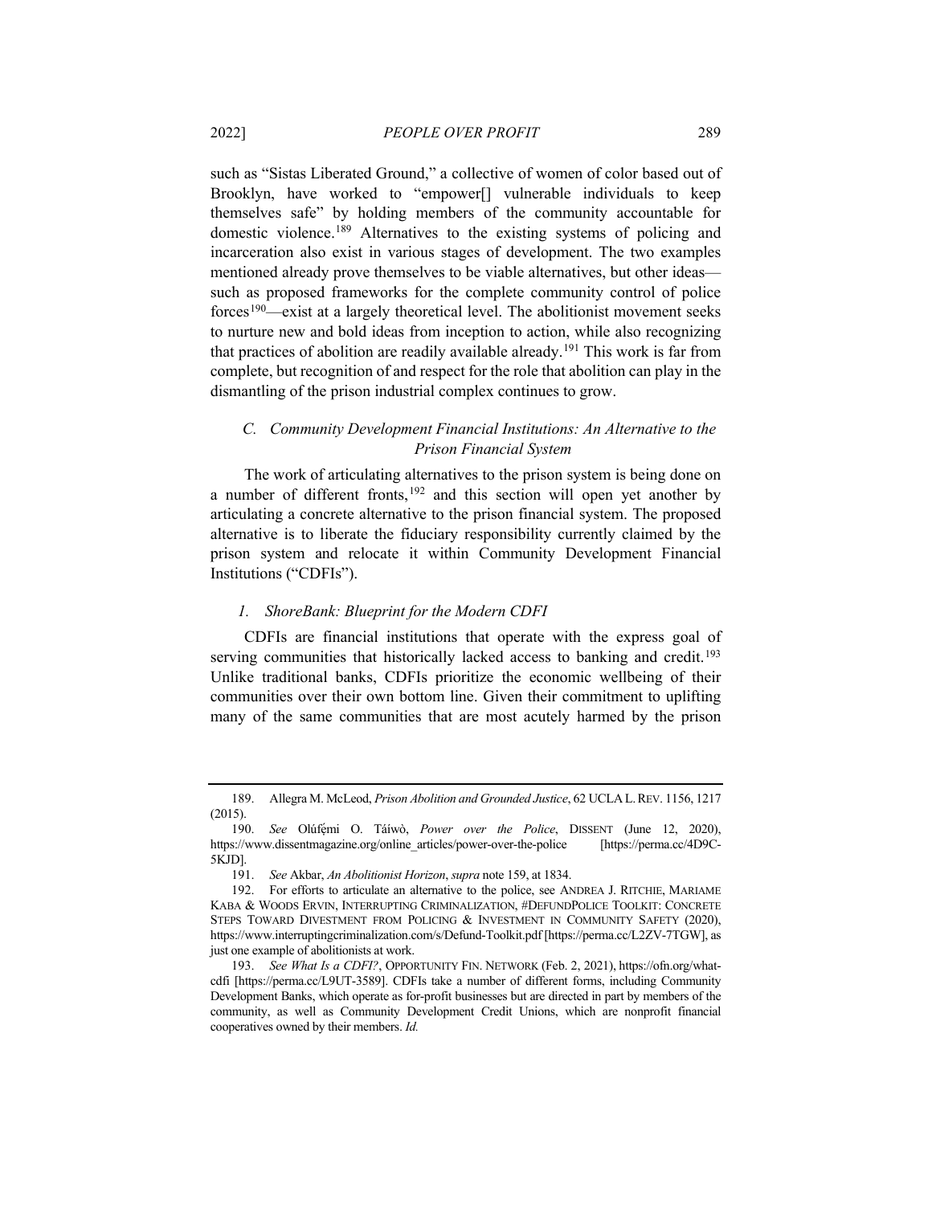such as "Sistas Liberated Ground," a collective of women of color based out of Brooklyn, have worked to "empower[] vulnerable individuals to keep themselves safe" by holding members of the community accountable for domestic violence.[189] Alternatives to the existing systems of policing and incarceration also exist in various stages of development. The two examples mentioned already prove themselves to be viable alternatives, but other ideas—such as proposed frameworks for the complete community control of police forces[190]—exist at a largely theoretical level. The abolitionist movement seeks to nurture new and bold ideas from inception to action, while also recognizing that practices of abolition are readily available already.[191] This work is far from complete, but recognition of and respect for the role that abolition can play in the dismantling of the prison industrial complex continues to grow.

### *C. Community Development Financial Institutions: An Alternative to the Prison Financial System*

The work of articulating alternatives to the prison system is being done on a number of different fronts,[192] and this section will open yet another by articulating a concrete alternative to the prison financial system. The proposed alternative is to liberate the fiduciary responsibility currently claimed by the prison system and relocate it within Community Development Financial Institutions ("CDFIs").

#### *1. ShoreBank: Blueprint for the Modern CDFI*

CDFIs are financial institutions that operate with the express goal of serving communities that historically lacked access to banking and credit.[193] Unlike traditional banks, CDFIs prioritize the economic wellbeing of their communities over their own bottom line. Given their commitment to uplifting many of the same communities that are most acutely harmed by the prison

---

189. Allegra M. McLeod, *Prison Abolition and Grounded Justice*, 62 UCLA L. REV. 1156, 1217 (2015).

190. *See* Olúfẹ́mi O. Táíwò, *Power over the Police*, DISSENT (June 12, 2020), https://www.dissentmagazine.org/online_articles/power-over-the-police [https://perma.cc/4D9C-5KJD].

191. *See* Akbar, *An Abolitionist Horizon*, *supra* note 159, at 1834.

192. For efforts to articulate an alternative to the police, see ANDREA J. RITCHIE, MARIAME KABA & WOODS ERVIN, INTERRUPTING CRIMINALIZATION, #DEFUNDPOLICE TOOLKIT: CONCRETE STEPS TOWARD DIVESTMENT FROM POLICING & INVESTMENT IN COMMUNITY SAFETY (2020), https://www.interruptingcriminalization.com/s/Defund-Toolkit.pdf [https://perma.cc/L2ZV-7TGW], as just one example of abolitionists at work.

193. *See What Is a CDFI?*, OPPORTUNITY FIN. NETWORK (Feb. 2, 2021), https://ofn.org/what-cdfi [https://perma.cc/L9UT-3589]. CDFIs take a number of different forms, including Community Development Banks, which operate as for-profit businesses but are directed in part by members of the community, as well as Community Development Credit Unions, which are nonprofit financial cooperatives owned by their members. *Id.*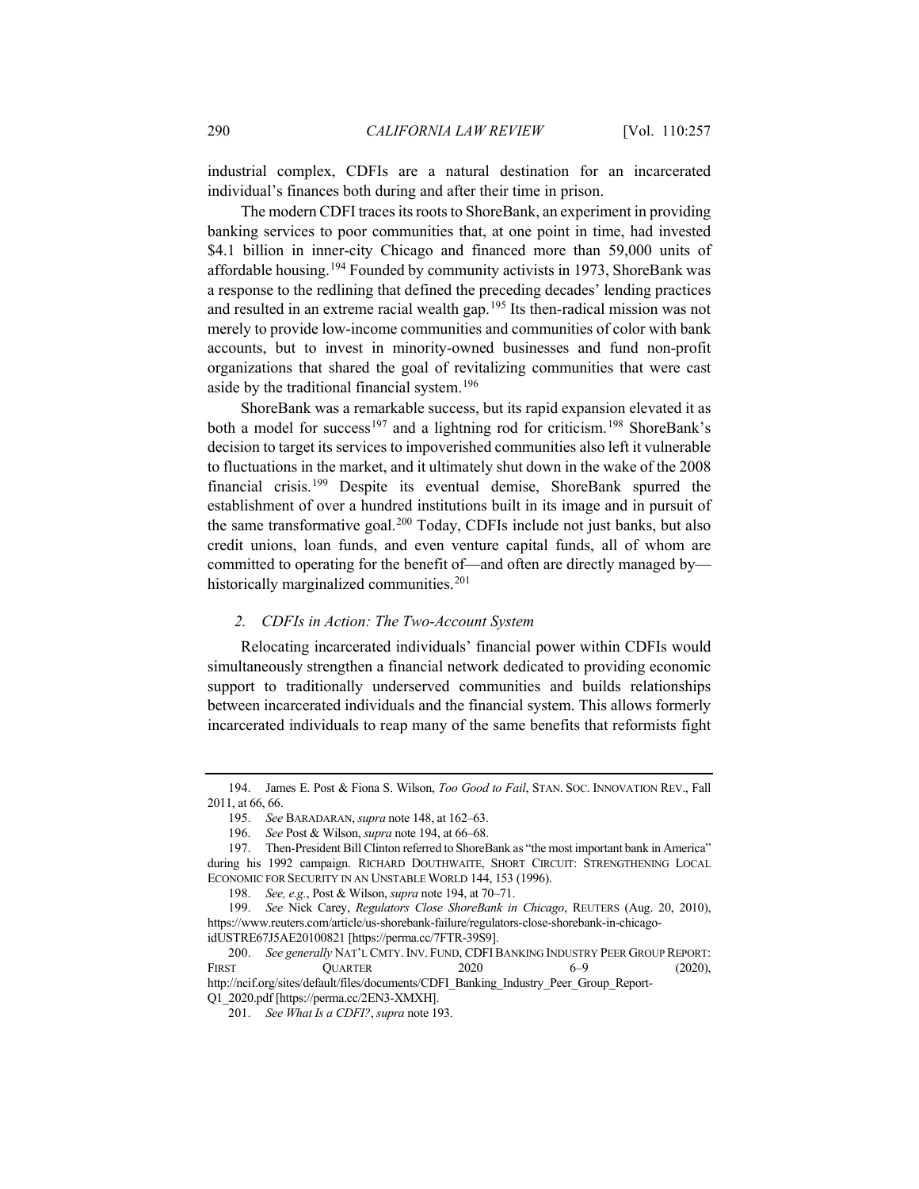industrial complex, CDFIs are a natural destination for an incarcerated individual's finances both during and after their time in prison.

The modern CDFI traces its roots to ShoreBank, an experiment in providing banking services to poor communities that, at one point in time, had invested \$4.1 billion in inner-city Chicago and financed more than 59,000 units of affordable housing.[194] Founded by community activists in 1973, ShoreBank was a response to the redlining that defined the preceding decades' lending practices and resulted in an extreme racial wealth gap.[195] Its then-radical mission was not merely to provide low-income communities and communities of color with bank accounts, but to invest in minority-owned businesses and fund non-profit organizations that shared the goal of revitalizing communities that were cast aside by the traditional financial system.[196]

ShoreBank was a remarkable success, but its rapid expansion elevated it as both a model for success[197] and a lightning rod for criticism.[198] ShoreBank's decision to target its services to impoverished communities also left it vulnerable to fluctuations in the market, and it ultimately shut down in the wake of the 2008 financial crisis.[199] Despite its eventual demise, ShoreBank spurred the establishment of over a hundred institutions built in its image and in pursuit of the same transformative goal.[200] Today, CDFIs include not just banks, but also credit unions, loan funds, and even venture capital funds, all of whom are committed to operating for the benefit of—and often are directly managed by—historically marginalized communities.[201]

### *2. CDFIs in Action: The Two-Account System*

Relocating incarcerated individuals' financial power within CDFIs would simultaneously strengthen a financial network dedicated to providing economic support to traditionally underserved communities and builds relationships between incarcerated individuals and the financial system. This allows formerly incarcerated individuals to reap many of the same benefits that reformists fight

---

194. James E. Post & Fiona S. Wilson, *Too Good to Fail*, STAN. SOC. INNOVATION REV., Fall 2011, at 66, 66.

195. *See* BARADARAN, *supra* note 148, at 162–63.

196. *See* Post & Wilson, *supra* note 194, at 66–68.

197. Then-President Bill Clinton referred to ShoreBank as "the most important bank in America" during his 1992 campaign. RICHARD DOUTHWAITE, SHORT CIRCUIT: STRENGTHENING LOCAL ECONOMIC FOR SECURITY IN AN UNSTABLE WORLD 144, 153 (1996).

198. *See, e.g.*, Post & Wilson, *supra* note 194, at 70–71.

199. *See* Nick Carey, *Regulators Close ShoreBank in Chicago*, REUTERS (Aug. 20, 2010), https://www.reuters.com/article/us-shorebank-failure/regulators-close-shorebank-in-chicago-idUSTRE67J5AE20100821 [https://perma.cc/7FTR-39S9].

200. *See generally* NAT'L CMTY. INV. FUND, CDFI BANKING INDUSTRY PEER GROUP REPORT: FIRST QUARTER 2020 6–9 (2020), http://ncif.org/sites/default/files/documents/CDFI_Banking_Industry_Peer_Group_Report-Q1_2020.pdf [https://perma.cc/2EN3-XMXH].

201. *See What Is a CDFI?*, *supra* note 193.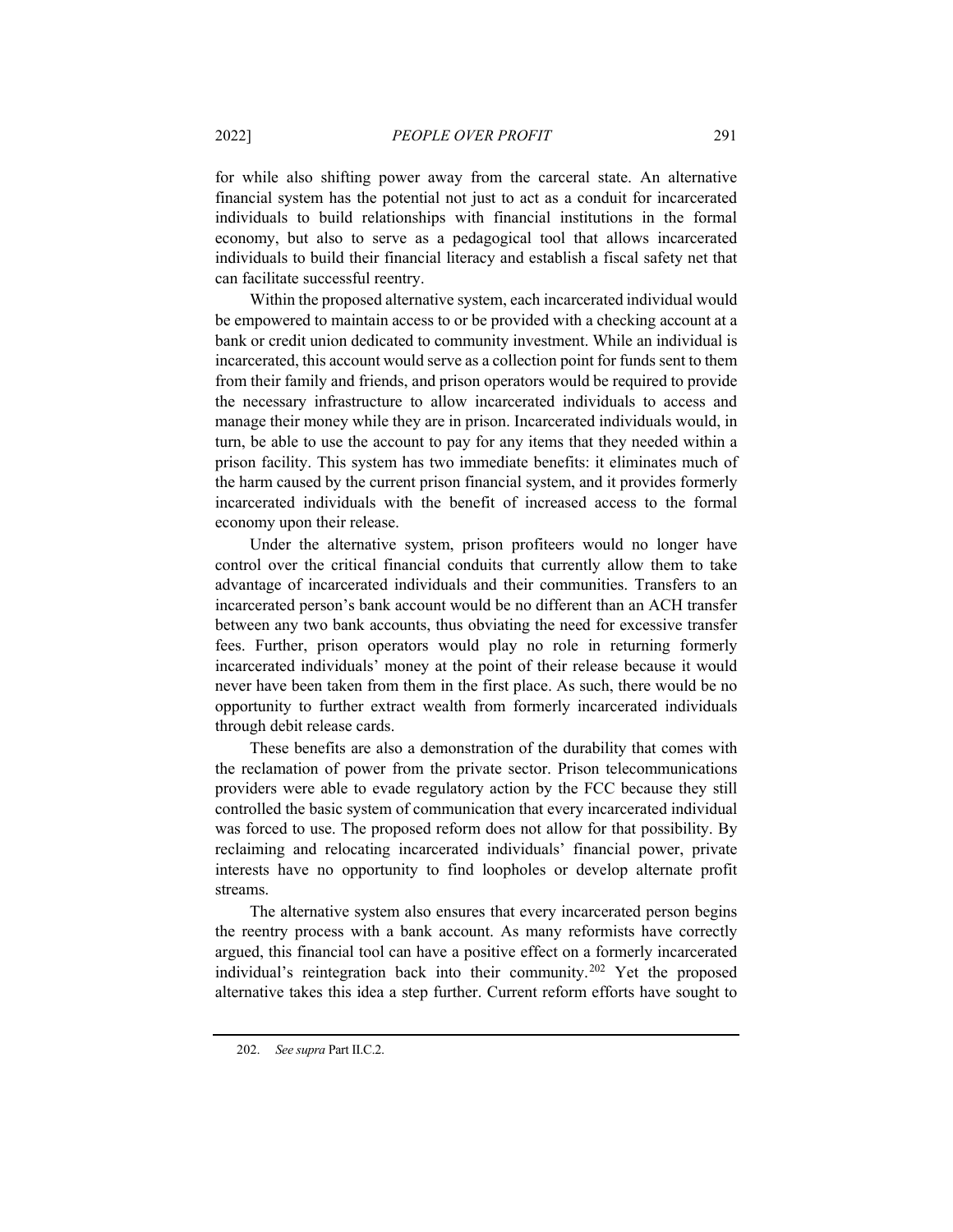for while also shifting power away from the carceral state. An alternative financial system has the potential not just to act as a conduit for incarcerated individuals to build relationships with financial institutions in the formal economy, but also to serve as a pedagogical tool that allows incarcerated individuals to build their financial literacy and establish a fiscal safety net that can facilitate successful reentry.

Within the proposed alternative system, each incarcerated individual would be empowered to maintain access to or be provided with a checking account at a bank or credit union dedicated to community investment. While an individual is incarcerated, this account would serve as a collection point for funds sent to them from their family and friends, and prison operators would be required to provide the necessary infrastructure to allow incarcerated individuals to access and manage their money while they are in prison. Incarcerated individuals would, in turn, be able to use the account to pay for any items that they needed within a prison facility. This system has two immediate benefits: it eliminates much of the harm caused by the current prison financial system, and it provides formerly incarcerated individuals with the benefit of increased access to the formal economy upon their release.

Under the alternative system, prison profiteers would no longer have control over the critical financial conduits that currently allow them to take advantage of incarcerated individuals and their communities. Transfers to an incarcerated person's bank account would be no different than an ACH transfer between any two bank accounts, thus obviating the need for excessive transfer fees. Further, prison operators would play no role in returning formerly incarcerated individuals' money at the point of their release because it would never have been taken from them in the first place. As such, there would be no opportunity to further extract wealth from formerly incarcerated individuals through debit release cards.

These benefits are also a demonstration of the durability that comes with the reclamation of power from the private sector. Prison telecommunications providers were able to evade regulatory action by the FCC because they still controlled the basic system of communication that every incarcerated individual was forced to use. The proposed reform does not allow for that possibility. By reclaiming and relocating incarcerated individuals' financial power, private interests have no opportunity to find loopholes or develop alternate profit streams.

The alternative system also ensures that every incarcerated person begins the reentry process with a bank account. As many reformists have correctly argued, this financial tool can have a positive effect on a formerly incarcerated individual's reintegration back into their community.[202] Yet the proposed alternative takes this idea a step further. Current reform efforts have sought to

---

202. *See supra* Part II.C.2.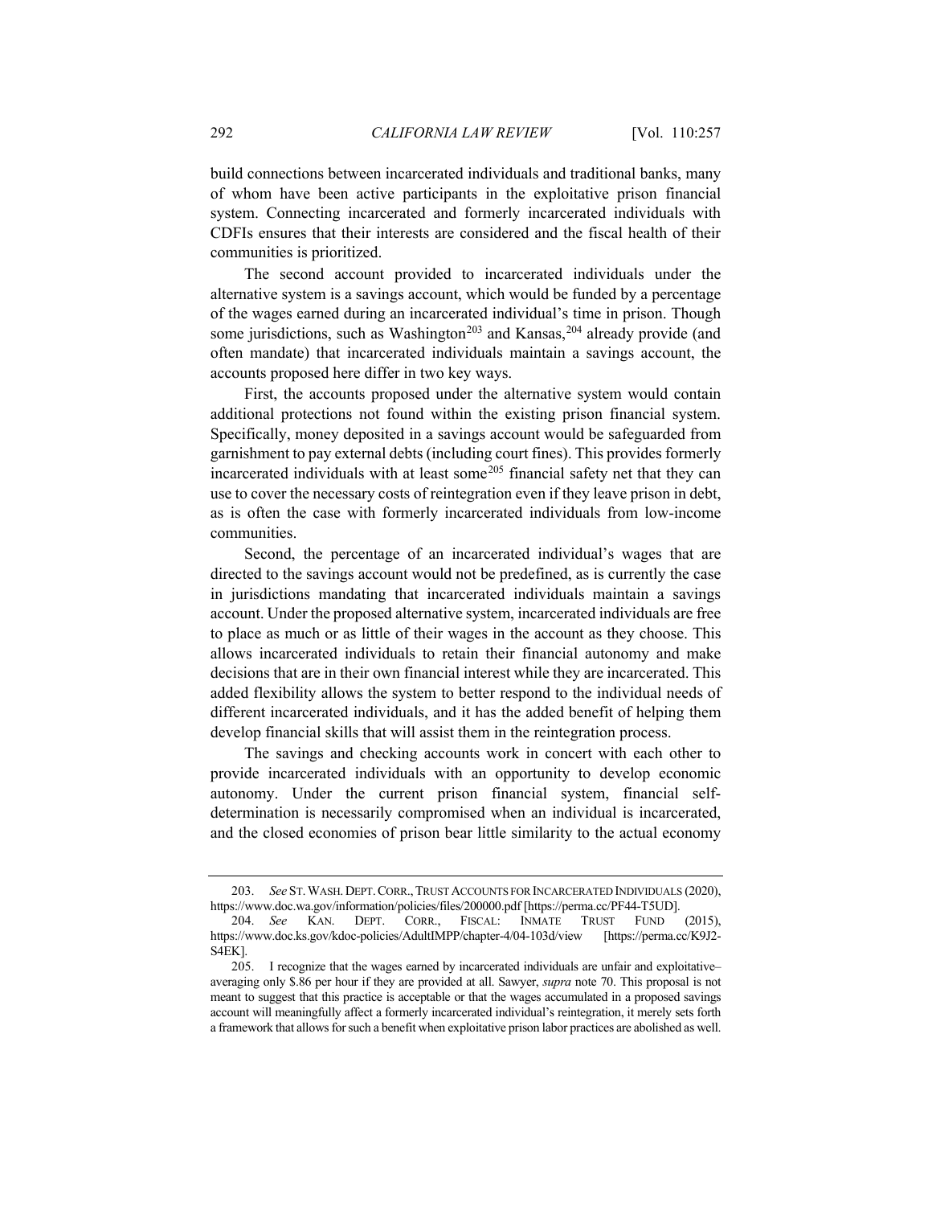build connections between incarcerated individuals and traditional banks, many of whom have been active participants in the exploitative prison financial system. Connecting incarcerated and formerly incarcerated individuals with CDFIs ensures that their interests are considered and the fiscal health of their communities is prioritized.

The second account provided to incarcerated individuals under the alternative system is a savings account, which would be funded by a percentage of the wages earned during an incarcerated individual's time in prison. Though some jurisdictions, such as Washington[203] and Kansas,[204] already provide (and often mandate) that incarcerated individuals maintain a savings account, the accounts proposed here differ in two key ways.

First, the accounts proposed under the alternative system would contain additional protections not found within the existing prison financial system. Specifically, money deposited in a savings account would be safeguarded from garnishment to pay external debts (including court fines). This provides formerly incarcerated individuals with at least some[205] financial safety net that they can use to cover the necessary costs of reintegration even if they leave prison in debt, as is often the case with formerly incarcerated individuals from low-income communities.

Second, the percentage of an incarcerated individual's wages that are directed to the savings account would not be predefined, as is currently the case in jurisdictions mandating that incarcerated individuals maintain a savings account. Under the proposed alternative system, incarcerated individuals are free to place as much or as little of their wages in the account as they choose. This allows incarcerated individuals to retain their financial autonomy and make decisions that are in their own financial interest while they are incarcerated. This added flexibility allows the system to better respond to the individual needs of different incarcerated individuals, and it has the added benefit of helping them develop financial skills that will assist them in the reintegration process.

The savings and checking accounts work in concert with each other to provide incarcerated individuals with an opportunity to develop economic autonomy. Under the current prison financial system, financial self-determination is necessarily compromised when an individual is incarcerated, and the closed economies of prison bear little similarity to the actual economy

---

203. *See* ST. WASH. DEPT. CORR., TRUST ACCOUNTS FOR INCARCERATED INDIVIDUALS (2020), https://www.doc.wa.gov/information/policies/files/200000.pdf [https://perma.cc/PF44-T5UD].

204. *See* KAN. DEPT. CORR., FISCAL: INMATE TRUST FUND (2015), https://www.doc.ks.gov/kdoc-policies/AdultIMPP/chapter-4/04-103d/view [https://perma.cc/K9J2-S4EK].

205. I recognize that the wages earned by incarcerated individuals are unfair and exploitative–averaging only $.86 per hour if they are provided at all. Sawyer, *supra* note 70. This proposal is not meant to suggest that this practice is acceptable or that the wages accumulated in a proposed savings account will meaningfully affect a formerly incarcerated individual's reintegration, it merely sets forth a framework that allows for such a benefit when exploitative prison labor practices are abolished as well.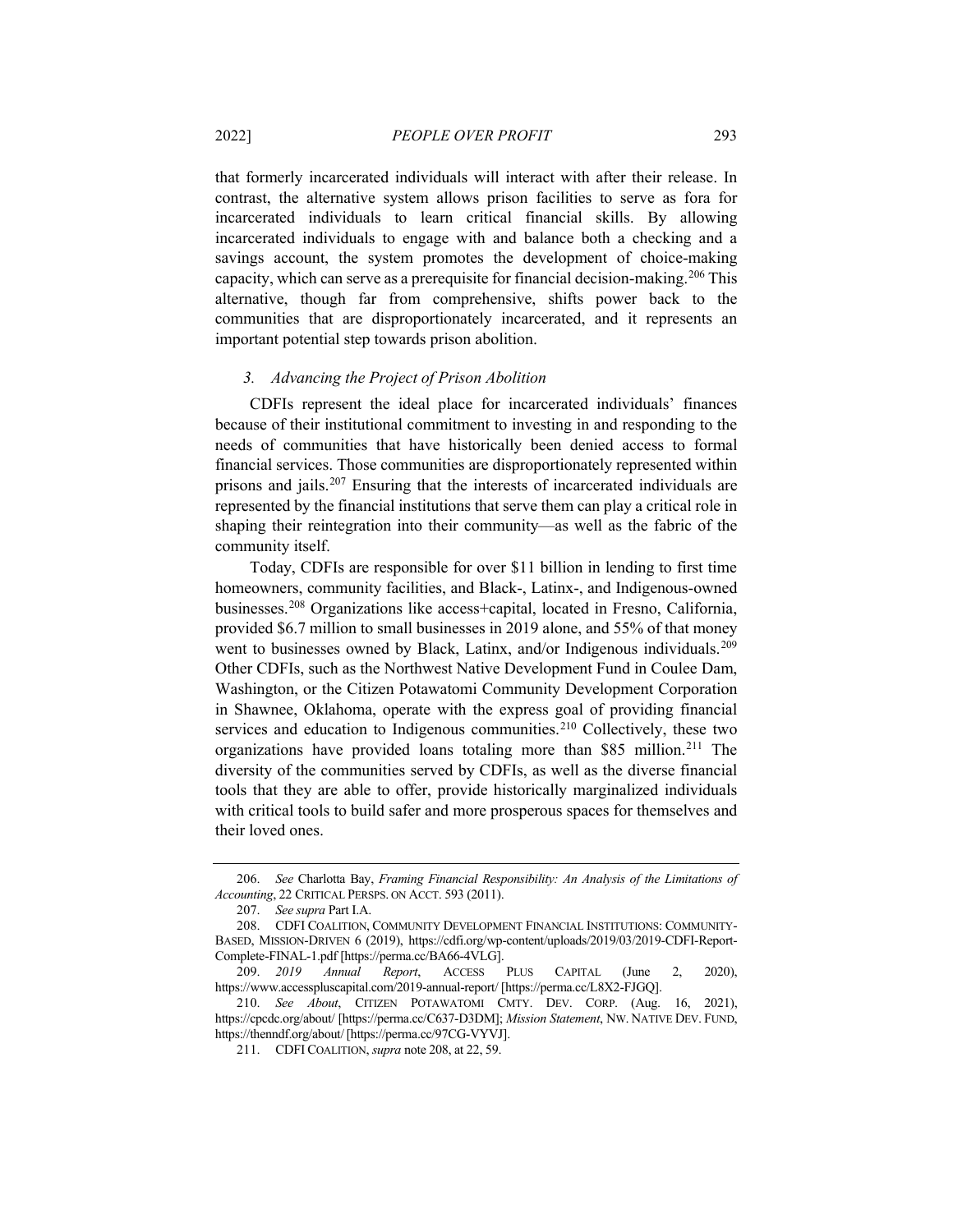that formerly incarcerated individuals will interact with after their release. In contrast, the alternative system allows prison facilities to serve as fora for incarcerated individuals to learn critical financial skills. By allowing incarcerated individuals to engage with and balance both a checking and a savings account, the system promotes the development of choice-making capacity, which can serve as a prerequisite for financial decision-making.[206] This alternative, though far from comprehensive, shifts power back to the communities that are disproportionately incarcerated, and it represents an important potential step towards prison abolition.

### *3. Advancing the Project of Prison Abolition*

CDFIs represent the ideal place for incarcerated individuals' finances because of their institutional commitment to investing in and responding to the needs of communities that have historically been denied access to formal financial services. Those communities are disproportionately represented within prisons and jails.[207] Ensuring that the interests of incarcerated individuals are represented by the financial institutions that serve them can play a critical role in shaping their reintegration into their community—as well as the fabric of the community itself.

Today, CDFIs are responsible for over $11 billion in lending to first time homeowners, community facilities, and Black-, Latinx-, and Indigenous-owned businesses.[208] Organizations like access+capital, located in Fresno, California, provided $6.7 million to small businesses in 2019 alone, and 55% of that money went to businesses owned by Black, Latinx, and/or Indigenous individuals.[209] Other CDFIs, such as the Northwest Native Development Fund in Coulee Dam, Washington, or the Citizen Potawatomi Community Development Corporation in Shawnee, Oklahoma, operate with the express goal of providing financial services and education to Indigenous communities.[210] Collectively, these two organizations have provided loans totaling more than $85 million.[211] The diversity of the communities served by CDFIs, as well as the diverse financial tools that they are able to offer, provide historically marginalized individuals with critical tools to build safer and more prosperous spaces for themselves and their loved ones.

---

206. *See* Charlotta Bay, *Framing Financial Responsibility: An Analysis of the Limitations of Accounting*, 22 CRITICAL PERSPS. ON ACCT. 593 (2011).

207. *See supra* Part I.A.

208. CDFI COALITION, COMMUNITY DEVELOPMENT FINANCIAL INSTITUTIONS: COMMUNITY-BASED, MISSION-DRIVEN 6 (2019), https://cdfi.org/wp-content/uploads/2019/03/2019-CDFI-Report-Complete-FINAL-1.pdf [https://perma.cc/BA66-4VLG].

209. *2019 Annual Report*, ACCESS PLUS CAPITAL (June 2, 2020), https://www.accesspluscapital.com/2019-annual-report/ [https://perma.cc/L8X2-FJGQ].

210. *See About*, CITIZEN POTAWATOMI CMTY. DEV. CORP. (Aug. 16, 2021), https://cpcdc.org/about/ [https://perma.cc/C637-D3DM]; *Mission Statement*, NW. NATIVE DEV. FUND, https://thenndf.org/about/ [https://perma.cc/97CG-VYVJ].

211. CDFI COALITION, *supra* note 208, at 22, 59.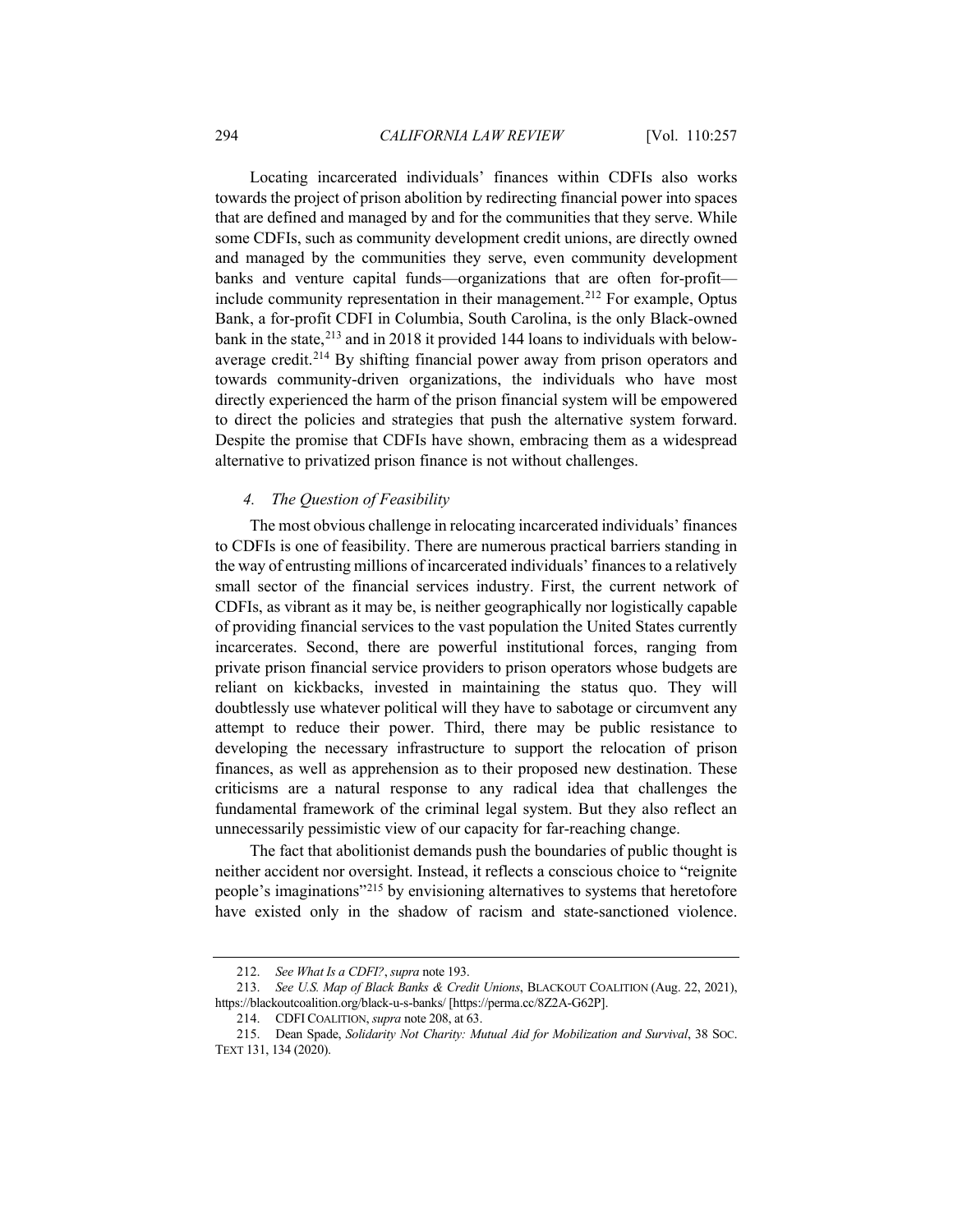Locating incarcerated individuals' finances within CDFIs also works towards the project of prison abolition by redirecting financial power into spaces that are defined and managed by and for the communities that they serve. While some CDFIs, such as community development credit unions, are directly owned and managed by the communities they serve, even community development banks and venture capital funds—organizations that are often for-profit—include community representation in their management.[212] For example, Optus Bank, a for-profit CDFI in Columbia, South Carolina, is the only Black-owned bank in the state,[213] and in 2018 it provided 144 loans to individuals with below-average credit.[214] By shifting financial power away from prison operators and towards community-driven organizations, the individuals who have most directly experienced the harm of the prison financial system will be empowered to direct the policies and strategies that push the alternative system forward. Despite the promise that CDFIs have shown, embracing them as a widespread alternative to privatized prison finance is not without challenges.

#### *4. The Question of Feasibility*

The most obvious challenge in relocating incarcerated individuals' finances to CDFIs is one of feasibility. There are numerous practical barriers standing in the way of entrusting millions of incarcerated individuals' finances to a relatively small sector of the financial services industry. First, the current network of CDFIs, as vibrant as it may be, is neither geographically nor logistically capable of providing financial services to the vast population the United States currently incarcerates. Second, there are powerful institutional forces, ranging from private prison financial service providers to prison operators whose budgets are reliant on kickbacks, invested in maintaining the status quo. They will doubtlessly use whatever political will they have to sabotage or circumvent any attempt to reduce their power. Third, there may be public resistance to developing the necessary infrastructure to support the relocation of prison finances, as well as apprehension as to their proposed new destination. These criticisms are a natural response to any radical idea that challenges the fundamental framework of the criminal legal system. But they also reflect an unnecessarily pessimistic view of our capacity for far-reaching change.

The fact that abolitionist demands push the boundaries of public thought is neither accident nor oversight. Instead, it reflects a conscious choice to "reignite people's imaginations"[215] by envisioning alternatives to systems that heretofore have existed only in the shadow of racism and state-sanctioned violence.

---

212. *See What Is a CDFI?*, *supra* note 193.

213. *See U.S. Map of Black Banks & Credit Unions*, BLACKOUT COALITION (Aug. 22, 2021), https://blackoutcoalition.org/black-u-s-banks/ [https://perma.cc/8Z2A-G62P].

214. CDFI COALITION, *supra* note 208, at 63.

215. Dean Spade, *Solidarity Not Charity: Mutual Aid for Mobilization and Survival*, 38 SOC. TEXT 131, 134 (2020).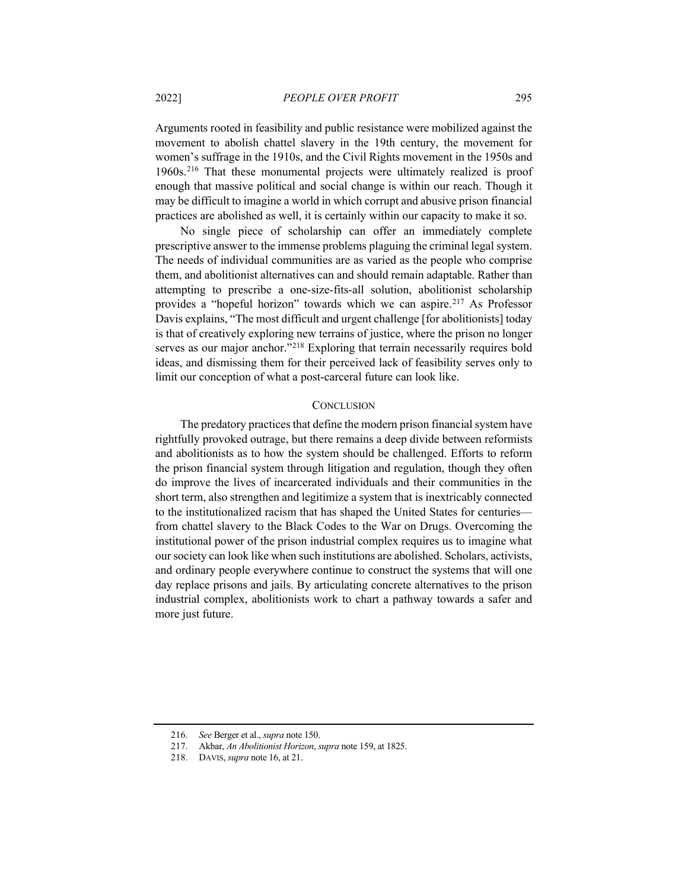Arguments rooted in feasibility and public resistance were mobilized against the movement to abolish chattel slavery in the 19th century, the movement for women's suffrage in the 1910s, and the Civil Rights movement in the 1950s and 1960s.[216] That these monumental projects were ultimately realized is proof enough that massive political and social change is within our reach. Though it may be difficult to imagine a world in which corrupt and abusive prison financial practices are abolished as well, it is certainly within our capacity to make it so.

No single piece of scholarship can offer an immediately complete prescriptive answer to the immense problems plaguing the criminal legal system. The needs of individual communities are as varied as the people who comprise them, and abolitionist alternatives can and should remain adaptable. Rather than attempting to prescribe a one-size-fits-all solution, abolitionist scholarship provides a "hopeful horizon" towards which we can aspire.[217] As Professor Davis explains, "The most difficult and urgent challenge [for abolitionists] today is that of creatively exploring new terrains of justice, where the prison no longer serves as our major anchor."[218] Exploring that terrain necessarily requires bold ideas, and dismissing them for their perceived lack of feasibility serves only to limit our conception of what a post-carceral future can look like.

## CONCLUSION

The predatory practices that define the modern prison financial system have rightfully provoked outrage, but there remains a deep divide between reformists and abolitionists as to how the system should be challenged. Efforts to reform the prison financial system through litigation and regulation, though they often do improve the lives of incarcerated individuals and their communities in the short term, also strengthen and legitimize a system that is inextricably connected to the institutionalized racism that has shaped the United States for centuries—from chattel slavery to the Black Codes to the War on Drugs. Overcoming the institutional power of the prison industrial complex requires us to imagine what our society can look like when such institutions are abolished. Scholars, activists, and ordinary people everywhere continue to construct the systems that will one day replace prisons and jails. By articulating concrete alternatives to the prison industrial complex, abolitionists work to chart a pathway towards a safer and more just future.

---

216. *See* Berger et al., *supra* note 150.

217. Akbar, *An Abolitionist Horizon*, *supra* note 159, at 1825.

218. DAVIS, *supra* note 16, at 21.